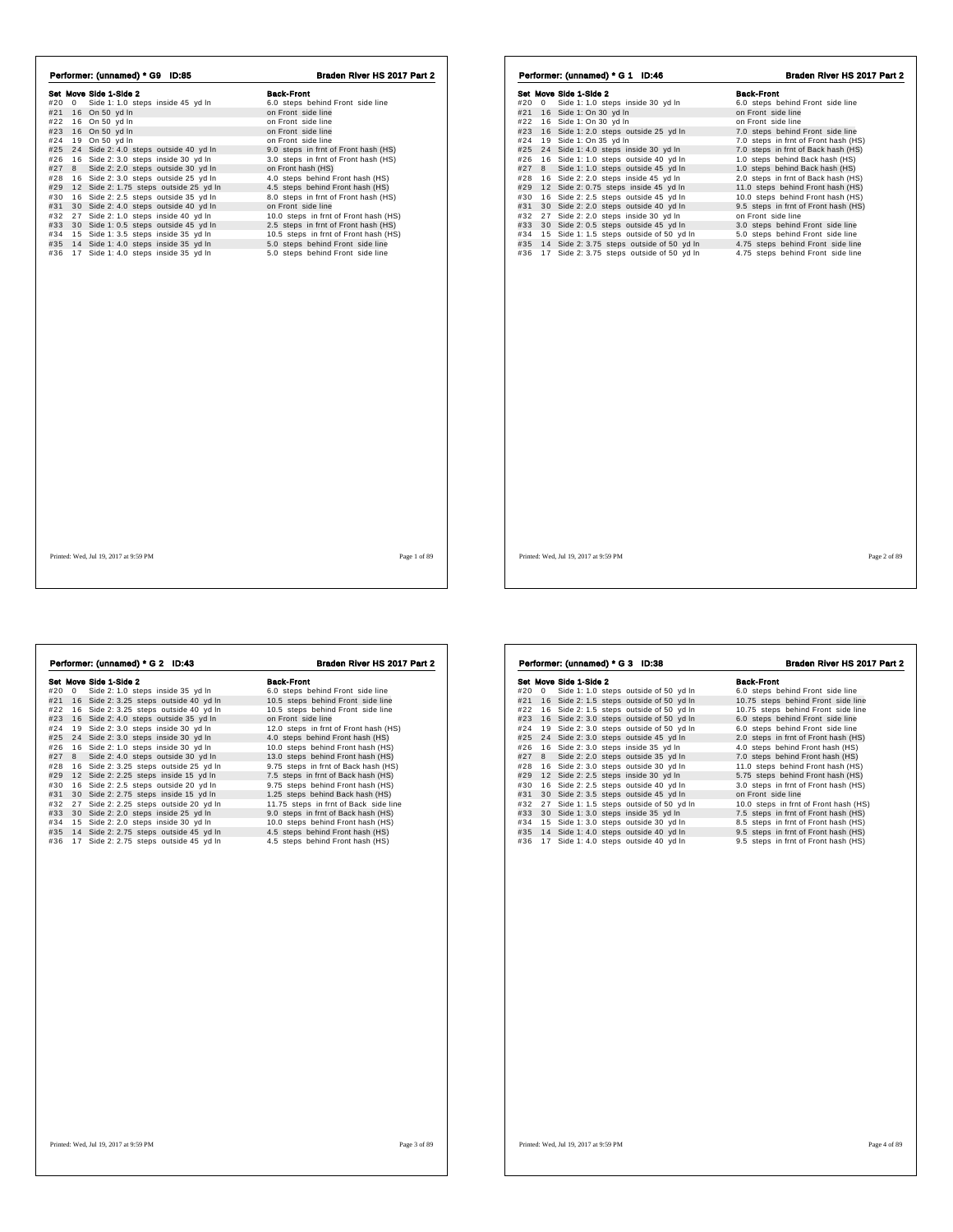## Performer: (unnamed) * G9 ID:85

**Braden River HS 2017 Part 2**

| Set | Move | Side 1-Side 2 | Back-Front |
|---|---|---|---|
| #20 | 0 | Side 1: 1.0 steps inside 45 yd ln | 6.0 steps behind Front side line |
| #21 | 16 | On 50 yd ln | on Front side line |
| #22 | 16 | On 50 yd ln | on Front side line |
| #23 | 16 | On 50 yd ln | on Front side line |
| #24 | 19 | On 50 yd ln | on Front side line |
| #25 | 24 | Side 2: 4.0 steps outside 40 yd ln | 9.0 steps in frnt of Front hash (HS) |
| #26 | 16 | Side 2: 3.0 steps inside 30 yd ln | 3.0 steps in frnt of Front hash (HS) |
| #27 | 8 | Side 2: 2.0 steps outside 30 yd ln | on Front hash (HS) |
| #28 | 16 | Side 2: 3.0 steps outside 25 yd ln | 4.0 steps behind Front hash (HS) |
| #29 | 12 | Side 2: 1.75 steps outside 25 yd ln | 4.5 steps behind Front hash (HS) |
| #30 | 16 | Side 2: 2.5 steps outside 35 yd ln | 8.0 steps in frnt of Front hash (HS) |
| #31 | 30 | Side 2: 4.0 steps outside 40 yd ln | on Front side line |
| #32 | 27 | Side 2: 1.0 steps inside 40 yd ln | 10.0 steps in frnt of Front hash (HS) |
| #33 | 30 | Side 1: 0.5 steps outside 45 yd ln | 2.5 steps in frnt of Front hash (HS) |
| #34 | 15 | Side 1: 3.5 steps inside 35 yd ln | 10.5 steps in frnt of Front hash (HS) |
| #35 | 14 | Side 1: 4.0 steps inside 35 yd ln | 5.0 steps behind Front side line |
| #36 | 17 | Side 1: 4.0 steps inside 35 yd ln | 5.0 steps behind Front side line |

Printed: Wed, Jul 19, 2017 at 9:59 PM

## Performer: (unnamed) * G 1 ID:46

**Braden River HS 2017 Part 2**

| Set | Move | Side 1-Side 2 | Back-Front |
|---|---|---|---|
| #20 | 0 | Side 1: 1.0 steps inside 30 yd ln | 6.0 steps behind Front side line |
| #21 | 16 | Side 1: On 30 yd ln | on Front side line |
| #22 | 16 | Side 1: On 30 yd ln | on Front side line |
| #23 | 16 | Side 1: 2.0 steps outside 25 yd ln | 7.0 steps behind Front side line |
| #24 | 19 | Side 1: On 35 yd ln | 7.0 steps in frnt of Front hash (HS) |
| #25 | 24 | Side 1: 4.0 steps inside 30 yd ln | 7.0 steps in frnt of Back hash (HS) |
| #26 | 16 | Side 1: 1.0 steps outside 40 yd ln | 1.0 steps behind Back hash (HS) |
| #27 | 8 | Side 1: 1.0 steps outside 45 yd ln | 1.0 steps behind Back hash (HS) |
| #28 | 16 | Side 2: 2.0 steps inside 45 yd ln | 2.0 steps in frnt of Back hash (HS) |
| #29 | 12 | Side 2: 0.75 steps inside 45 yd ln | 11.0 steps behind Front hash (HS) |
| #30 | 16 | Side 2: 2.5 steps outside 45 yd ln | 10.0 steps behind Front hash (HS) |
| #31 | 30 | Side 2: 2.0 steps outside 40 yd ln | 9.5 steps in frnt of Front hash (HS) |
| #32 | 27 | Side 2: 2.0 steps inside 30 yd ln | on Front side line |
| #33 | 30 | Side 2: 0.5 steps outside 45 yd ln | 3.0 steps behind Front side line |
| #34 | 15 | Side 1: 1.5 steps outside of 50 yd ln | 5.0 steps behind Front side line |
| #35 | 14 | Side 2: 3.75 steps outside of 50 yd ln | 4.75 steps behind Front side line |
| #36 | 17 | Side 2: 3.75 steps outside of 50 yd ln | 4.75 steps behind Front side line |

Printed: Wed, Jul 19, 2017 at 9:59 PM

## Performer: (unnamed) * G 2 ID:43

**Braden River HS 2017 Part 2**

| Set | Move | Side 1-Side 2 | Back-Front |
|---|---|---|---|
| #20 | 0 | Side 2: 1.0 steps inside 35 yd ln | 6.0 steps behind Front side line |
| #21 | 16 | Side 2: 3.25 steps outside 40 yd ln | 10.5 steps behind Front side line |
| #22 | 16 | Side 2: 3.25 steps outside 40 yd ln | 10.5 steps behind Front side line |
| #23 | 16 | Side 2: 4.0 steps outside 35 yd ln | on Front side line |
| #24 | 19 | Side 2: 3.0 steps inside 30 yd ln | 12.0 steps in frnt of Front hash (HS) |
| #25 | 24 | Side 2: 3.0 steps inside 30 yd ln | 4.0 steps behind Front hash (HS) |
| #26 | 16 | Side 2: 1.0 steps inside 30 yd ln | 10.0 steps behind Front hash (HS) |
| #27 | 8 | Side 2: 4.0 steps outside 30 yd ln | 13.0 steps behind Front hash (HS) |
| #28 | 16 | Side 2: 3.25 steps outside 25 yd ln | 9.75 steps in frnt of Back hash (HS) |
| #29 | 12 | Side 2: 2.25 steps inside 15 yd ln | 7.5 steps in frnt of Back hash (HS) |
| #30 | 16 | Side 2: 2.5 steps outside 20 yd ln | 9.75 steps behind Front hash (HS) |
| #31 | 30 | Side 2: 2.75 steps inside 15 yd ln | 1.25 steps behind Back hash (HS) |
| #32 | 27 | Side 2: 2.25 steps outside 20 yd ln | 11.75 steps in frnt of Back side line |
| #33 | 30 | Side 2: 2.0 steps inside 25 yd ln | 9.0 steps in frnt of Back hash (HS) |
| #34 | 15 | Side 2: 2.0 steps inside 30 yd ln | 10.0 steps behind Front hash (HS) |
| #35 | 14 | Side 2: 2.75 steps outside 45 yd ln | 4.5 steps behind Front hash (HS) |
| #36 | 17 | Side 2: 2.75 steps outside 45 yd ln | 4.5 steps behind Front hash (HS) |

Printed: Wed, Jul 19, 2017 at 9:59 PM

## Performer: (unnamed) * G 3 ID:38

**Braden River HS 2017 Part 2**

| Set | Move | Side 1-Side 2 | Back-Front |
|---|---|---|---|
| #20 | 0 | Side 1: 1.0 steps outside of 50 yd ln | 6.0 steps behind Front side line |
| #21 | 16 | Side 2: 1.5 steps outside of 50 yd ln | 10.75 steps behind Front side line |
| #22 | 16 | Side 2: 1.5 steps outside of 50 yd ln | 10.75 steps behind Front side line |
| #23 | 16 | Side 2: 3.0 steps outside of 50 yd ln | 6.0 steps behind Front side line |
| #24 | 19 | Side 2: 3.0 steps outside of 50 yd ln | 6.0 steps behind Front side line |
| #25 | 24 | Side 2: 3.0 steps outside 45 yd ln | 2.0 steps in frnt of Front hash (HS) |
| #26 | 16 | Side 2: 3.0 steps inside 35 yd ln | 4.0 steps behind Front hash (HS) |
| #27 | 8 | Side 2: 2.0 steps outside 35 yd ln | 7.0 steps behind Front hash (HS) |
| #28 | 16 | Side 2: 3.0 steps outside 30 yd ln | 11.0 steps behind Front hash (HS) |
| #29 | 12 | Side 2: 2.5 steps inside 30 yd ln | 5.75 steps behind Front hash (HS) |
| #30 | 16 | Side 2: 2.5 steps outside 40 yd ln | 3.0 steps in frnt of Front hash (HS) |
| #31 | 30 | Side 2: 3.5 steps outside 45 yd ln | on Front side line |
| #32 | 27 | Side 1: 1.5 steps outside of 50 yd ln | 10.0 steps in frnt of Front hash (HS) |
| #33 | 30 | Side 1: 3.0 steps inside 35 yd ln | 7.5 steps in frnt of Front hash (HS) |
| #34 | 15 | Side 1: 3.0 steps outside 30 yd ln | 8.5 steps in frnt of Front hash (HS) |
| #35 | 14 | Side 1: 4.0 steps outside 40 yd ln | 9.5 steps in frnt of Front hash (HS) |
| #36 | 17 | Side 1: 4.0 steps outside 40 yd ln | 9.5 steps in frnt of Front hash (HS) |

Printed: Wed, Jul 19, 2017 at 9:59 PM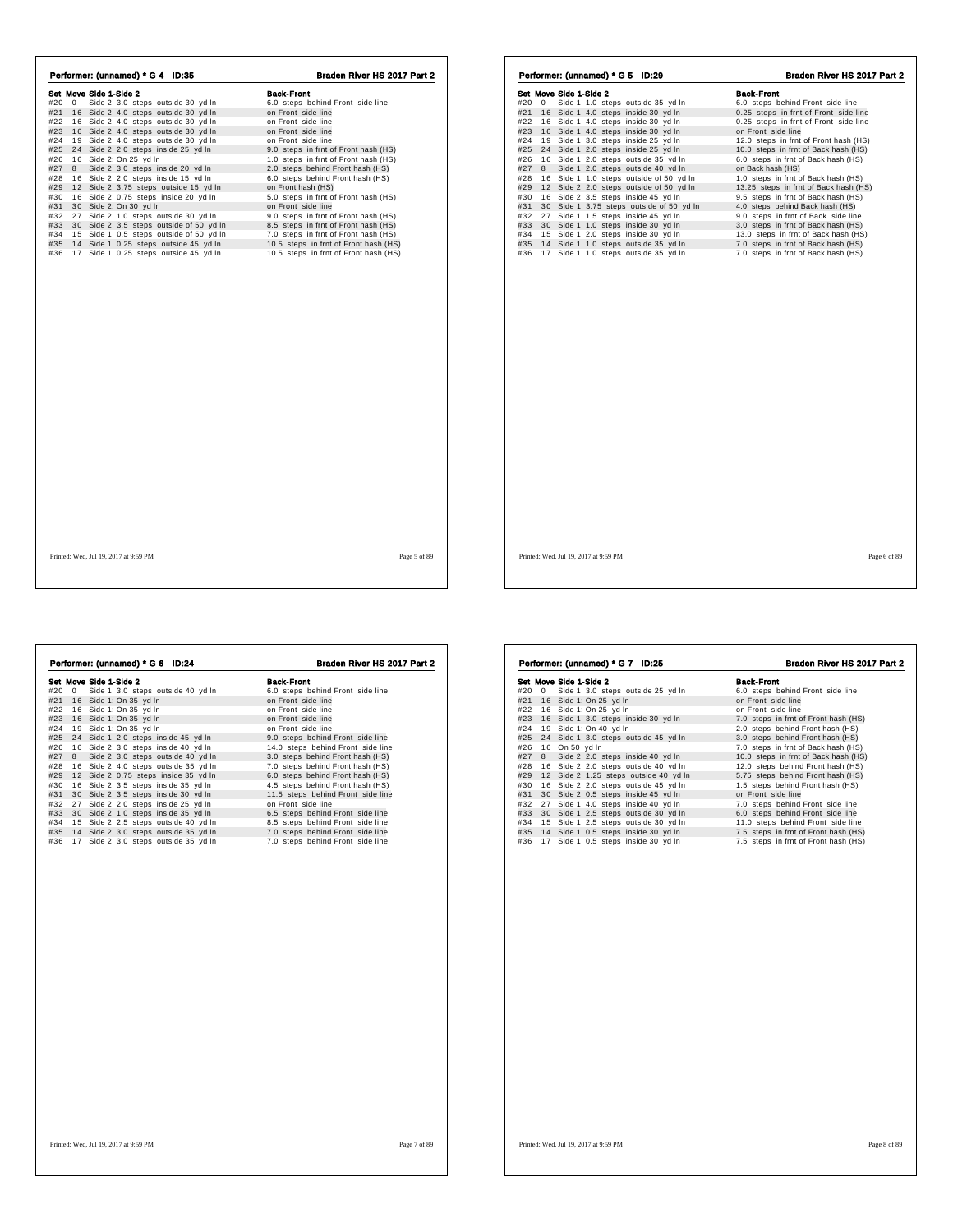## Performer: (unnamed) * G 4 ID:35 — Braden River HS 2017 Part 2

| Set | Move | Side 1-Side 2 | Back-Front |
|---|---|---|---|
| #20 | 0 | Side 2: 3.0 steps outside 30 yd ln | 6.0 steps behind Front side line |
| #21 | 16 | Side 2: 4.0 steps outside 30 yd ln | on Front side line |
| #22 | 16 | Side 2: 4.0 steps outside 30 yd ln | on Front side line |
| #23 | 16 | Side 2: 4.0 steps outside 30 yd ln | on Front side line |
| #24 | 19 | Side 2: 4.0 steps outside 30 yd ln | on Front side line |
| #25 | 24 | Side 2: 2.0 steps inside 25 yd ln | 9.0 steps in frnt of Front hash (HS) |
| #26 | 16 | Side 2: On 25 yd ln | 1.0 steps in frnt of Front hash (HS) |
| #27 | 8 | Side 2: 3.0 steps inside 20 yd ln | 2.0 steps behind Front hash (HS) |
| #28 | 16 | Side 2: 2.0 steps inside 15 yd ln | 6.0 steps behind Front hash (HS) |
| #29 | 12 | Side 2: 3.75 steps outside 15 yd ln | on Front hash (HS) |
| #30 | 16 | Side 2: 0.75 steps inside 20 yd ln | 5.0 steps in frnt of Front hash (HS) |
| #31 | 30 | Side 2: On 30 yd ln | on Front side line |
| #32 | 27 | Side 2: 1.0 steps outside 30 yd ln | 9.0 steps in frnt of Front hash (HS) |
| #33 | 30 | Side 2: 3.5 steps outside of 50 yd ln | 8.5 steps in frnt of Front hash (HS) |
| #34 | 15 | Side 1: 0.5 steps outside of 50 yd ln | 7.0 steps in frnt of Front hash (HS) |
| #35 | 14 | Side 1: 0.25 steps outside 45 yd ln | 10.5 steps in frnt of Front hash (HS) |
| #36 | 17 | Side 1: 0.25 steps outside 45 yd ln | 10.5 steps in frnt of Front hash (HS) |

Printed: Wed, Jul 19, 2017 at 9:59 PM

## Performer: (unnamed) * G 5 ID:29 — Braden River HS 2017 Part 2

| Set | Move | Side 1-Side 2 | Back-Front |
|---|---|---|---|
| #20 | 0 | Side 1: 1.0 steps outside 35 yd ln | 6.0 steps behind Front side line |
| #21 | 16 | Side 1: 4.0 steps inside 30 yd ln | 0.25 steps in frnt of Front side line |
| #22 | 16 | Side 1: 4.0 steps inside 30 yd ln | 0.25 steps in frnt of Front side line |
| #23 | 16 | Side 1: 4.0 steps inside 30 yd ln | on Front side line |
| #24 | 19 | Side 1: 3.0 steps inside 25 yd ln | 12.0 steps in frnt of Front hash (HS) |
| #25 | 24 | Side 1: 2.0 steps inside 25 yd ln | 10.0 steps in frnt of Back hash (HS) |
| #26 | 16 | Side 1: 2.0 steps outside 35 yd ln | 6.0 steps in frnt of Back hash (HS) |
| #27 | 8 | Side 1: 2.0 steps outside 40 yd ln | on Back hash (HS) |
| #28 | 16 | Side 1: 1.0 steps outside of 50 yd ln | 1.0 steps in frnt of Back hash (HS) |
| #29 | 12 | Side 2: 2.0 steps outside of 50 yd ln | 13.25 steps in frnt of Back hash (HS) |
| #30 | 16 | Side 2: 3.5 steps inside 45 yd ln | 9.5 steps in frnt of Back hash (HS) |
| #31 | 30 | Side 1: 3.75 steps outside of 50 yd ln | 4.0 steps behind Back hash (HS) |
| #32 | 27 | Side 1: 1.5 steps inside 45 yd ln | 9.0 steps in frnt of Back side line |
| #33 | 30 | Side 1: 1.0 steps inside 30 yd ln | 3.0 steps in frnt of Back hash (HS) |
| #34 | 15 | Side 1: 2.0 steps inside 30 yd ln | 13.0 steps in frnt of Back hash (HS) |
| #35 | 14 | Side 1: 1.0 steps outside 35 yd ln | 7.0 steps in frnt of Back hash (HS) |
| #36 | 17 | Side 1: 1.0 steps outside 35 yd ln | 7.0 steps in frnt of Back hash (HS) |

Printed: Wed, Jul 19, 2017 at 9:59 PM

## Performer: (unnamed) * G 6 ID:24 — Braden River HS 2017 Part 2

| Set | Move | Side 1-Side 2 | Back-Front |
|---|---|---|---|
| #20 | 0 | Side 1: 3.0 steps outside 40 yd ln | 6.0 steps behind Front side line |
| #21 | 16 | Side 1: On 35 yd ln | on Front side line |
| #22 | 16 | Side 1: On 35 yd ln | on Front side line |
| #23 | 16 | Side 1: On 35 yd ln | on Front side line |
| #24 | 19 | Side 1: On 35 yd ln | on Front side line |
| #25 | 24 | Side 1: 2.0 steps inside 45 yd ln | 9.0 steps behind Front side line |
| #26 | 16 | Side 2: 3.0 steps inside 40 yd ln | 14.0 steps behind Front side line |
| #27 | 8 | Side 2: 3.0 steps outside 40 yd ln | 3.0 steps behind Front hash (HS) |
| #28 | 16 | Side 2: 4.0 steps outside 35 yd ln | 7.0 steps behind Front hash (HS) |
| #29 | 12 | Side 2: 0.75 steps inside 35 yd ln | 6.0 steps behind Front hash (HS) |
| #30 | 16 | Side 2: 3.5 steps inside 35 yd ln | 4.5 steps behind Front hash (HS) |
| #31 | 30 | Side 2: 3.5 steps inside 30 yd ln | 11.5 steps behind Front side line |
| #32 | 27 | Side 2: 2.0 steps inside 25 yd ln | on Front side line |
| #33 | 30 | Side 2: 1.0 steps inside 35 yd ln | 6.5 steps behind Front side line |
| #34 | 15 | Side 2: 2.5 steps outside 40 yd ln | 8.5 steps behind Front side line |
| #35 | 14 | Side 2: 3.0 steps outside 35 yd ln | 7.0 steps behind Front side line |
| #36 | 17 | Side 2: 3.0 steps outside 35 yd ln | 7.0 steps behind Front side line |

Printed: Wed, Jul 19, 2017 at 9:59 PM

## Performer: (unnamed) * G 7 ID:25 — Braden River HS 2017 Part 2

| Set | Move | Side 1-Side 2 | Back-Front |
|---|---|---|---|
| #20 | 0 | Side 1: 3.0 steps outside 25 yd ln | 6.0 steps behind Front side line |
| #21 | 16 | Side 1: On 25 yd ln | on Front side line |
| #22 | 16 | Side 1: On 25 yd ln | on Front side line |
| #23 | 16 | Side 1: 3.0 steps inside 30 yd ln | 7.0 steps in frnt of Front hash (HS) |
| #24 | 19 | Side 1: On 40 yd ln | 2.0 steps behind Front hash (HS) |
| #25 | 24 | Side 1: 3.0 steps outside 45 yd ln | 3.0 steps behind Front hash (HS) |
| #26 | 16 | On 50 yd ln | 7.0 steps in frnt of Back hash (HS) |
| #27 | 8 | Side 2: 2.0 steps inside 40 yd ln | 10.0 steps in frnt of Back hash (HS) |
| #28 | 16 | Side 2: 2.0 steps outside 40 yd ln | 12.0 steps behind Front hash (HS) |
| #29 | 12 | Side 2: 1.25 steps outside 40 yd ln | 5.75 steps behind Front hash (HS) |
| #30 | 16 | Side 2: 2.0 steps outside 45 yd ln | 1.5 steps behind Front hash (HS) |
| #31 | 30 | Side 2: 0.5 steps inside 45 yd ln | on Front side line |
| #32 | 27 | Side 1: 4.0 steps inside 40 yd ln | 7.0 steps behind Front side line |
| #33 | 30 | Side 1: 2.5 steps outside 30 yd ln | 6.0 steps behind Front side line |
| #34 | 15 | Side 1: 2.5 steps outside 30 yd ln | 11.0 steps behind Front side line |
| #35 | 14 | Side 1: 0.5 steps inside 30 yd ln | 7.5 steps in frnt of Front hash (HS) |
| #36 | 17 | Side 1: 0.5 steps inside 30 yd ln | 7.5 steps in frnt of Front hash (HS) |

Printed: Wed, Jul 19, 2017 at 9:59 PM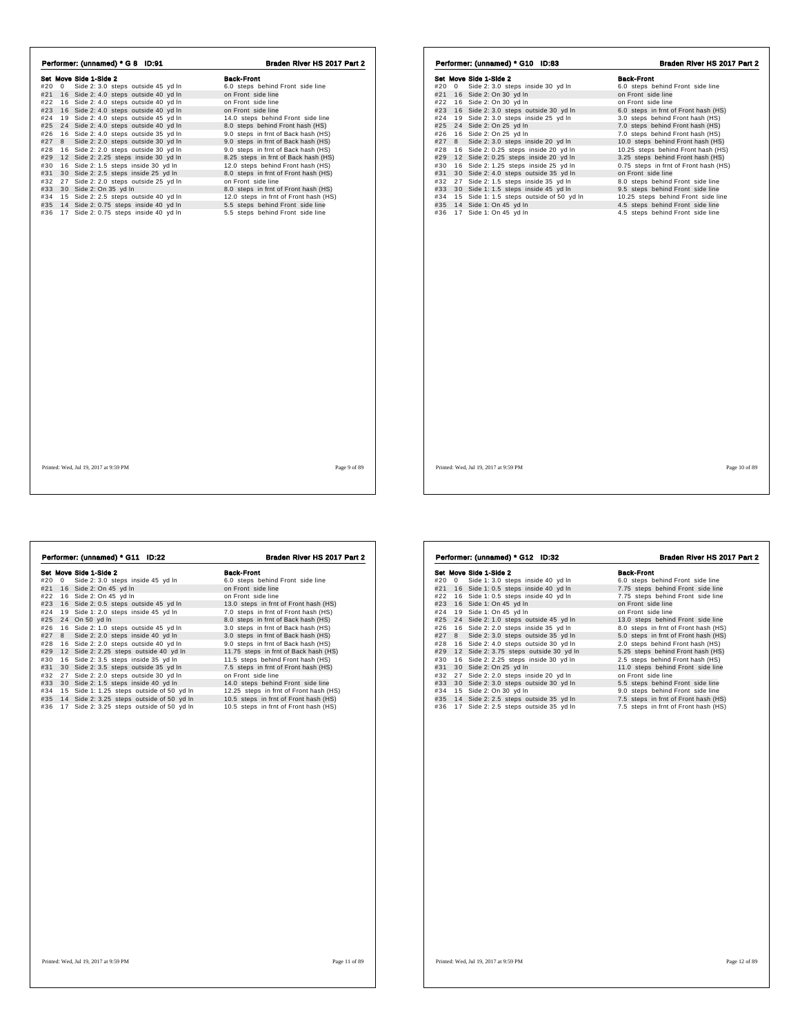## Performer: (unnamed) * G 8 ID:91

| Set | Move | Side 1-Side 2 | Back-Front |
|---|---|---|---|
| #20 | 0 | Side 2: 3.0 steps outside 45 yd ln | 6.0 steps behind Front side line |
| #21 | 16 | Side 2: 4.0 steps outside 40 yd ln | on Front side line |
| #22 | 16 | Side 2: 4.0 steps outside 40 yd ln | on Front side line |
| #23 | 16 | Side 2: 4.0 steps outside 40 yd ln | on Front side line |
| #24 | 19 | Side 2: 4.0 steps outside 45 yd ln | 14.0 steps behind Front side line |
| #25 | 24 | Side 2: 4.0 steps outside 40 yd ln | 8.0 steps behind Front hash (HS) |
| #26 | 16 | Side 2: 4.0 steps outside 35 yd ln | 9.0 steps in frnt of Back hash (HS) |
| #27 | 8 | Side 2: 2.0 steps outside 30 yd ln | 9.0 steps in frnt of Back hash (HS) |
| #28 | 16 | Side 2: 2.0 steps outside 30 yd ln | 9.0 steps in frnt of Back hash (HS) |
| #29 | 12 | Side 2: 2.25 steps inside 30 yd ln | 8.25 steps in frnt of Back hash (HS) |
| #30 | 16 | Side 2: 1.5 steps inside 30 yd ln | 12.0 steps behind Front hash (HS) |
| #31 | 30 | Side 2: 2.5 steps inside 25 yd ln | 8.0 steps in frnt of Front hash (HS) |
| #32 | 27 | Side 2: 2.0 steps outside 25 yd ln | on Front side line |
| #33 | 30 | Side 2: On 35 yd ln | 8.0 steps in frnt of Front hash (HS) |
| #34 | 15 | Side 2: 2.5 steps outside 40 yd ln | 12.0 steps in frnt of Front hash (HS) |
| #35 | 14 | Side 2: 0.75 steps inside 40 yd ln | 5.5 steps behind Front side line |
| #36 | 17 | Side 2: 0.75 steps inside 40 yd ln | 5.5 steps behind Front side line |

Printed: Wed, Jul 19, 2017 at 9:59 PM

## Performer: (unnamed) * G10 ID:83

| Set | Move | Side 1-Side 2 | Back-Front |
|---|---|---|---|
| #20 | 0 | Side 2: 3.0 steps inside 30 yd ln | 6.0 steps behind Front side line |
| #21 | 16 | Side 2: On 30 yd ln | on Front side line |
| #22 | 16 | Side 2: On 30 yd ln | on Front side line |
| #23 | 16 | Side 2: 3.0 steps outside 30 yd ln | 6.0 steps in frnt of Front hash (HS) |
| #24 | 19 | Side 2: 3.0 steps inside 25 yd ln | 3.0 steps behind Front hash (HS) |
| #25 | 24 | Side 2: On 25 yd ln | 7.0 steps behind Front hash (HS) |
| #26 | 16 | Side 2: On 25 yd ln | 7.0 steps behind Front hash (HS) |
| #27 | 8 | Side 2: 3.0 steps inside 20 yd ln | 10.0 steps behind Front hash (HS) |
| #28 | 16 | Side 2: 0.25 steps inside 20 yd ln | 10.25 steps behind Front hash (HS) |
| #29 | 12 | Side 2: 0.25 steps inside 20 yd ln | 3.25 steps behind Front hash (HS) |
| #30 | 16 | Side 2: 1.25 steps inside 25 yd ln | 0.75 steps in frnt of Front hash (HS) |
| #31 | 30 | Side 2: 4.0 steps outside 35 yd ln | on Front side line |
| #32 | 27 | Side 2: 1.5 steps inside 35 yd ln | 8.0 steps behind Front side line |
| #33 | 30 | Side 1: 1.5 steps inside 45 yd ln | 9.5 steps behind Front side line |
| #34 | 15 | Side 1: 1.5 steps outside of 50 yd ln | 10.25 steps behind Front side line |
| #35 | 14 | Side 1: On 45 yd ln | 4.5 steps behind Front side line |
| #36 | 17 | Side 1: On 45 yd ln | 4.5 steps behind Front side line |

Printed: Wed, Jul 19, 2017 at 9:59 PM

## Performer: (unnamed) * G11 ID:22

| Set | Move | Side 1-Side 2 | Back-Front |
|---|---|---|---|
| #20 | 0 | Side 2: 3.0 steps inside 45 yd ln | 6.0 steps behind Front side line |
| #21 | 16 | Side 2: On 45 yd ln | on Front side line |
| #22 | 16 | Side 2: On 45 yd ln | on Front side line |
| #23 | 16 | Side 2: 0.5 steps outside 45 yd ln | 13.0 steps in frnt of Front hash (HS) |
| #24 | 19 | Side 1: 2.0 steps inside 45 yd ln | 7.0 steps in frnt of Front hash (HS) |
| #25 | 24 | On 50 yd ln | 8.0 steps in frnt of Back hash (HS) |
| #26 | 16 | Side 2: 1.0 steps outside 45 yd ln | 3.0 steps in frnt of Back hash (HS) |
| #27 | 8 | Side 2: 2.0 steps inside 40 yd ln | 3.0 steps in frnt of Back hash (HS) |
| #28 | 16 | Side 2: 2.0 steps outside 40 yd ln | 9.0 steps in frnt of Back hash (HS) |
| #29 | 12 | Side 2: 2.25 steps outside 40 yd ln | 11.75 steps in frnt of Back hash (HS) |
| #30 | 16 | Side 2: 3.5 steps inside 35 yd ln | 11.5 steps behind Front hash (HS) |
| #31 | 30 | Side 2: 3.5 steps outside 35 yd ln | 7.5 steps in frnt of Front hash (HS) |
| #32 | 27 | Side 2: 2.0 steps outside 30 yd ln | on Front side line |
| #33 | 30 | Side 2: 1.5 steps inside 40 yd ln | 14.0 steps behind Front side line |
| #34 | 15 | Side 1: 1.25 steps outside of 50 yd ln | 12.25 steps in frnt of Front hash (HS) |
| #35 | 14 | Side 2: 3.25 steps outside of 50 yd ln | 10.5 steps in frnt of Front hash (HS) |
| #36 | 17 | Side 2: 3.25 steps outside of 50 yd ln | 10.5 steps in frnt of Front hash (HS) |

Printed: Wed, Jul 19, 2017 at 9:59 PM

## Performer: (unnamed) * G12 ID:32

| Set | Move | Side 1-Side 2 | Back-Front |
|---|---|---|---|
| #20 | 0 | Side 1: 3.0 steps inside 40 yd ln | 6.0 steps behind Front side line |
| #21 | 16 | Side 1: 0.5 steps inside 40 yd ln | 7.75 steps behind Front side line |
| #22 | 16 | Side 1: 0.5 steps inside 40 yd ln | 7.75 steps behind Front side line |
| #23 | 16 | Side 1: On 45 yd ln | on Front side line |
| #24 | 19 | Side 1: On 45 yd ln | on Front side line |
| #25 | 24 | Side 2: 1.0 steps outside 45 yd ln | 13.0 steps behind Front side line |
| #26 | 16 | Side 2: 2.0 steps inside 35 yd ln | 8.0 steps in frnt of Front hash (HS) |
| #27 | 8 | Side 2: 3.0 steps outside 35 yd ln | 5.0 steps in frnt of Front hash (HS) |
| #28 | 16 | Side 2: 4.0 steps outside 30 yd ln | 2.0 steps behind Front hash (HS) |
| #29 | 12 | Side 2: 3.75 steps outside 30 yd ln | 5.25 steps behind Front hash (HS) |
| #30 | 16 | Side 2: 2.25 steps inside 30 yd ln | 2.5 steps behind Front hash (HS) |
| #31 | 30 | Side 2: On 25 yd ln | 11.0 steps behind Front side line |
| #32 | 27 | Side 2: 2.0 steps inside 20 yd ln | on Front side line |
| #33 | 30 | Side 2: 3.0 steps outside 30 yd ln | 5.5 steps behind Front side line |
| #34 | 15 | Side 2: On 30 yd ln | 9.0 steps behind Front side line |
| #35 | 14 | Side 2: 2.5 steps outside 35 yd ln | 7.5 steps in frnt of Front hash (HS) |
| #36 | 17 | Side 2: 2.5 steps outside 35 yd ln | 7.5 steps in frnt of Front hash (HS) |

Printed: Wed, Jul 19, 2017 at 9:59 PM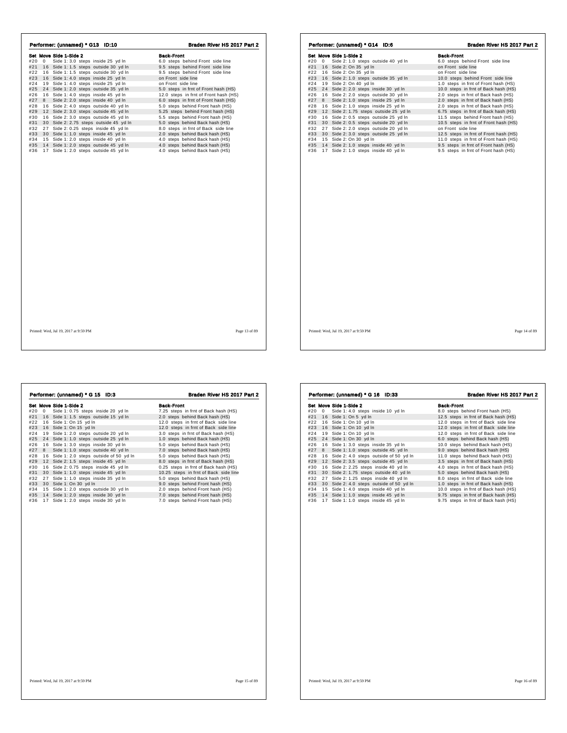## Performer: (unnamed) * G13 ID:10 — Braden River HS 2017 Part 2

| Set | Move | Side 1-Side 2 | Back-Front |
|---|---|---|---|
| #20 | 0 | Side 1: 3.0 steps inside 25 yd ln | 6.0 steps behind Front side line |
| #21 | 16 | Side 1: 1.5 steps outside 30 yd ln | 9.5 steps behind Front side line |
| #22 | 16 | Side 1: 1.5 steps outside 30 yd ln | 9.5 steps behind Front side line |
| #23 | 16 | Side 1: 4.0 steps inside 25 yd ln | on Front side line |
| #24 | 19 | Side 1: 4.0 steps inside 25 yd ln | on Front side line |
| #25 | 24 | Side 1: 2.0 steps outside 35 yd ln | 5.0 steps in frnt of Front hash (HS) |
| #26 | 16 | Side 1: 4.0 steps inside 45 yd ln | 12.0 steps in frnt of Front hash (HS) |
| #27 | 8 | Side 2: 2.0 steps inside 40 yd ln | 6.0 steps in frnt of Front hash (HS) |
| #28 | 16 | Side 2: 4.0 steps outside 40 yd ln | 5.0 steps behind Front hash (HS) |
| #29 | 12 | Side 2: 3.0 steps outside 45 yd ln | 5.25 steps behind Front hash (HS) |
| #30 | 16 | Side 2: 3.0 steps outside 45 yd ln | 5.5 steps behind Front hash (HS) |
| #31 | 30 | Side 2: 2.75 steps outside 45 yd ln | 5.0 steps behind Back hash (HS) |
| #32 | 27 | Side 2: 0.25 steps inside 45 yd ln | 8.0 steps in frnt of Back side line |
| #33 | 30 | Side 1: 1.0 steps inside 45 yd ln | 2.0 steps behind Back hash (HS) |
| #34 | 15 | Side 1: 2.0 steps inside 40 yd ln | 4.0 steps behind Back hash (HS) |
| #35 | 14 | Side 1: 2.0 steps outside 45 yd ln | 4.0 steps behind Back hash (HS) |
| #36 | 17 | Side 1: 2.0 steps outside 45 yd ln | 4.0 steps behind Back hash (HS) |

Printed: Wed, Jul 19, 2017 at 9:59 PM

## Performer: (unnamed) * G14 ID:6 — Braden River HS 2017 Part 2

| Set | Move | Side 1-Side 2 | Back-Front |
|---|---|---|---|
| #20 | 0 | Side 2: 1.0 steps outside 40 yd ln | 6.0 steps behind Front side line |
| #21 | 16 | Side 2: On 35 yd ln | on Front side line |
| #22 | 16 | Side 2: On 35 yd ln | on Front side line |
| #23 | 16 | Side 2: 1.0 steps outside 35 yd ln | 10.0 steps behind Front side line |
| #24 | 19 | Side 2: On 40 yd ln | 1.0 steps in frnt of Front hash (HS) |
| #25 | 24 | Side 2: 2.0 steps inside 30 yd ln | 10.0 steps in frnt of Back hash (HS) |
| #26 | 16 | Side 2: 2.0 steps outside 30 yd ln | 2.0 steps in frnt of Back hash (HS) |
| #27 | 8 | Side 2: 1.0 steps inside 25 yd ln | 2.0 steps in frnt of Back hash (HS) |
| #28 | 16 | Side 2: 1.0 steps inside 25 yd ln | 2.0 steps in frnt of Back hash (HS) |
| #29 | 12 | Side 2: 1.75 steps outside 25 yd ln | 6.75 steps in frnt of Back hash (HS) |
| #30 | 16 | Side 2: 0.5 steps outside 25 yd ln | 11.5 steps behind Front hash (HS) |
| #31 | 30 | Side 2: 0.5 steps outside 20 yd ln | 10.5 steps in frnt of Front hash (HS) |
| #32 | 27 | Side 2: 2.0 steps outside 20 yd ln | on Front side line |
| #33 | 30 | Side 2: 3.0 steps outside 25 yd ln | 12.5 steps in frnt of Front hash (HS) |
| #34 | 15 | Side 2: On 30 yd ln | 11.0 steps in frnt of Front hash (HS) |
| #35 | 14 | Side 2: 1.0 steps inside 40 yd ln | 9.5 steps in frnt of Front hash (HS) |
| #36 | 17 | Side 2: 1.0 steps inside 40 yd ln | 9.5 steps in frnt of Front hash (HS) |

Printed: Wed, Jul 19, 2017 at 9:59 PM

## Performer: (unnamed) * G 15 ID:3 — Braden River HS 2017 Part 2

| Set | Move | Side 1-Side 2 | Back-Front |
|---|---|---|---|
| #20 | 0 | Side 1: 0.75 steps inside 20 yd ln | 7.25 steps in frnt of Back hash (HS) |
| #21 | 16 | Side 1: 1.5 steps outside 15 yd ln | 2.0 steps behind Back hash (HS) |
| #22 | 16 | Side 1: On 15 yd ln | 12.0 steps in frnt of Back side line |
| #23 | 16 | Side 1: On 15 yd ln | 12.0 steps in frnt of Back side line |
| #24 | 19 | Side 1: 2.0 steps outside 20 yd ln | 3.0 steps in frnt of Back hash (HS) |
| #25 | 24 | Side 1: 1.0 steps outside 25 yd ln | 1.0 steps behind Back hash (HS) |
| #26 | 16 | Side 1: 3.0 steps inside 30 yd ln | 5.0 steps behind Back hash (HS) |
| #27 | 8 | Side 1: 1.0 steps outside 40 yd ln | 7.0 steps behind Back hash (HS) |
| #28 | 16 | Side 1: 2.0 steps outside of 50 yd ln | 5.0 steps behind Back hash (HS) |
| #29 | 12 | Side 2: 1.5 steps inside 45 yd ln | 8.0 steps in frnt of Back hash (HS) |
| #30 | 16 | Side 2: 0.75 steps inside 45 yd ln | 0.25 steps in frnt of Back hash (HS) |
| #31 | 30 | Side 1: 1.0 steps inside 45 yd ln | 10.25 steps in frnt of Back side line |
| #32 | 27 | Side 1: 1.0 steps inside 35 yd ln | 5.0 steps behind Back hash (HS) |
| #33 | 30 | Side 1: On 30 yd ln | 9.0 steps behind Front hash (HS) |
| #34 | 15 | Side 1: 2.0 steps outside 30 yd ln | 2.0 steps behind Front hash (HS) |
| #35 | 14 | Side 1: 2.0 steps inside 30 yd ln | 7.0 steps behind Front hash (HS) |
| #36 | 17 | Side 1: 2.0 steps inside 30 yd ln | 7.0 steps behind Front hash (HS) |

Printed: Wed, Jul 19, 2017 at 9:59 PM

## Performer: (unnamed) * G 16 ID:33 — Braden River HS 2017 Part 2

| Set | Move | Side 1-Side 2 | Back-Front |
|---|---|---|---|
| #20 | 0 | Side 1: 4.0 steps inside 10 yd ln | 8.0 steps behind Front hash (HS) |
| #21 | 16 | Side 1: On 5 yd ln | 12.5 steps in frnt of Back hash (HS) |
| #22 | 16 | Side 1: On 10 yd ln | 12.0 steps in frnt of Back side line |
| #23 | 16 | Side 1: On 10 yd ln | 12.0 steps in frnt of Back side line |
| #24 | 19 | Side 1: On 10 yd ln | 12.0 steps in frnt of Back side line |
| #25 | 24 | Side 1: On 30 yd ln | 6.0 steps behind Back hash (HS) |
| #26 | 16 | Side 1: 3.0 steps inside 35 yd ln | 10.0 steps behind Back hash (HS) |
| #27 | 8 | Side 1: 1.0 steps outside 45 yd ln | 9.0 steps behind Back hash (HS) |
| #28 | 16 | Side 2: 4.0 steps outside of 50 yd ln | 11.0 steps behind Back hash (HS) |
| #29 | 12 | Side 2: 3.5 steps outside 45 yd ln | 3.5 steps in frnt of Back hash (HS) |
| #30 | 16 | Side 2: 2.25 steps inside 40 yd ln | 4.0 steps in frnt of Back hash (HS) |
| #31 | 30 | Side 2: 1.75 steps outside 40 yd ln | 5.0 steps behind Back hash (HS) |
| #32 | 27 | Side 2: 1.25 steps inside 40 yd ln | 8.0 steps in frnt of Back side line |
| #33 | 30 | Side 2: 4.0 steps outside of 50 yd ln | 1.0 steps in frnt of Back hash (HS) |
| #34 | 15 | Side 1: 4.0 steps inside 40 yd ln | 10.0 steps in frnt of Back hash (HS) |
| #35 | 14 | Side 1: 1.0 steps inside 45 yd ln | 9.75 steps in frnt of Back hash (HS) |
| #36 | 17 | Side 1: 1.0 steps inside 45 yd ln | 9.75 steps in frnt of Back hash (HS) |

Printed: Wed, Jul 19, 2017 at 9:59 PM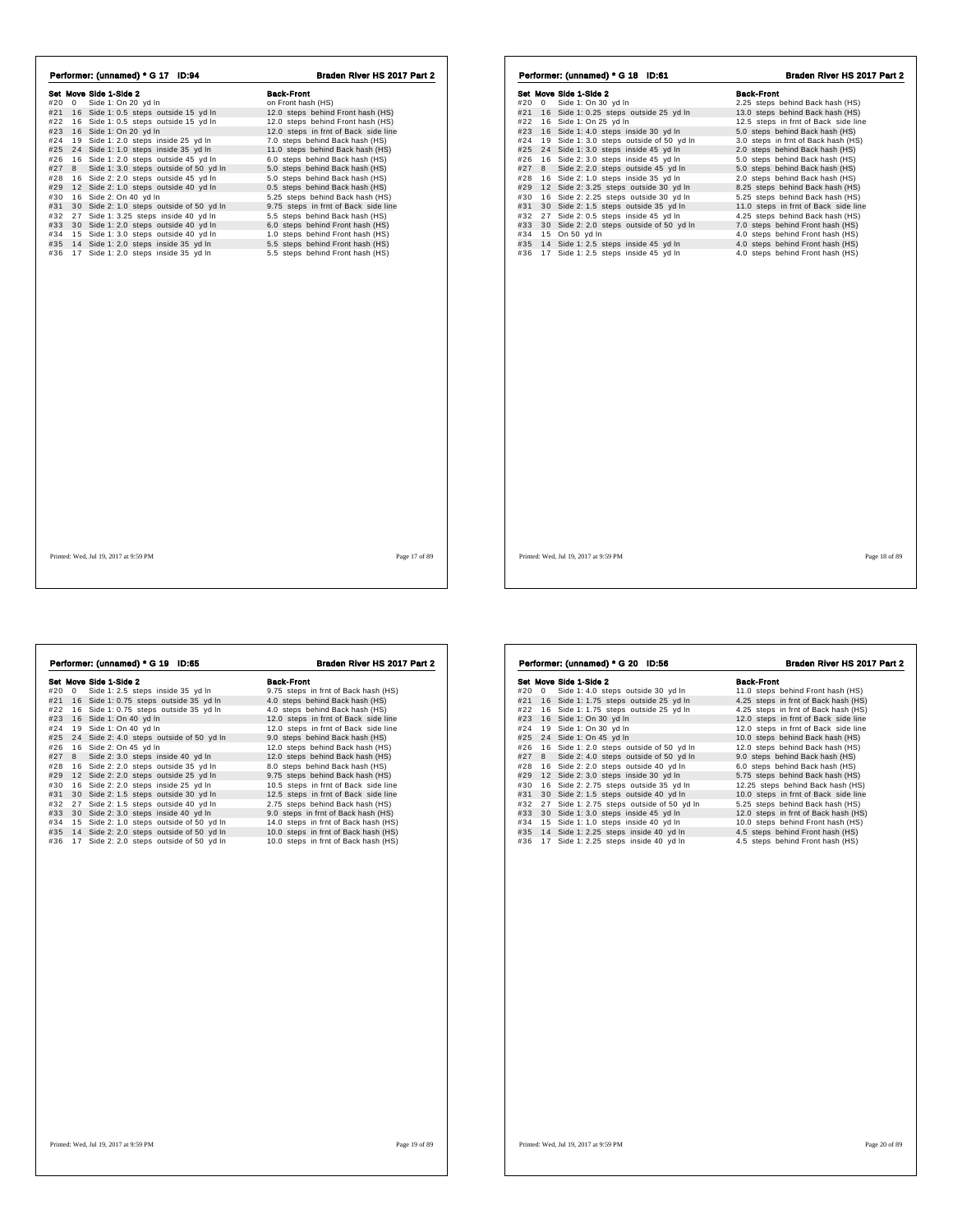## Performer: (unnamed) * G 17 ID:94

**Braden River HS 2017 Part 2**

| Set | Move | Side 1-Side 2 | Back-Front |
|---|---|---|---|
| #20 | 0 | Side 1: On 20 yd ln | on Front hash (HS) |
| #21 | 16 | Side 1: 0.5 steps outside 15 yd ln | 12.0 steps behind Front hash (HS) |
| #22 | 16 | Side 1: 0.5 steps outside 15 yd ln | 12.0 steps behind Front hash (HS) |
| #23 | 16 | Side 1: On 20 yd ln | 12.0 steps in frnt of Back side line |
| #24 | 19 | Side 1: 2.0 steps inside 25 yd ln | 7.0 steps behind Back hash (HS) |
| #25 | 24 | Side 1: 1.0 steps inside 35 yd ln | 11.0 steps behind Back hash (HS) |
| #26 | 16 | Side 1: 2.0 steps outside 45 yd ln | 6.0 steps behind Back hash (HS) |
| #27 | 8 | Side 1: 3.0 steps outside of 50 yd ln | 5.0 steps behind Back hash (HS) |
| #28 | 16 | Side 2: 2.0 steps outside 45 yd ln | 5.0 steps behind Back hash (HS) |
| #29 | 12 | Side 2: 1.0 steps outside 40 yd ln | 0.5 steps behind Back hash (HS) |
| #30 | 16 | Side 2: On 40 yd ln | 5.25 steps behind Back hash (HS) |
| #31 | 30 | Side 2: 1.0 steps outside of 50 yd ln | 9.75 steps in frnt of Back side line |
| #32 | 27 | Side 1: 3.25 steps inside 40 yd ln | 5.5 steps behind Back hash (HS) |
| #33 | 30 | Side 1: 2.0 steps outside 40 yd ln | 6.0 steps behind Front hash (HS) |
| #34 | 15 | Side 1: 3.0 steps outside 40 yd ln | 1.0 steps behind Front hash (HS) |
| #35 | 14 | Side 1: 2.0 steps inside 35 yd ln | 5.5 steps behind Front hash (HS) |
| #36 | 17 | Side 1: 2.0 steps inside 35 yd ln | 5.5 steps behind Front hash (HS) |

Printed: Wed, Jul 19, 2017 at 9:59 PM

## Performer: (unnamed) * G 18 ID:61

**Braden River HS 2017 Part 2**

| Set | Move | Side 1-Side 2 | Back-Front |
|---|---|---|---|
| #20 | 0 | Side 1: On 30 yd ln | 2.25 steps behind Back hash (HS) |
| #21 | 16 | Side 1: 0.25 steps outside 25 yd ln | 13.0 steps behind Back hash (HS) |
| #22 | 16 | Side 1: On 25 yd ln | 12.5 steps in frnt of Back side line |
| #23 | 16 | Side 1: 4.0 steps inside 30 yd ln | 5.0 steps behind Back hash (HS) |
| #24 | 19 | Side 1: 3.0 steps outside of 50 yd ln | 3.0 steps in frnt of Back hash (HS) |
| #25 | 24 | Side 1: 3.0 steps inside 45 yd ln | 2.0 steps behind Back hash (HS) |
| #26 | 16 | Side 2: 3.0 steps inside 45 yd ln | 5.0 steps behind Back hash (HS) |
| #27 | 8 | Side 2: 2.0 steps outside 45 yd ln | 5.0 steps behind Back hash (HS) |
| #28 | 16 | Side 2: 1.0 steps inside 35 yd ln | 2.0 steps behind Back hash (HS) |
| #29 | 12 | Side 2: 3.25 steps outside 30 yd ln | 8.25 steps behind Back hash (HS) |
| #30 | 16 | Side 2: 2.25 steps outside 30 yd ln | 5.25 steps behind Back hash (HS) |
| #31 | 30 | Side 2: 1.5 steps outside 35 yd ln | 11.0 steps in frnt of Back side line |
| #32 | 27 | Side 2: 0.5 steps inside 45 yd ln | 4.25 steps behind Back hash (HS) |
| #33 | 30 | Side 2: 2.0 steps outside of 50 yd ln | 7.0 steps behind Front hash (HS) |
| #34 | 15 | On 50 yd ln | 4.0 steps behind Front hash (HS) |
| #35 | 14 | Side 1: 2.5 steps inside 45 yd ln | 4.0 steps behind Front hash (HS) |
| #36 | 17 | Side 1: 2.5 steps inside 45 yd ln | 4.0 steps behind Front hash (HS) |

Printed: Wed, Jul 19, 2017 at 9:59 PM

## Performer: (unnamed) * G 19 ID:65

**Braden River HS 2017 Part 2**

| Set | Move | Side 1-Side 2 | Back-Front |
|---|---|---|---|
| #20 | 0 | Side 1: 2.5 steps inside 35 yd ln | 9.75 steps in frnt of Back hash (HS) |
| #21 | 16 | Side 1: 0.75 steps outside 35 yd ln | 4.0 steps behind Back hash (HS) |
| #22 | 16 | Side 1: 0.75 steps outside 35 yd ln | 4.0 steps behind Back hash (HS) |
| #23 | 16 | Side 1: On 40 yd ln | 12.0 steps in frnt of Back side line |
| #24 | 19 | Side 1: On 40 yd ln | 12.0 steps in frnt of Back side line |
| #25 | 24 | Side 2: 4.0 steps outside of 50 yd ln | 9.0 steps behind Back hash (HS) |
| #26 | 16 | Side 2: On 45 yd ln | 12.0 steps behind Back hash (HS) |
| #27 | 8 | Side 2: 3.0 steps inside 40 yd ln | 12.0 steps behind Back hash (HS) |
| #28 | 16 | Side 2: 2.0 steps outside 35 yd ln | 8.0 steps behind Back hash (HS) |
| #29 | 12 | Side 2: 2.0 steps outside 25 yd ln | 9.75 steps behind Back hash (HS) |
| #30 | 16 | Side 2: 2.0 steps inside 25 yd ln | 10.5 steps in frnt of Back side line |
| #31 | 30 | Side 2: 1.5 steps outside 30 yd ln | 12.5 steps in frnt of Back side line |
| #32 | 27 | Side 2: 1.5 steps outside 40 yd ln | 2.75 steps behind Back hash (HS) |
| #33 | 30 | Side 2: 3.0 steps inside 40 yd ln | 9.0 steps in frnt of Back hash (HS) |
| #34 | 15 | Side 2: 1.0 steps outside of 50 yd ln | 14.0 steps in frnt of Back hash (HS) |
| #35 | 14 | Side 2: 2.0 steps outside of 50 yd ln | 10.0 steps in frnt of Back hash (HS) |
| #36 | 17 | Side 2: 2.0 steps outside of 50 yd ln | 10.0 steps in frnt of Back hash (HS) |

Printed: Wed, Jul 19, 2017 at 9:59 PM

## Performer: (unnamed) * G 20 ID:56

**Braden River HS 2017 Part 2**

| Set | Move | Side 1-Side 2 | Back-Front |
|---|---|---|---|
| #20 | 0 | Side 1: 4.0 steps outside 30 yd ln | 11.0 steps behind Front hash (HS) |
| #21 | 16 | Side 1: 1.75 steps outside 25 yd ln | 4.25 steps in frnt of Back hash (HS) |
| #22 | 16 | Side 1: 1.75 steps outside 25 yd ln | 4.25 steps in frnt of Back hash (HS) |
| #23 | 16 | Side 1: On 30 yd ln | 12.0 steps in frnt of Back side line |
| #24 | 19 | Side 1: On 30 yd ln | 12.0 steps in frnt of Back side line |
| #25 | 24 | Side 1: On 45 yd ln | 10.0 steps behind Back hash (HS) |
| #26 | 16 | Side 1: 2.0 steps outside of 50 yd ln | 12.0 steps behind Back hash (HS) |
| #27 | 8 | Side 2: 4.0 steps outside of 50 yd ln | 9.0 steps behind Back hash (HS) |
| #28 | 16 | Side 2: 2.0 steps outside 40 yd ln | 6.0 steps behind Back hash (HS) |
| #29 | 12 | Side 2: 3.0 steps inside 30 yd ln | 5.75 steps behind Back hash (HS) |
| #30 | 16 | Side 2: 2.75 steps outside 35 yd ln | 12.25 steps behind Back hash (HS) |
| #31 | 30 | Side 2: 1.5 steps outside 40 yd ln | 10.0 steps in frnt of Back side line |
| #32 | 27 | Side 1: 2.75 steps outside of 50 yd ln | 5.25 steps behind Back hash (HS) |
| #33 | 30 | Side 1: 3.0 steps inside 45 yd ln | 12.0 steps in frnt of Back hash (HS) |
| #34 | 15 | Side 1: 1.0 steps inside 40 yd ln | 10.0 steps behind Front hash (HS) |
| #35 | 14 | Side 1: 2.25 steps inside 40 yd ln | 4.5 steps behind Front hash (HS) |
| #36 | 17 | Side 1: 2.25 steps inside 40 yd ln | 4.5 steps behind Front hash (HS) |

Printed: Wed, Jul 19, 2017 at 9:59 PM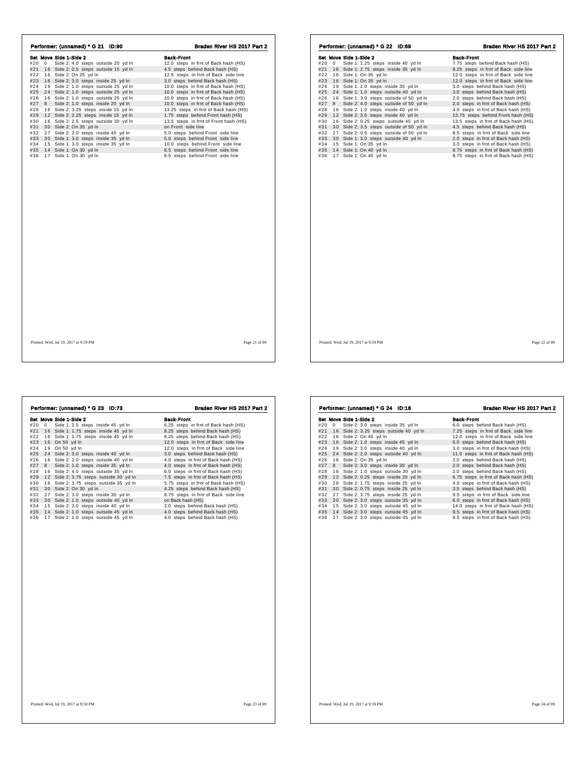## Performer: (unnamed) * G 21 ID:90 — Braden River HS 2017 Part 2

| Set | Move | Side 1-Side 2 | Back-Front |
|---|---|---|---|
| #20 | 0 | Side 2: 4.0 steps outside 20 yd ln | 12.0 steps in frnt of Back hash (HS) |
| #21 | 16 | Side 2: 0.5 steps outside 15 yd ln | 4.5 steps behind Back hash (HS) |
| #22 | 16 | Side 2: On 25 yd ln | 12.5 steps in frnt of Back side line |
| #23 | 16 | Side 2: 3.0 steps inside 25 yd ln | 3.0 steps behind Back hash (HS) |
| #24 | 19 | Side 2: 1.0 steps outside 25 yd ln | 10.0 steps in frnt of Back hash (HS) |
| #25 | 24 | Side 2: 1.0 steps outside 25 yd ln | 10.0 steps in frnt of Back hash (HS) |
| #26 | 16 | Side 2: 1.0 steps outside 25 yd ln | 10.0 steps in frnt of Back hash (HS) |
| #27 | 8 | Side 2: 1.0 steps inside 20 yd ln | 10.0 steps in frnt of Back hash (HS) |
| #28 | 16 | Side 2: 3.25 steps inside 15 yd ln | 13.25 steps in frnt of Back hash (HS) |
| #29 | 12 | Side 2: 2.25 steps inside 15 yd ln | 1.75 steps behind Front hash (HS) |
| #30 | 16 | Side 2: 2.5 steps outside 30 yd ln | 13.5 steps in frnt of Front hash (HS) |
| #31 | 30 | Side 2: On 35 yd ln | on Front side line |
| #32 | 27 | Side 2: 2.0 steps inside 45 yd ln | 5.0 steps behind Front side line |
| #33 | 30 | Side 1: 3.0 steps inside 35 yd ln | 5.0 steps behind Front side line |
| #34 | 15 | Side 1: 3.0 steps inside 35 yd ln | 10.0 steps behind Front side line |
| #35 | 14 | Side 1: On 30 yd ln | 6.5 steps behind Front side line |
| #36 | 17 | Side 1: On 30 yd ln | 6.5 steps behind Front side line |

Printed: Wed, Jul 19, 2017 at 9:59 PM

## Performer: (unnamed) * G 22 ID:69 — Braden River HS 2017 Part 2

| Set | Move | Side 1-Side 2 | Back-Front |
|---|---|---|---|
| #20 | 0 | Side 1: 1.25 steps inside 40 yd ln | 7.75 steps behind Back hash (HS) |
| #21 | 16 | Side 1: 2.75 steps inside 35 yd ln | 8.25 steps in frnt of Back side line |
| #22 | 16 | Side 1: On 35 yd ln | 12.0 steps in frnt of Back side line |
| #23 | 16 | Side 1: On 35 yd ln | 12.0 steps in frnt of Back side line |
| #24 | 19 | Side 1: 2.0 steps inside 35 yd ln | 3.0 steps behind Back hash (HS) |
| #25 | 24 | Side 1: 1.0 steps outside 40 yd ln | 3.0 steps behind Back hash (HS) |
| #26 | 16 | Side 1: 3.0 steps outside of 50 yd ln | 2.0 steps behind Back hash (HS) |
| #27 | 8 | Side 2: 4.0 steps outside of 50 yd ln | 2.0 steps in frnt of Back hash (HS) |
| #28 | 16 | Side 2: 1.0 steps inside 40 yd ln | 4.0 steps in frnt of Back hash (HS) |
| #29 | 12 | Side 2: 3.5 steps inside 40 yd ln | 13.75 steps behind Front hash (HS) |
| #30 | 16 | Side 2: 0.25 steps outside 45 yd ln | 13.5 steps in frnt of Back hash (HS) |
| #31 | 30 | Side 2: 3.5 steps outside of 50 yd ln | 4.5 steps behind Back hash (HS) |
| #32 | 27 | Side 2: 0.5 steps outside of 50 yd ln | 8.5 steps in frnt of Back side line |
| #33 | 30 | Side 1: 3.0 steps outside 40 yd ln | 2.0 steps in frnt of Back hash (HS) |
| #34 | 15 | Side 1: On 35 yd ln | 3.0 steps in frnt of Back hash (HS) |
| #35 | 14 | Side 1: On 40 yd ln | 8.75 steps in frnt of Back hash (HS) |
| #36 | 17 | Side 1: On 40 yd ln | 8.75 steps in frnt of Back hash (HS) |

Printed: Wed, Jul 19, 2017 at 9:59 PM

## Performer: (unnamed) * G 23 ID:73 — Braden River HS 2017 Part 2

| Set | Move | Side 1-Side 2 | Back-Front |
|---|---|---|---|
| #20 | 0 | Side 1: 2.5 steps inside 45 yd ln | 6.25 steps in frnt of Back hash (HS) |
| #21 | 16 | Side 1: 1.75 steps inside 45 yd ln | 8.25 steps behind Back hash (HS) |
| #22 | 16 | Side 1: 1.75 steps inside 45 yd ln | 8.25 steps behind Back hash (HS) |
| #23 | 16 | On 50 yd ln | 12.0 steps in frnt of Back side line |
| #24 | 19 | On 50 yd ln | 12.0 steps in frnt of Back side line |
| #25 | 24 | Side 2: 3.0 steps inside 40 yd ln | 3.0 steps behind Back hash (HS) |
| #26 | 16 | Side 2: 2.0 steps outside 40 yd ln | 4.0 steps in frnt of Back hash (HS) |
| #27 | 8 | Side 2: 1.0 steps inside 35 yd ln | 4.0 steps in frnt of Back hash (HS) |
| #28 | 16 | Side 2: 4.0 steps outside 35 yd ln | 6.0 steps in frnt of Back hash (HS) |
| #29 | 12 | Side 2: 3.75 steps outside 30 yd ln | 7.5 steps in frnt of Back hash (HS) |
| #30 | 16 | Side 2: 3.75 steps outside 35 yd ln | 5.75 steps in frnt of Back hash (HS) |
| #31 | 30 | Side 2: On 30 yd ln | 4.25 steps behind Back hash (HS) |
| #32 | 27 | Side 2: 3.0 steps inside 30 yd ln | 8.75 steps in frnt of Back side line |
| #33 | 30 | Side 2: 1.0 steps outside 40 yd ln | on Back hash (HS) |
| #34 | 15 | Side 2: 3.0 steps inside 40 yd ln | 2.0 steps behind Back hash (HS) |
| #35 | 14 | Side 2: 1.0 steps outside 45 yd ln | 4.0 steps behind Back hash (HS) |
| #36 | 17 | Side 2: 1.0 steps outside 45 yd ln | 4.0 steps behind Back hash (HS) |

Printed: Wed, Jul 19, 2017 at 9:59 PM

## Performer: (unnamed) * G 24 ID:16 — Braden River HS 2017 Part 2

| Set | Move | Side 1-Side 2 | Back-Front |
|---|---|---|---|
| #20 | 0 | Side 2: 3.0 steps inside 35 yd ln | 6.0 steps behind Back hash (HS) |
| #21 | 16 | Side 2: 3.25 steps outside 40 yd ln | 7.25 steps in frnt of Back side line |
| #22 | 16 | Side 2: On 45 yd ln | 12.0 steps in frnt of Back side line |
| #23 | 16 | Side 2: 1.0 steps inside 45 yd ln | 6.0 steps behind Back hash (HS) |
| #24 | 19 | Side 2: 3.0 steps inside 40 yd ln | 3.0 steps in frnt of Back hash (HS) |
| #25 | 24 | Side 2: 2.0 steps outside 40 yd ln | 11.0 steps in frnt of Back hash (HS) |
| #26 | 16 | Side 2: On 35 yd ln | 2.0 steps behind Back hash (HS) |
| #27 | 8 | Side 2: 3.0 steps inside 30 yd ln | 2.0 steps behind Back hash (HS) |
| #28 | 16 | Side 2: 1.0 steps outside 30 yd ln | 2.0 steps behind Back hash (HS) |
| #29 | 12 | Side 2: 0.25 steps inside 20 yd ln | 6.75 steps in frnt of Back hash (HS) |
| #30 | 16 | Side 2: 1.75 steps inside 25 yd ln | 4.0 steps in frnt of Back hash (HS) |
| #31 | 30 | Side 2: 0.75 steps inside 25 yd ln | 3.5 steps behind Back hash (HS) |
| #32 | 27 | Side 2: 3.75 steps inside 25 yd ln | 9.5 steps in frnt of Back side line |
| #33 | 30 | Side 2: 3.0 steps outside 35 yd ln | 6.0 steps in frnt of Back hash (HS) |
| #34 | 15 | Side 2: 3.0 steps outside 45 yd ln | 14.0 steps in frnt of Back hash (HS) |
| #35 | 14 | Side 2: 3.0 steps outside 45 yd ln | 9.5 steps in frnt of Back hash (HS) |
| #36 | 17 | Side 2: 3.0 steps outside 45 yd ln | 9.5 steps in frnt of Back hash (HS) |

Printed: Wed, Jul 19, 2017 at 9:59 PM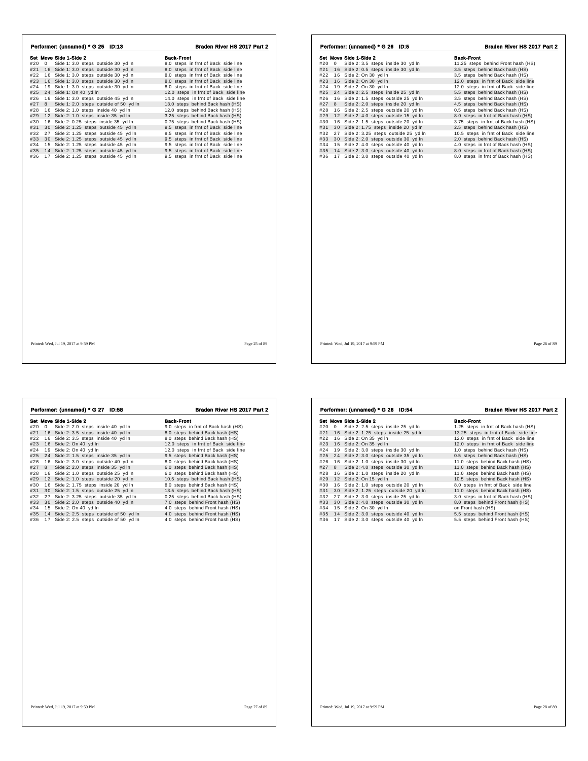## Performer: (unnamed) * G 25 ID:13

**Braden River HS 2017 Part 2**

| Set | Move | Side 1-Side 2 | Back-Front |
|---|---|---|---|
| #20 | 0 | Side 1: 3.0 steps outside 30 yd ln | 8.0 steps in frnt of Back side line |
| #21 | 16 | Side 1: 3.0 steps outside 30 yd ln | 8.0 steps in frnt of Back side line |
| #22 | 16 | Side 1: 3.0 steps outside 30 yd ln | 8.0 steps in frnt of Back side line |
| #23 | 16 | Side 1: 3.0 steps outside 30 yd ln | 8.0 steps in frnt of Back side line |
| #24 | 19 | Side 1: 3.0 steps outside 30 yd ln | 8.0 steps in frnt of Back side line |
| #25 | 24 | Side 1: On 40 yd ln | 12.0 steps in frnt of Back side line |
| #26 | 16 | Side 1: 3.0 steps outside 45 yd ln | 14.0 steps in frnt of Back side line |
| #27 | 8 | Side 1: 2.0 steps outside of 50 yd ln | 13.0 steps behind Back hash (HS) |
| #28 | 16 | Side 2: 1.0 steps inside 40 yd ln | 12.0 steps behind Back hash (HS) |
| #29 | 12 | Side 2: 1.0 steps inside 35 yd ln | 3.25 steps behind Back hash (HS) |
| #30 | 16 | Side 2: 0.25 steps inside 35 yd ln | 0.75 steps behind Back hash (HS) |
| #31 | 30 | Side 2: 1.25 steps outside 45 yd ln | 9.5 steps in frnt of Back side line |
| #32 | 27 | Side 2: 1.25 steps outside 45 yd ln | 9.5 steps in frnt of Back side line |
| #33 | 30 | Side 2: 1.25 steps outside 45 yd ln | 9.5 steps in frnt of Back side line |
| #34 | 15 | Side 2: 1.25 steps outside 45 yd ln | 9.5 steps in frnt of Back side line |
| #35 | 14 | Side 2: 1.25 steps outside 45 yd ln | 9.5 steps in frnt of Back side line |
| #36 | 17 | Side 2: 1.25 steps outside 45 yd ln | 9.5 steps in frnt of Back side line |

Printed: Wed, Jul 19, 2017 at 9:59 PM

## Performer: (unnamed) * G 26 ID:5

**Braden River HS 2017 Part 2**

| Set | Move | Side 1-Side 2 | Back-Front |
|---|---|---|---|
| #20 | 0 | Side 2: 3.5 steps inside 30 yd ln | 11.25 steps behind Front hash (HS) |
| #21 | 16 | Side 2: 0.5 steps inside 30 yd ln | 3.5 steps behind Back hash (HS) |
| #22 | 16 | Side 2: On 30 yd ln | 3.5 steps behind Back hash (HS) |
| #23 | 16 | Side 2: On 30 yd ln | 12.0 steps in frnt of Back side line |
| #24 | 19 | Side 2: On 30 yd ln | 12.0 steps in frnt of Back side line |
| #25 | 24 | Side 2: 2.5 steps inside 25 yd ln | 5.5 steps behind Back hash (HS) |
| #26 | 16 | Side 2: 1.5 steps outside 25 yd ln | 3.5 steps behind Back hash (HS) |
| #27 | 8 | Side 2: 2.0 steps inside 20 yd ln | 4.5 steps behind Back hash (HS) |
| #28 | 16 | Side 2: 2.5 steps outside 20 yd ln | 0.5 steps behind Back hash (HS) |
| #29 | 12 | Side 2: 4.0 steps outside 15 yd ln | 8.0 steps in frnt of Back hash (HS) |
| #30 | 16 | Side 2: 1.5 steps outside 20 yd ln | 3.75 steps in frnt of Back hash (HS) |
| #31 | 30 | Side 2: 1.75 steps inside 20 yd ln | 2.5 steps behind Back hash (HS) |
| #32 | 27 | Side 2: 3.25 steps outside 25 yd ln | 10.5 steps in frnt of Back side line |
| #33 | 30 | Side 2: 2.0 steps outside 30 yd ln | 2.0 steps behind Back hash (HS) |
| #34 | 15 | Side 2: 4.0 steps outside 40 yd ln | 4.0 steps in frnt of Back hash (HS) |
| #35 | 14 | Side 2: 3.0 steps outside 40 yd ln | 8.0 steps in frnt of Back hash (HS) |
| #36 | 17 | Side 2: 3.0 steps outside 40 yd ln | 8.0 steps in frnt of Back hash (HS) |

Printed: Wed, Jul 19, 2017 at 9:59 PM

## Performer: (unnamed) * G 27 ID:58

**Braden River HS 2017 Part 2**

| Set | Move | Side 1-Side 2 | Back-Front |
|---|---|---|---|
| #20 | 0 | Side 2: 2.0 steps inside 40 yd ln | 9.0 steps in frnt of Back hash (HS) |
| #21 | 16 | Side 2: 3.5 steps inside 40 yd ln | 8.0 steps behind Back hash (HS) |
| #22 | 16 | Side 2: 3.5 steps inside 40 yd ln | 8.0 steps behind Back hash (HS) |
| #23 | 16 | Side 2: On 40 yd ln | 12.0 steps in frnt of Back side line |
| #24 | 19 | Side 2: On 40 yd ln | 12.0 steps in frnt of Back side line |
| #25 | 24 | Side 2: 1.5 steps inside 35 yd ln | 9.5 steps behind Back hash (HS) |
| #26 | 16 | Side 2: 3.0 steps outside 40 yd ln | 8.0 steps behind Back hash (HS) |
| #27 | 8 | Side 2: 2.0 steps inside 35 yd ln | 6.0 steps behind Back hash (HS) |
| #28 | 16 | Side 2: 1.0 steps outside 25 yd ln | 6.0 steps behind Back hash (HS) |
| #29 | 12 | Side 2: 1.0 steps outside 20 yd ln | 10.5 steps behind Back hash (HS) |
| #30 | 16 | Side 2: 1.75 steps inside 20 yd ln | 8.0 steps behind Back hash (HS) |
| #31 | 30 | Side 2: 1.5 steps outside 25 yd ln | 13.5 steps behind Back hash (HS) |
| #32 | 27 | Side 2: 3.25 steps outside 35 yd ln | 0.25 steps behind Back hash (HS) |
| #33 | 30 | Side 2: 2.0 steps outside 40 yd ln | 7.0 steps behind Front hash (HS) |
| #34 | 15 | Side 2: On 40 yd ln | 4.0 steps behind Front hash (HS) |
| #35 | 14 | Side 2: 2.5 steps outside of 50 yd ln | 4.0 steps behind Front hash (HS) |
| #36 | 17 | Side 2: 2.5 steps outside of 50 yd ln | 4.0 steps behind Front hash (HS) |

Printed: Wed, Jul 19, 2017 at 9:59 PM

## Performer: (unnamed) * G 28 ID:54

**Braden River HS 2017 Part 2**

| Set | Move | Side 1-Side 2 | Back-Front |
|---|---|---|---|
| #20 | 0 | Side 2: 2.5 steps inside 25 yd ln | 1.25 steps in frnt of Back hash (HS) |
| #21 | 16 | Side 2: 1.25 steps inside 25 yd ln | 13.25 steps in frnt of Back side line |
| #22 | 16 | Side 2: On 35 yd ln | 12.0 steps in frnt of Back side line |
| #23 | 16 | Side 2: On 35 yd ln | 12.0 steps in frnt of Back side line |
| #24 | 19 | Side 2: 3.0 steps inside 30 yd ln | 1.0 steps behind Back hash (HS) |
| #25 | 24 | Side 2: 3.0 steps outside 35 yd ln | 0.5 steps behind Back hash (HS) |
| #26 | 16 | Side 2: 1.0 steps inside 30 yd ln | 11.0 steps behind Back hash (HS) |
| #27 | 8 | Side 2: 4.0 steps outside 30 yd ln | 11.0 steps behind Back hash (HS) |
| #28 | 16 | Side 2: 1.0 steps inside 20 yd ln | 11.0 steps behind Back hash (HS) |
| #29 | 12 | Side 2: On 15 yd ln | 10.5 steps behind Back hash (HS) |
| #30 | 16 | Side 2: 1.0 steps outside 20 yd ln | 8.0 steps in frnt of Back side line |
| #31 | 30 | Side 2: 1.25 steps outside 20 yd ln | 11.0 steps behind Back hash (HS) |
| #32 | 27 | Side 2: 3.0 steps inside 25 yd ln | 3.0 steps in frnt of Back hash (HS) |
| #33 | 30 | Side 2: 4.0 steps outside 30 yd ln | 8.0 steps behind Front hash (HS) |
| #34 | 15 | Side 2: On 30 yd ln | on Front hash (HS) |
| #35 | 14 | Side 2: 3.0 steps outside 40 yd ln | 5.5 steps behind Front hash (HS) |
| #36 | 17 | Side 2: 3.0 steps outside 40 yd ln | 5.5 steps behind Front hash (HS) |

Printed: Wed, Jul 19, 2017 at 9:59 PM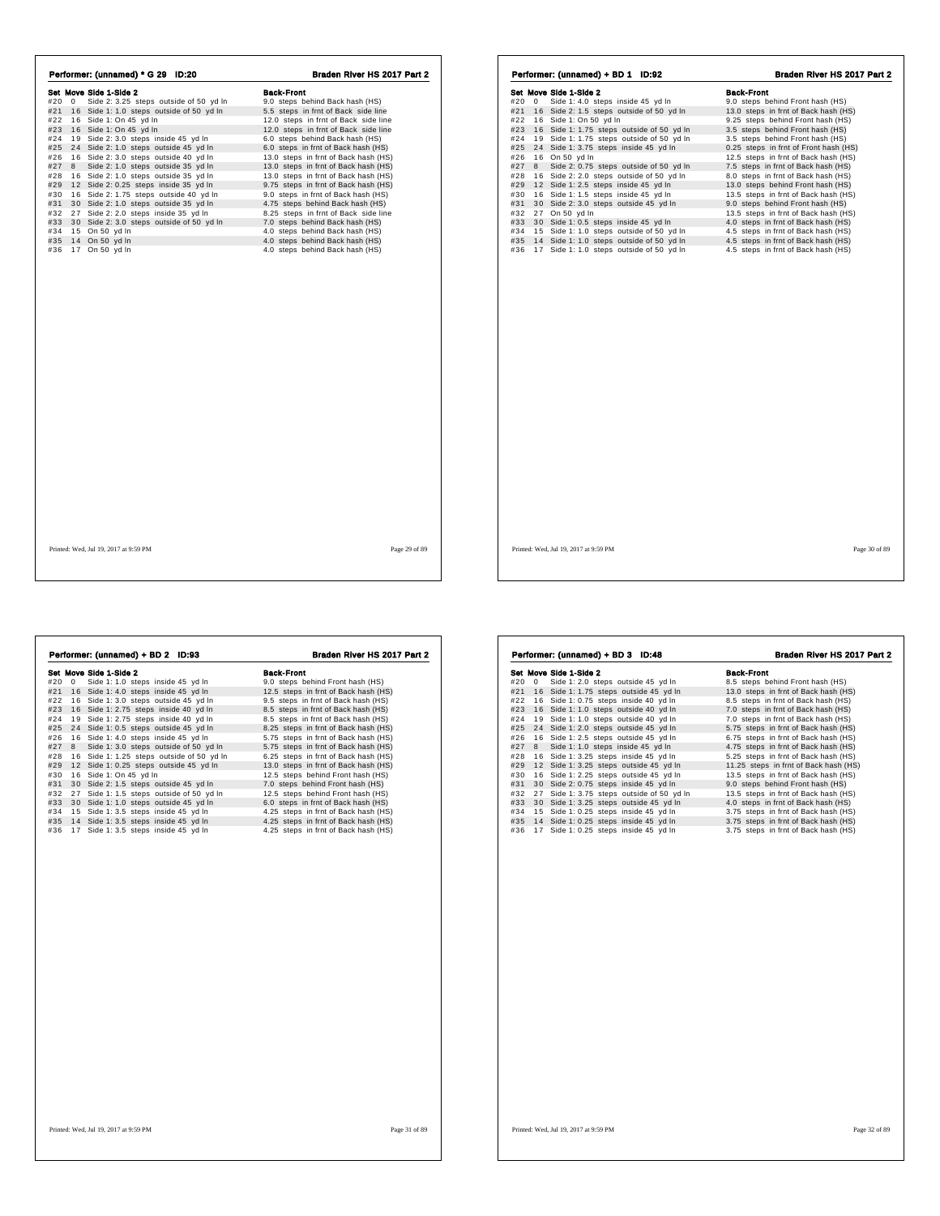## Performer: (unnamed) * G 29 ID:20 — Braden River HS 2017 Part 2

| Set | Move | Side 1-Side 2 | Back-Front |
|---|---|---|---|
| #20 | 0 | Side 2: 3.25 steps outside of 50 yd ln | 9.0 steps behind Back hash (HS) |
| #21 | 16 | Side 1: 1.0 steps outside of 50 yd ln | 5.5 steps in frnt of Back side line |
| #22 | 16 | Side 1: On 45 yd ln | 12.0 steps in frnt of Back side line |
| #23 | 16 | Side 1: On 45 yd ln | 12.0 steps in frnt of Back side line |
| #24 | 19 | Side 2: 3.0 steps inside 45 yd ln | 6.0 steps behind Back hash (HS) |
| #25 | 24 | Side 2: 1.0 steps outside 45 yd ln | 6.0 steps in frnt of Back hash (HS) |
| #26 | 16 | Side 2: 3.0 steps outside 40 yd ln | 13.0 steps in frnt of Back hash (HS) |
| #27 | 8 | Side 2: 1.0 steps outside 35 yd ln | 13.0 steps in frnt of Back hash (HS) |
| #28 | 16 | Side 2: 1.0 steps outside 35 yd ln | 13.0 steps in frnt of Back hash (HS) |
| #29 | 12 | Side 2: 0.25 steps inside 35 yd ln | 9.75 steps in frnt of Back hash (HS) |
| #30 | 16 | Side 2: 1.75 steps outside 40 yd ln | 9.0 steps in frnt of Back hash (HS) |
| #31 | 30 | Side 2: 1.0 steps outside 35 yd ln | 4.75 steps behind Back hash (HS) |
| #32 | 27 | Side 2: 2.0 steps inside 35 yd ln | 8.25 steps in frnt of Back side line |
| #33 | 30 | Side 2: 3.0 steps outside of 50 yd ln | 7.0 steps behind Back hash (HS) |
| #34 | 15 | On 50 yd ln | 4.0 steps behind Back hash (HS) |
| #35 | 14 | On 50 yd ln | 4.0 steps behind Back hash (HS) |
| #36 | 17 | On 50 yd ln | 4.0 steps behind Back hash (HS) |

Printed: Wed, Jul 19, 2017 at 9:59 PM

## Performer: (unnamed) + BD 1 ID:92 — Braden River HS 2017 Part 2

| Set | Move | Side 1-Side 2 | Back-Front |
|---|---|---|---|
| #20 | 0 | Side 1: 4.0 steps inside 45 yd ln | 9.0 steps behind Front hash (HS) |
| #21 | 16 | Side 2: 1.5 steps outside of 50 yd ln | 13.0 steps in frnt of Back hash (HS) |
| #22 | 16 | Side 1: On 50 yd ln | 9.25 steps behind Front hash (HS) |
| #23 | 16 | Side 1: 1.75 steps outside of 50 yd ln | 3.5 steps behind Front hash (HS) |
| #24 | 19 | Side 1: 1.75 steps outside of 50 yd ln | 3.5 steps behind Front hash (HS) |
| #25 | 24 | Side 1: 3.75 steps inside 45 yd ln | 0.25 steps in frnt of Front hash (HS) |
| #26 | 16 | On 50 yd ln | 12.5 steps in frnt of Back hash (HS) |
| #27 | 8 | Side 2: 0.75 steps outside of 50 yd ln | 7.5 steps in frnt of Back hash (HS) |
| #28 | 16 | Side 2: 2.0 steps outside of 50 yd ln | 8.0 steps in frnt of Back hash (HS) |
| #29 | 12 | Side 1: 2.5 steps inside 45 yd ln | 13.0 steps behind Front hash (HS) |
| #30 | 16 | Side 1: 1.5 steps inside 45 yd ln | 13.5 steps in frnt of Back hash (HS) |
| #31 | 30 | Side 2: 3.0 steps outside 45 yd ln | 9.0 steps behind Front hash (HS) |
| #32 | 27 | On 50 yd ln | 13.5 steps in frnt of Back hash (HS) |
| #33 | 30 | Side 1: 0.5 steps inside 45 yd ln | 4.0 steps in frnt of Back hash (HS) |
| #34 | 15 | Side 1: 1.0 steps outside of 50 yd ln | 4.5 steps in frnt of Back hash (HS) |
| #35 | 14 | Side 1: 1.0 steps outside of 50 yd ln | 4.5 steps in frnt of Back hash (HS) |
| #36 | 17 | Side 1: 1.0 steps outside of 50 yd ln | 4.5 steps in frnt of Back hash (HS) |

Printed: Wed, Jul 19, 2017 at 9:59 PM

## Performer: (unnamed) + BD 2 ID:93 — Braden River HS 2017 Part 2

| Set | Move | Side 1-Side 2 | Back-Front |
|---|---|---|---|
| #20 | 0 | Side 1: 1.0 steps inside 45 yd ln | 9.0 steps behind Front hash (HS) |
| #21 | 16 | Side 1: 4.0 steps inside 45 yd ln | 12.5 steps in frnt of Back hash (HS) |
| #22 | 16 | Side 1: 3.0 steps outside 45 yd ln | 9.5 steps in frnt of Back hash (HS) |
| #23 | 16 | Side 1: 2.75 steps inside 40 yd ln | 8.5 steps in frnt of Back hash (HS) |
| #24 | 19 | Side 1: 2.75 steps inside 40 yd ln | 8.5 steps in frnt of Back hash (HS) |
| #25 | 24 | Side 1: 0.5 steps outside 45 yd ln | 8.25 steps in frnt of Back hash (HS) |
| #26 | 16 | Side 1: 4.0 steps inside 45 yd ln | 5.75 steps in frnt of Back hash (HS) |
| #27 | 8 | Side 1: 3.0 steps outside of 50 yd ln | 5.75 steps in frnt of Back hash (HS) |
| #28 | 16 | Side 1: 1.25 steps outside of 50 yd ln | 6.25 steps in frnt of Back hash (HS) |
| #29 | 12 | Side 1: 0.25 steps outside 45 yd ln | 13.0 steps in frnt of Back hash (HS) |
| #30 | 16 | Side 1: On 45 yd ln | 12.5 steps behind Front hash (HS) |
| #31 | 30 | Side 2: 1.5 steps outside 45 yd ln | 7.0 steps behind Front hash (HS) |
| #32 | 27 | Side 1: 1.5 steps outside of 50 yd ln | 12.5 steps behind Front hash (HS) |
| #33 | 30 | Side 1: 1.0 steps outside 45 yd ln | 6.0 steps in frnt of Back hash (HS) |
| #34 | 15 | Side 1: 3.5 steps inside 45 yd ln | 4.25 steps in frnt of Back hash (HS) |
| #35 | 14 | Side 1: 3.5 steps inside 45 yd ln | 4.25 steps in frnt of Back hash (HS) |
| #36 | 17 | Side 1: 3.5 steps inside 45 yd ln | 4.25 steps in frnt of Back hash (HS) |

Printed: Wed, Jul 19, 2017 at 9:59 PM

## Performer: (unnamed) + BD 3 ID:48 — Braden River HS 2017 Part 2

| Set | Move | Side 1-Side 2 | Back-Front |
|---|---|---|---|
| #20 | 0 | Side 1: 2.0 steps outside 45 yd ln | 8.5 steps behind Front hash (HS) |
| #21 | 16 | Side 1: 1.75 steps outside 45 yd ln | 13.0 steps in frnt of Back hash (HS) |
| #22 | 16 | Side 1: 0.75 steps inside 40 yd ln | 8.5 steps in frnt of Back hash (HS) |
| #23 | 16 | Side 1: 1.0 steps outside 40 yd ln | 7.0 steps in frnt of Back hash (HS) |
| #24 | 19 | Side 1: 1.0 steps outside 40 yd ln | 7.0 steps in frnt of Back hash (HS) |
| #25 | 24 | Side 1: 2.0 steps outside 45 yd ln | 5.75 steps in frnt of Back hash (HS) |
| #26 | 16 | Side 1: 2.5 steps outside 45 yd ln | 6.75 steps in frnt of Back hash (HS) |
| #27 | 8 | Side 1: 1.0 steps inside 45 yd ln | 4.75 steps in frnt of Back hash (HS) |
| #28 | 16 | Side 1: 3.25 steps inside 45 yd ln | 5.25 steps in frnt of Back hash (HS) |
| #29 | 12 | Side 1: 3.25 steps outside 45 yd ln | 11.25 steps in frnt of Back hash (HS) |
| #30 | 16 | Side 1: 2.25 steps outside 45 yd ln | 13.5 steps in frnt of Back hash (HS) |
| #31 | 30 | Side 2: 0.75 steps inside 45 yd ln | 9.0 steps behind Front hash (HS) |
| #32 | 27 | Side 1: 3.75 steps outside of 50 yd ln | 13.5 steps in frnt of Back hash (HS) |
| #33 | 30 | Side 1: 3.25 steps outside 45 yd ln | 4.0 steps in frnt of Back hash (HS) |
| #34 | 15 | Side 1: 0.25 steps inside 45 yd ln | 3.75 steps in frnt of Back hash (HS) |
| #35 | 14 | Side 1: 0.25 steps inside 45 yd ln | 3.75 steps in frnt of Back hash (HS) |
| #36 | 17 | Side 1: 0.25 steps inside 45 yd ln | 3.75 steps in frnt of Back hash (HS) |

Printed: Wed, Jul 19, 2017 at 9:59 PM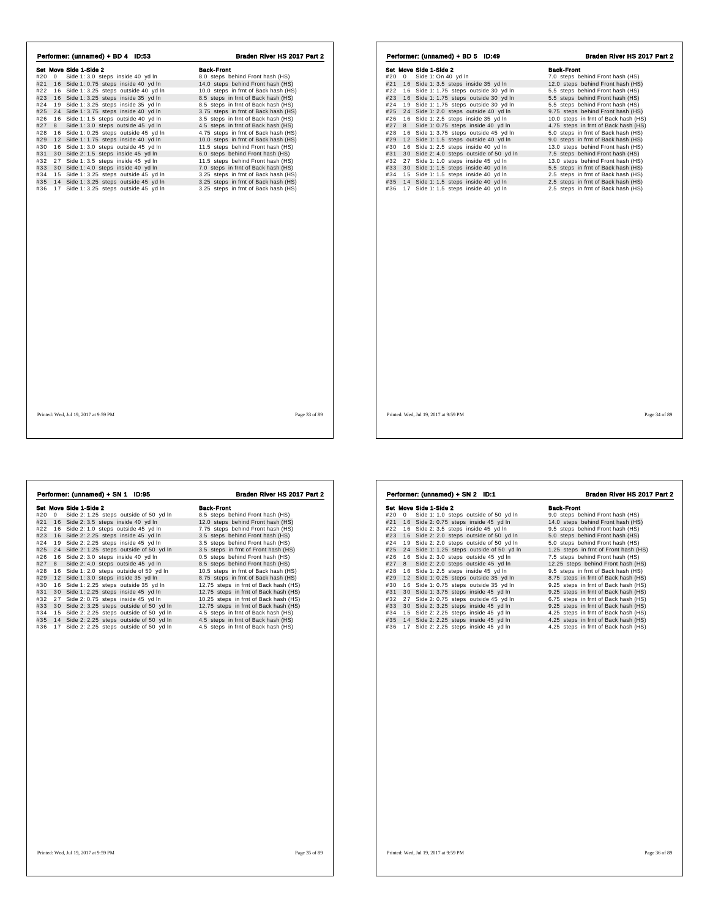## Performer: (unnamed) + BD 4 ID:53

**Braden River HS 2017 Part 2**

| Set | Move | Side 1-Side 2 | Back-Front |
|---|---|---|---|
| #20 | 0 | Side 1: 3.0 steps inside 40 yd ln | 8.0 steps behind Front hash (HS) |
| #21 | 16 | Side 1: 0.75 steps inside 40 yd ln | 14.0 steps behind Front hash (HS) |
| #22 | 16 | Side 1: 3.25 steps outside 40 yd ln | 10.0 steps in frnt of Back hash (HS) |
| #23 | 16 | Side 1: 3.25 steps inside 35 yd ln | 8.5 steps in frnt of Back hash (HS) |
| #24 | 19 | Side 1: 3.25 steps inside 35 yd ln | 8.5 steps in frnt of Back hash (HS) |
| #25 | 24 | Side 1: 3.75 steps inside 40 yd ln | 3.75 steps in frnt of Back hash (HS) |
| #26 | 16 | Side 1: 1.5 steps outside 40 yd ln | 3.5 steps in frnt of Back hash (HS) |
| #27 | 8 | Side 1: 3.0 steps outside 45 yd ln | 4.5 steps in frnt of Back hash (HS) |
| #28 | 16 | Side 1: 0.25 steps outside 45 yd ln | 4.75 steps in frnt of Back hash (HS) |
| #29 | 12 | Side 1: 1.75 steps inside 40 yd ln | 10.0 steps in frnt of Back hash (HS) |
| #30 | 16 | Side 1: 3.0 steps outside 45 yd ln | 11.5 steps behind Front hash (HS) |
| #31 | 30 | Side 2: 1.5 steps inside 45 yd ln | 6.0 steps behind Front hash (HS) |
| #32 | 27 | Side 1: 3.5 steps inside 45 yd ln | 11.5 steps behind Front hash (HS) |
| #33 | 30 | Side 1: 4.0 steps inside 40 yd ln | 7.0 steps in frnt of Back hash (HS) |
| #34 | 15 | Side 1: 3.25 steps outside 45 yd ln | 3.25 steps in frnt of Back hash (HS) |
| #35 | 14 | Side 1: 3.25 steps outside 45 yd ln | 3.25 steps in frnt of Back hash (HS) |
| #36 | 17 | Side 1: 3.25 steps outside 45 yd ln | 3.25 steps in frnt of Back hash (HS) |

Printed: Wed, Jul 19, 2017 at 9:59 PM

## Performer: (unnamed) + BD 5 ID:49

**Braden River HS 2017 Part 2**

| Set | Move | Side 1-Side 2 | Back-Front |
|---|---|---|---|
| #20 | 0 | Side 1: On 40 yd ln | 7.0 steps behind Front hash (HS) |
| #21 | 16 | Side 1: 3.5 steps inside 35 yd ln | 12.0 steps behind Front hash (HS) |
| #22 | 16 | Side 1: 1.75 steps outside 30 yd ln | 5.5 steps behind Front hash (HS) |
| #23 | 16 | Side 1: 1.75 steps outside 30 yd ln | 5.5 steps behind Front hash (HS) |
| #24 | 19 | Side 1: 1.75 steps outside 30 yd ln | 5.5 steps behind Front hash (HS) |
| #25 | 24 | Side 1: 2.0 steps outside 40 yd ln | 9.75 steps behind Front hash (HS) |
| #26 | 16 | Side 1: 2.5 steps inside 35 yd ln | 10.0 steps in frnt of Back hash (HS) |
| #27 | 8 | Side 1: 0.75 steps inside 40 yd ln | 4.75 steps in frnt of Back hash (HS) |
| #28 | 16 | Side 1: 3.75 steps outside 45 yd ln | 5.0 steps in frnt of Back hash (HS) |
| #29 | 12 | Side 1: 1.5 steps outside 40 yd ln | 9.0 steps in frnt of Back hash (HS) |
| #30 | 16 | Side 1: 2.5 steps inside 40 yd ln | 13.0 steps behind Front hash (HS) |
| #31 | 30 | Side 2: 4.0 steps outside of 50 yd ln | 7.5 steps behind Front hash (HS) |
| #32 | 27 | Side 1: 1.0 steps inside 45 yd ln | 13.0 steps behind Front hash (HS) |
| #33 | 30 | Side 1: 1.5 steps inside 40 yd ln | 5.5 steps in frnt of Back hash (HS) |
| #34 | 15 | Side 1: 1.5 steps inside 40 yd ln | 2.5 steps in frnt of Back hash (HS) |
| #35 | 14 | Side 1: 1.5 steps inside 40 yd ln | 2.5 steps in frnt of Back hash (HS) |
| #36 | 17 | Side 1: 1.5 steps inside 40 yd ln | 2.5 steps in frnt of Back hash (HS) |

Printed: Wed, Jul 19, 2017 at 9:59 PM

## Performer: (unnamed) + SN 1 ID:95

**Braden River HS 2017 Part 2**

| Set | Move | Side 1-Side 2 | Back-Front |
|---|---|---|---|
| #20 | 0 | Side 2: 1.25 steps outside of 50 yd ln | 8.5 steps behind Front hash (HS) |
| #21 | 16 | Side 2: 3.5 steps inside 40 yd ln | 12.0 steps behind Front hash (HS) |
| #22 | 16 | Side 2: 1.0 steps outside 45 yd ln | 7.75 steps behind Front hash (HS) |
| #23 | 16 | Side 2: 2.25 steps inside 45 yd ln | 3.5 steps behind Front hash (HS) |
| #24 | 19 | Side 2: 2.25 steps inside 45 yd ln | 3.5 steps behind Front hash (HS) |
| #25 | 24 | Side 2: 1.25 steps outside of 50 yd ln | 3.5 steps in frnt of Front hash (HS) |
| #26 | 16 | Side 2: 3.0 steps inside 40 yd ln | 0.5 steps behind Front hash (HS) |
| #27 | 8 | Side 2: 4.0 steps outside 45 yd ln | 8.5 steps behind Front hash (HS) |
| #28 | 16 | Side 1: 2.0 steps outside of 50 yd ln | 10.5 steps in frnt of Back hash (HS) |
| #29 | 12 | Side 1: 3.0 steps inside 35 yd ln | 8.75 steps in frnt of Back hash (HS) |
| #30 | 16 | Side 1: 2.25 steps outside 35 yd ln | 12.75 steps in frnt of Back hash (HS) |
| #31 | 30 | Side 1: 2.25 steps inside 45 yd ln | 12.75 steps in frnt of Back hash (HS) |
| #32 | 27 | Side 2: 0.75 steps inside 45 yd ln | 10.25 steps in frnt of Back hash (HS) |
| #33 | 30 | Side 2: 3.25 steps outside of 50 yd ln | 12.75 steps in frnt of Back hash (HS) |
| #34 | 15 | Side 2: 2.25 steps outside of 50 yd ln | 4.5 steps in frnt of Back hash (HS) |
| #35 | 14 | Side 2: 2.25 steps outside of 50 yd ln | 4.5 steps in frnt of Back hash (HS) |
| #36 | 17 | Side 2: 2.25 steps outside of 50 yd ln | 4.5 steps in frnt of Back hash (HS) |

Printed: Wed, Jul 19, 2017 at 9:59 PM

## Performer: (unnamed) + SN 2 ID:1

**Braden River HS 2017 Part 2**

| Set | Move | Side 1-Side 2 | Back-Front |
|---|---|---|---|
| #20 | 0 | Side 1: 1.0 steps outside of 50 yd ln | 9.0 steps behind Front hash (HS) |
| #21 | 16 | Side 2: 0.75 steps inside 45 yd ln | 14.0 steps behind Front hash (HS) |
| #22 | 16 | Side 2: 3.5 steps inside 45 yd ln | 9.5 steps behind Front hash (HS) |
| #23 | 16 | Side 2: 2.0 steps outside of 50 yd ln | 5.0 steps behind Front hash (HS) |
| #24 | 19 | Side 2: 2.0 steps outside of 50 yd ln | 5.0 steps behind Front hash (HS) |
| #25 | 24 | Side 1: 1.25 steps outside of 50 yd ln | 1.25 steps in frnt of Front hash (HS) |
| #26 | 16 | Side 2: 3.0 steps outside 45 yd ln | 7.5 steps behind Front hash (HS) |
| #27 | 8 | Side 2: 2.0 steps outside 45 yd ln | 12.25 steps behind Front hash (HS) |
| #28 | 16 | Side 1: 2.5 steps inside 45 yd ln | 9.5 steps in frnt of Back hash (HS) |
| #29 | 12 | Side 1: 0.25 steps outside 35 yd ln | 8.75 steps in frnt of Back hash (HS) |
| #30 | 16 | Side 1: 0.75 steps outside 35 yd ln | 9.25 steps in frnt of Back hash (HS) |
| #31 | 30 | Side 1: 3.75 steps inside 45 yd ln | 9.25 steps in frnt of Back hash (HS) |
| #32 | 27 | Side 2: 0.75 steps outside 45 yd ln | 6.75 steps in frnt of Back hash (HS) |
| #33 | 30 | Side 2: 3.25 steps inside 45 yd ln | 9.25 steps in frnt of Back hash (HS) |
| #34 | 15 | Side 2: 2.25 steps inside 45 yd ln | 4.25 steps in frnt of Back hash (HS) |
| #35 | 14 | Side 2: 2.25 steps inside 45 yd ln | 4.25 steps in frnt of Back hash (HS) |
| #36 | 17 | Side 2: 2.25 steps inside 45 yd ln | 4.25 steps in frnt of Back hash (HS) |

Printed: Wed, Jul 19, 2017 at 9:59 PM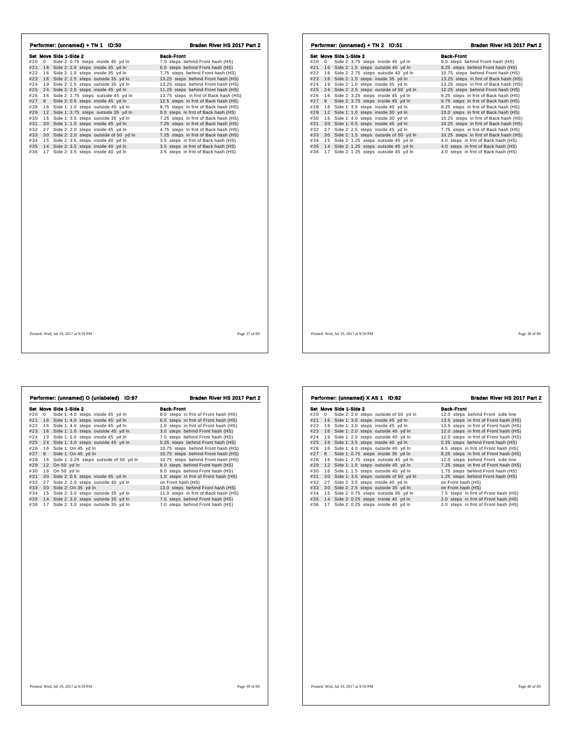## Performer: (unnamed) + TN 1 ID:50

**Braden River HS 2017 Part 2**

| Set | Move | Side 1-Side 2 | Back-Front |
|---|---|---|---|
| #20 | 0 | Side 2: 0.75 steps inside 45 yd ln | 7.0 steps behind Front hash (HS) |
| #21 | 16 | Side 2: 2.0 steps inside 35 yd ln | 6.0 steps behind Front hash (HS) |
| #22 | 16 | Side 2: 1.0 steps inside 35 yd ln | 7.75 steps behind Front hash (HS) |
| #23 | 16 | Side 2: 2.5 steps outside 35 yd ln | 13.25 steps behind Front hash (HS) |
| #24 | 19 | Side 2: 2.5 steps outside 35 yd ln | 13.25 steps behind Front hash (HS) |
| #25 | 24 | Side 2: 2.5 steps inside 45 yd ln | 11.25 steps behind Front hash (HS) |
| #26 | 16 | Side 2: 2.75 steps outside 45 yd ln | 13.75 steps in frnt of Back hash (HS) |
| #27 | 8 | Side 2: 0.5 steps inside 45 yd ln | 12.5 steps in frnt of Back hash (HS) |
| #28 | 16 | Side 1: 1.0 steps outside 45 yd ln | 8.75 steps in frnt of Back hash (HS) |
| #29 | 12 | Side 1: 3.75 steps outside 35 yd ln | 9.0 steps in frnt of Back hash (HS) |
| #30 | 16 | Side 1: 3.5 steps outside 35 yd ln | 7.25 steps in frnt of Back hash (HS) |
| #31 | 30 | Side 1: 1.0 steps inside 45 yd ln | 7.25 steps in frnt of Back hash (HS) |
| #32 | 27 | Side 2: 2.0 steps inside 45 yd ln | 4.75 steps in frnt of Back hash (HS) |
| #33 | 30 | Side 2: 2.0 steps outside of 50 yd ln | 7.25 steps in frnt of Back hash (HS) |
| #34 | 15 | Side 2: 3.5 steps inside 40 yd ln | 3.5 steps in frnt of Back hash (HS) |
| #35 | 14 | Side 2: 3.5 steps inside 40 yd ln | 3.5 steps in frnt of Back hash (HS) |
| #36 | 17 | Side 2: 3.5 steps inside 40 yd ln | 3.5 steps in frnt of Back hash (HS) |

Printed: Wed, Jul 19, 2017 at 9:59 PM

## Performer: (unnamed) + TN 2 ID:51

**Braden River HS 2017 Part 2**

| Set | Move | Side 1-Side 2 | Back-Front |
|---|---|---|---|
| #20 | 0 | Side 2: 3.75 steps inside 45 yd ln | 8.0 steps behind Front hash (HS) |
| #21 | 16 | Side 2: 1.5 steps outside 40 yd ln | 9.25 steps behind Front hash (HS) |
| #22 | 16 | Side 2: 2.75 steps outside 40 yd ln | 10.75 steps behind Front hash (HS) |
| #23 | 16 | Side 2: 1.0 steps inside 35 yd ln | 13.25 steps in frnt of Back hash (HS) |
| #24 | 19 | Side 2: 1.0 steps inside 35 yd ln | 13.25 steps in frnt of Back hash (HS) |
| #25 | 24 | Side 2: 2.5 steps outside of 50 yd ln | 12.25 steps behind Front hash (HS) |
| #26 | 16 | Side 2: 3.25 steps inside 45 yd ln | 9.25 steps in frnt of Back hash (HS) |
| #27 | 8 | Side 2: 3.75 steps inside 45 yd ln | 9.75 steps in frnt of Back hash (HS) |
| #28 | 16 | Side 1: 3.5 steps inside 40 yd ln | 8.25 steps in frnt of Back hash (HS) |
| #29 | 12 | Side 1: 1.0 steps inside 30 yd ln | 10.0 steps in frnt of Back hash (HS) |
| #30 | 16 | Side 1: 4.0 steps inside 30 yd ln | 10.25 steps in frnt of Back hash (HS) |
| #31 | 30 | Side 1: 0.5 steps inside 45 yd ln | 10.25 steps in frnt of Back hash (HS) |
| #32 | 27 | Side 2: 2.5 steps inside 45 yd ln | 7.75 steps in frnt of Back hash (HS) |
| #33 | 30 | Side 2: 1.5 steps outside of 50 yd ln | 10.25 steps in frnt of Back hash (HS) |
| #34 | 15 | Side 2: 1.25 steps outside 45 yd ln | 4.0 steps in frnt of Back hash (HS) |
| #35 | 14 | Side 2: 1.25 steps outside 45 yd ln | 4.0 steps in frnt of Back hash (HS) |
| #36 | 17 | Side 2: 1.25 steps outside 45 yd ln | 4.0 steps in frnt of Back hash (HS) |

Printed: Wed, Jul 19, 2017 at 9:59 PM

## Performer: (unnamed) O (unlabeled) ID:97

**Braden River HS 2017 Part 2**

| Set | Move | Side 1-Side 2 | Back-Front |
|---|---|---|---|
| #20 | 0 | Side 1: 4.0 steps inside 45 yd ln | 8.0 steps in frnt of Front hash (HS) |
| #21 | 16 | Side 1: 4.0 steps inside 45 yd ln | 6.0 steps in frnt of Front hash (HS) |
| #22 | 16 | Side 1: 4.0 steps inside 45 yd ln | 1.0 steps in frnt of Front hash (HS) |
| #23 | 16 | Side 1: 1.0 steps outside 45 yd ln | 3.0 steps behind Front hash (HS) |
| #24 | 19 | Side 1: 1.0 steps inside 45 yd ln | 7.0 steps behind Front hash (HS) |
| #25 | 24 | Side 1: 3.0 steps outside 45 yd ln | 5.25 steps behind Front hash (HS) |
| #26 | 16 | Side 1: On 45 yd ln | 10.75 steps behind Front hash (HS) |
| #27 | 8 | Side 1: On 45 yd ln | 10.75 steps behind Front hash (HS) |
| #28 | 16 | Side 1: 2.25 steps outside of 50 yd ln | 10.75 steps behind Front hash (HS) |
| #29 | 12 | On 50 yd ln | 8.0 steps behind Front hash (HS) |
| #30 | 16 | On 50 yd ln | 8.0 steps behind Front hash (HS) |
| #31 | 30 | Side 2: 0.5 steps inside 45 yd ln | 1.0 steps in frnt of Front hash (HS) |
| #32 | 27 | Side 2: 2.0 steps outside 40 yd ln | on Front hash (HS) |
| #33 | 30 | Side 2: On 35 yd ln | 13.0 steps behind Front hash (HS) |
| #34 | 15 | Side 2: 3.0 steps outside 35 yd ln | 11.0 steps in frnt of Back hash (HS) |
| #35 | 14 | Side 2: 3.0 steps outside 35 yd ln | 7.0 steps behind Front hash (HS) |
| #36 | 17 | Side 2: 3.0 steps outside 35 yd ln | 7.0 steps behind Front hash (HS) |

Printed: Wed, Jul 19, 2017 at 9:59 PM

## Performer: (unnamed) X AS 1 ID:82

**Braden River HS 2017 Part 2**

| Set | Move | Side 1-Side 2 | Back-Front |
|---|---|---|---|
| #20 | 0 | Side 2: 2.0 steps outside of 50 yd ln | 12.0 steps behind Front side line |
| #21 | 16 | Side 1: 3.0 steps inside 45 yd ln | 13.5 steps in frnt of Front hash (HS) |
| #22 | 16 | Side 1: 3.0 steps inside 45 yd ln | 13.5 steps in frnt of Front hash (HS) |
| #23 | 16 | Side 1: 2.0 steps outside 40 yd ln | 12.0 steps in frnt of Front hash (HS) |
| #24 | 19 | Side 1: 2.0 steps outside 40 yd ln | 12.0 steps in frnt of Front hash (HS) |
| #25 | 24 | Side 1: 3.5 steps inside 40 yd ln | 0.25 steps behind Front hash (HS) |
| #26 | 16 | Side 1: 4.0 steps outside 40 yd ln | 4.5 steps in frnt of Front hash (HS) |
| #27 | 8 | Side 1: 0.75 steps inside 35 yd ln | 8.25 steps in frnt of Front hash (HS) |
| #28 | 16 | Side 1: 2.75 steps outside 45 yd ln | 12.0 steps behind Front side line |
| #29 | 12 | Side 1: 1.5 steps outside 45 yd ln | 7.25 steps in frnt of Front hash (HS) |
| #30 | 16 | Side 1: 1.5 steps outside 40 yd ln | 1.75 steps behind Front hash (HS) |
| #31 | 30 | Side 1: 3.5 steps outside of 50 yd ln | 1.25 steps behind Front hash (HS) |
| #32 | 27 | Side 2: 3.5 steps inside 40 yd ln | on Front hash (HS) |
| #33 | 30 | Side 2: 2.5 steps outside 35 yd ln | on Front hash (HS) |
| #34 | 15 | Side 2: 0.75 steps outside 35 yd ln | 7.5 steps in frnt of Front hash (HS) |
| #35 | 14 | Side 2: 0.25 steps inside 40 yd ln | 2.0 steps in frnt of Front hash (HS) |
| #36 | 17 | Side 2: 0.25 steps inside 40 yd ln | 2.0 steps in frnt of Front hash (HS) |

Printed: Wed, Jul 19, 2017 at 9:59 PM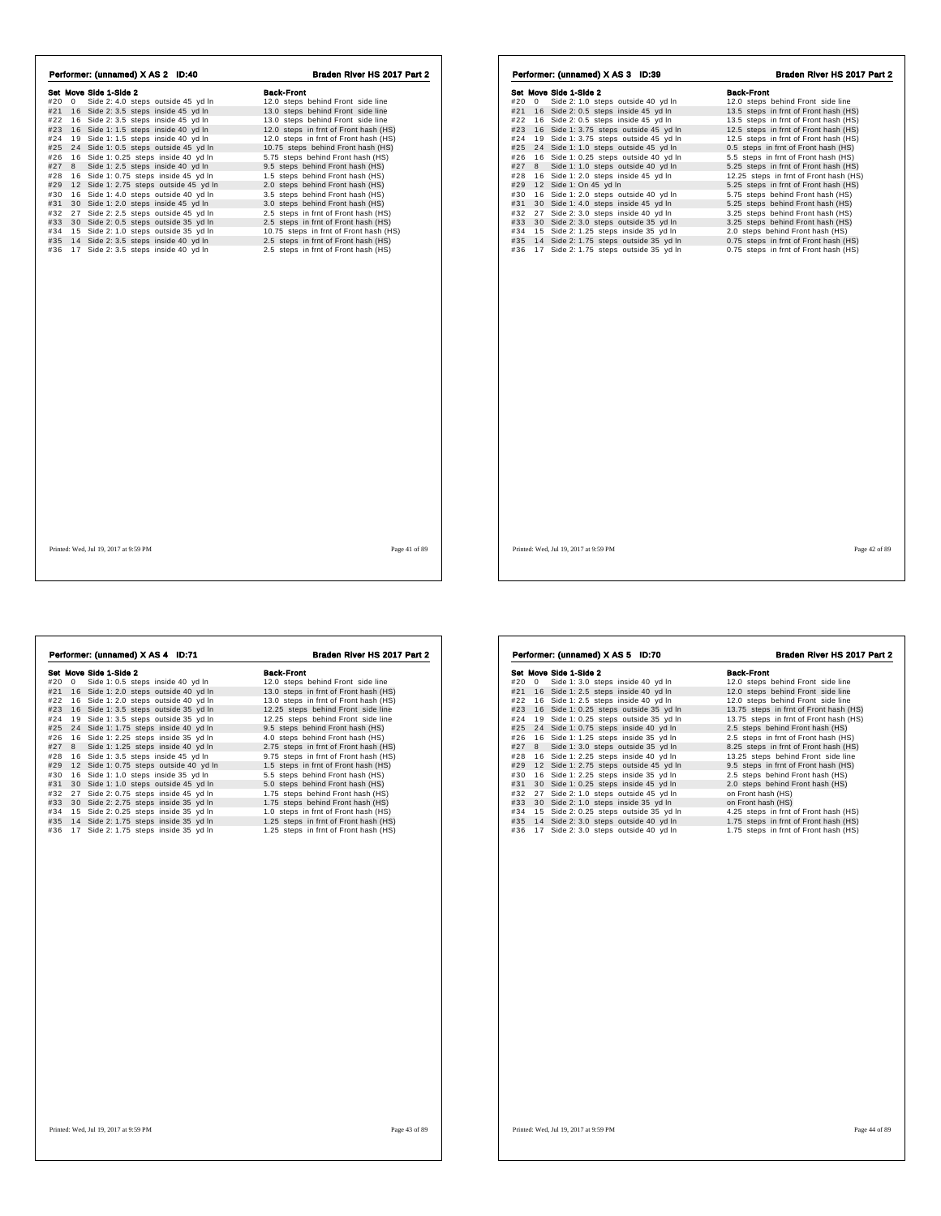## Performer: (unnamed) X AS 2 ID:40

**Braden River HS 2017 Part 2**

| Set | Move | Side 1-Side 2 | Back-Front |
|---|---|---|---|
| #20 | 0 | Side 2: 4.0 steps outside 45 yd ln | 12.0 steps behind Front side line |
| #21 | 16 | Side 2: 3.5 steps inside 45 yd ln | 13.0 steps behind Front side line |
| #22 | 16 | Side 2: 3.5 steps inside 45 yd ln | 13.0 steps behind Front side line |
| #23 | 16 | Side 1: 1.5 steps inside 40 yd ln | 12.0 steps in frnt of Front hash (HS) |
| #24 | 19 | Side 1: 1.5 steps inside 40 yd ln | 12.0 steps in frnt of Front hash (HS) |
| #25 | 24 | Side 1: 0.5 steps outside 45 yd ln | 10.75 steps behind Front hash (HS) |
| #26 | 16 | Side 1: 0.25 steps inside 40 yd ln | 5.75 steps behind Front hash (HS) |
| #27 | 8 | Side 1: 2.5 steps inside 40 yd ln | 9.5 steps behind Front hash (HS) |
| #28 | 16 | Side 1: 0.75 steps inside 45 yd ln | 1.5 steps behind Front hash (HS) |
| #29 | 12 | Side 1: 2.75 steps outside 45 yd ln | 2.0 steps behind Front hash (HS) |
| #30 | 16 | Side 1: 4.0 steps outside 40 yd ln | 3.5 steps behind Front hash (HS) |
| #31 | 30 | Side 1: 2.0 steps inside 45 yd ln | 3.0 steps behind Front hash (HS) |
| #32 | 27 | Side 2: 2.5 steps outside 45 yd ln | 2.5 steps in frnt of Front hash (HS) |
| #33 | 30 | Side 2: 0.5 steps outside 35 yd ln | 2.5 steps in frnt of Front hash (HS) |
| #34 | 15 | Side 2: 1.0 steps outside 35 yd ln | 10.75 steps in frnt of Front hash (HS) |
| #35 | 14 | Side 2: 3.5 steps inside 40 yd ln | 2.5 steps in frnt of Front hash (HS) |
| #36 | 17 | Side 2: 3.5 steps inside 40 yd ln | 2.5 steps in frnt of Front hash (HS) |

Printed: Wed, Jul 19, 2017 at 9:59 PM

## Performer: (unnamed) X AS 3 ID:39

**Braden River HS 2017 Part 2**

| Set | Move | Side 1-Side 2 | Back-Front |
|---|---|---|---|
| #20 | 0 | Side 2: 1.0 steps outside 40 yd ln | 12.0 steps behind Front side line |
| #21 | 16 | Side 2: 0.5 steps inside 45 yd ln | 13.5 steps in frnt of Front hash (HS) |
| #22 | 16 | Side 2: 0.5 steps inside 45 yd ln | 13.5 steps in frnt of Front hash (HS) |
| #23 | 16 | Side 1: 3.75 steps outside 45 yd ln | 12.5 steps in frnt of Front hash (HS) |
| #24 | 19 | Side 1: 3.75 steps outside 45 yd ln | 12.5 steps in frnt of Front hash (HS) |
| #25 | 24 | Side 1: 1.0 steps outside 45 yd ln | 0.5 steps in frnt of Front hash (HS) |
| #26 | 16 | Side 1: 0.25 steps outside 40 yd ln | 5.5 steps in frnt of Front hash (HS) |
| #27 | 8 | Side 1: 1.0 steps outside 40 yd ln | 5.25 steps in frnt of Front hash (HS) |
| #28 | 16 | Side 1: 2.0 steps inside 45 yd ln | 12.25 steps in frnt of Front hash (HS) |
| #29 | 12 | Side 1: On 45 yd ln | 5.25 steps in frnt of Front hash (HS) |
| #30 | 16 | Side 1: 2.0 steps outside 40 yd ln | 5.75 steps behind Front hash (HS) |
| #31 | 30 | Side 1: 4.0 steps inside 45 yd ln | 5.25 steps behind Front hash (HS) |
| #32 | 27 | Side 2: 3.0 steps inside 40 yd ln | 3.25 steps behind Front hash (HS) |
| #33 | 30 | Side 2: 3.0 steps outside 35 yd ln | 3.25 steps behind Front hash (HS) |
| #34 | 15 | Side 2: 1.25 steps inside 35 yd ln | 2.0 steps behind Front hash (HS) |
| #35 | 14 | Side 2: 1.75 steps outside 35 yd ln | 0.75 steps in frnt of Front hash (HS) |
| #36 | 17 | Side 2: 1.75 steps outside 35 yd ln | 0.75 steps in frnt of Front hash (HS) |

Printed: Wed, Jul 19, 2017 at 9:59 PM

## Performer: (unnamed) X AS 4 ID:71

**Braden River HS 2017 Part 2**

| Set | Move | Side 1-Side 2 | Back-Front |
|---|---|---|---|
| #20 | 0 | Side 1: 0.5 steps inside 40 yd ln | 12.0 steps behind Front side line |
| #21 | 16 | Side 1: 2.0 steps outside 40 yd ln | 13.0 steps in frnt of Front hash (HS) |
| #22 | 16 | Side 1: 2.0 steps outside 40 yd ln | 13.0 steps in frnt of Front hash (HS) |
| #23 | 16 | Side 1: 3.5 steps outside 35 yd ln | 12.25 steps behind Front side line |
| #24 | 19 | Side 1: 3.5 steps outside 35 yd ln | 12.25 steps behind Front side line |
| #25 | 24 | Side 1: 1.75 steps inside 40 yd ln | 9.5 steps behind Front hash (HS) |
| #26 | 16 | Side 1: 2.25 steps inside 35 yd ln | 4.0 steps behind Front hash (HS) |
| #27 | 8 | Side 1: 1.25 steps inside 40 yd ln | 2.75 steps in frnt of Front hash (HS) |
| #28 | 16 | Side 1: 3.5 steps inside 45 yd ln | 9.75 steps in frnt of Front hash (HS) |
| #29 | 12 | Side 1: 0.75 steps outside 40 yd ln | 1.5 steps in frnt of Front hash (HS) |
| #30 | 16 | Side 1: 1.0 steps inside 35 yd ln | 5.5 steps behind Front hash (HS) |
| #31 | 30 | Side 1: 1.0 steps outside 45 yd ln | 5.0 steps behind Front hash (HS) |
| #32 | 27 | Side 2: 0.75 steps inside 45 yd ln | 1.75 steps behind Front hash (HS) |
| #33 | 30 | Side 2: 2.75 steps inside 35 yd ln | 1.75 steps behind Front hash (HS) |
| #34 | 15 | Side 2: 0.25 steps inside 35 yd ln | 1.0 steps in frnt of Front hash (HS) |
| #35 | 14 | Side 2: 1.75 steps inside 35 yd ln | 1.25 steps in frnt of Front hash (HS) |
| #36 | 17 | Side 2: 1.75 steps inside 35 yd ln | 1.25 steps in frnt of Front hash (HS) |

Printed: Wed, Jul 19, 2017 at 9:59 PM

## Performer: (unnamed) X AS 5 ID:70

**Braden River HS 2017 Part 2**

| Set | Move | Side 1-Side 2 | Back-Front |
|---|---|---|---|
| #20 | 0 | Side 1: 3.0 steps inside 40 yd ln | 12.0 steps behind Front side line |
| #21 | 16 | Side 1: 2.5 steps inside 40 yd ln | 12.0 steps behind Front side line |
| #22 | 16 | Side 1: 2.5 steps inside 40 yd ln | 12.0 steps behind Front side line |
| #23 | 16 | Side 1: 0.25 steps outside 35 yd ln | 13.75 steps in frnt of Front hash (HS) |
| #24 | 19 | Side 1: 0.25 steps outside 35 yd ln | 13.75 steps in frnt of Front hash (HS) |
| #25 | 24 | Side 1: 0.75 steps inside 40 yd ln | 2.5 steps behind Front hash (HS) |
| #26 | 16 | Side 1: 1.25 steps inside 35 yd ln | 2.5 steps in frnt of Front hash (HS) |
| #27 | 8 | Side 1: 3.0 steps outside 35 yd ln | 8.25 steps in frnt of Front hash (HS) |
| #28 | 16 | Side 1: 2.25 steps inside 40 yd ln | 13.25 steps behind Front side line |
| #29 | 12 | Side 1: 2.75 steps outside 45 yd ln | 9.5 steps in frnt of Front hash (HS) |
| #30 | 16 | Side 1: 2.25 steps inside 35 yd ln | 2.5 steps behind Front hash (HS) |
| #31 | 30 | Side 1: 0.25 steps inside 45 yd ln | 2.0 steps behind Front hash (HS) |
| #32 | 27 | Side 2: 1.0 steps outside 45 yd ln | on Front hash (HS) |
| #33 | 30 | Side 2: 1.0 steps inside 35 yd ln | on Front hash (HS) |
| #34 | 15 | Side 2: 0.25 steps outside 35 yd ln | 4.25 steps in frnt of Front hash (HS) |
| #35 | 14 | Side 2: 3.0 steps outside 40 yd ln | 1.75 steps in frnt of Front hash (HS) |
| #36 | 17 | Side 2: 3.0 steps outside 40 yd ln | 1.75 steps in frnt of Front hash (HS) |

Printed: Wed, Jul 19, 2017 at 9:59 PM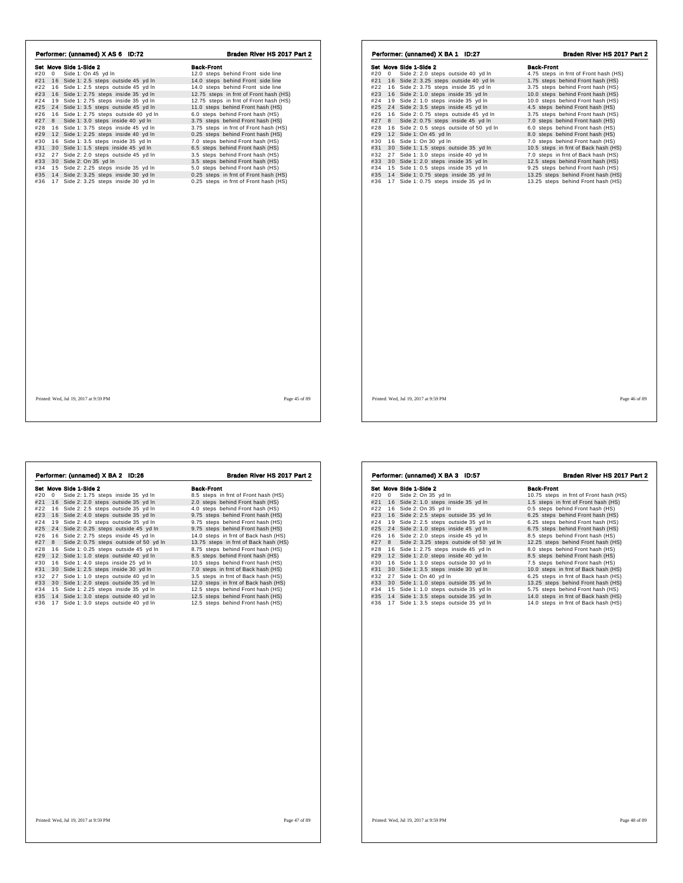## Performer: (unnamed) X AS 6 ID:72

**Braden River HS 2017 Part 2**

| Set | Move | Side 1-Side 2 | Back-Front |
|---|---|---|---|
| #20 | 0 | Side 1: On 45 yd ln | 12.0 steps behind Front side line |
| #21 | 16 | Side 1: 2.5 steps outside 45 yd ln | 14.0 steps behind Front side line |
| #22 | 16 | Side 1: 2.5 steps outside 45 yd ln | 14.0 steps behind Front side line |
| #23 | 16 | Side 1: 2.75 steps inside 35 yd ln | 12.75 steps in frnt of Front hash (HS) |
| #24 | 19 | Side 1: 2.75 steps inside 35 yd ln | 12.75 steps in frnt of Front hash (HS) |
| #25 | 24 | Side 1: 3.5 steps outside 45 yd ln | 11.0 steps behind Front hash (HS) |
| #26 | 16 | Side 1: 2.75 steps outside 40 yd ln | 6.0 steps behind Front hash (HS) |
| #27 | 8 | Side 1: 3.0 steps inside 40 yd ln | 3.75 steps behind Front hash (HS) |
| #28 | 16 | Side 1: 3.75 steps inside 45 yd ln | 3.75 steps in frnt of Front hash (HS) |
| #29 | 12 | Side 1: 2.25 steps inside 40 yd ln | 0.25 steps behind Front hash (HS) |
| #30 | 16 | Side 1: 3.5 steps inside 35 yd ln | 7.0 steps behind Front hash (HS) |
| #31 | 30 | Side 1: 1.5 steps inside 45 yd ln | 6.5 steps behind Front hash (HS) |
| #32 | 27 | Side 2: 2.0 steps outside 45 yd ln | 3.5 steps behind Front hash (HS) |
| #33 | 30 | Side 2: On 35 yd ln | 3.5 steps behind Front hash (HS) |
| #34 | 15 | Side 2: 2.25 steps inside 35 yd ln | 5.0 steps behind Front hash (HS) |
| #35 | 14 | Side 2: 3.25 steps inside 30 yd ln | 0.25 steps in frnt of Front hash (HS) |
| #36 | 17 | Side 2: 3.25 steps inside 30 yd ln | 0.25 steps in frnt of Front hash (HS) |

Printed: Wed, Jul 19, 2017 at 9:59 PM

## Performer: (unnamed) X BA 1 ID:27

**Braden River HS 2017 Part 2**

| Set | Move | Side 1-Side 2 | Back-Front |
|---|---|---|---|
| #20 | 0 | Side 2: 2.0 steps outside 40 yd ln | 4.75 steps in frnt of Front hash (HS) |
| #21 | 16 | Side 2: 3.25 steps outside 40 yd ln | 1.75 steps behind Front hash (HS) |
| #22 | 16 | Side 2: 3.75 steps inside 35 yd ln | 3.75 steps behind Front hash (HS) |
| #23 | 16 | Side 2: 1.0 steps inside 35 yd ln | 10.0 steps behind Front hash (HS) |
| #24 | 19 | Side 2: 1.0 steps inside 35 yd ln | 10.0 steps behind Front hash (HS) |
| #25 | 24 | Side 2: 3.5 steps inside 45 yd ln | 4.5 steps behind Front hash (HS) |
| #26 | 16 | Side 2: 0.75 steps outside 45 yd ln | 3.75 steps behind Front hash (HS) |
| #27 | 8 | Side 2: 0.75 steps inside 45 yd ln | 7.0 steps behind Front hash (HS) |
| #28 | 16 | Side 2: 0.5 steps outside of 50 yd ln | 6.0 steps behind Front hash (HS) |
| #29 | 12 | Side 1: On 45 yd ln | 8.0 steps behind Front hash (HS) |
| #30 | 16 | Side 1: On 30 yd ln | 7.0 steps behind Front hash (HS) |
| #31 | 30 | Side 1: 1.5 steps outside 35 yd ln | 10.5 steps in frnt of Back hash (HS) |
| #32 | 27 | Side 1: 3.0 steps inside 40 yd ln | 7.0 steps in frnt of Back hash (HS) |
| #33 | 30 | Side 1: 2.0 steps inside 35 yd ln | 12.5 steps behind Front hash (HS) |
| #34 | 15 | Side 1: 0.5 steps inside 35 yd ln | 9.25 steps behind Front hash (HS) |
| #35 | 14 | Side 1: 0.75 steps inside 35 yd ln | 13.25 steps behind Front hash (HS) |
| #36 | 17 | Side 1: 0.75 steps inside 35 yd ln | 13.25 steps behind Front hash (HS) |

Printed: Wed, Jul 19, 2017 at 9:59 PM

## Performer: (unnamed) X BA 2 ID:26

**Braden River HS 2017 Part 2**

| Set | Move | Side 1-Side 2 | Back-Front |
|---|---|---|---|
| #20 | 0 | Side 2: 1.75 steps inside 35 yd ln | 8.5 steps in frnt of Front hash (HS) |
| #21 | 16 | Side 2: 2.0 steps outside 35 yd ln | 2.0 steps behind Front hash (HS) |
| #22 | 16 | Side 2: 2.5 steps outside 35 yd ln | 4.0 steps behind Front hash (HS) |
| #23 | 16 | Side 2: 4.0 steps outside 35 yd ln | 9.75 steps behind Front hash (HS) |
| #24 | 19 | Side 2: 4.0 steps outside 35 yd ln | 9.75 steps behind Front hash (HS) |
| #25 | 24 | Side 2: 0.25 steps outside 45 yd ln | 9.75 steps behind Front hash (HS) |
| #26 | 16 | Side 2: 2.75 steps inside 45 yd ln | 14.0 steps in frnt of Back hash (HS) |
| #27 | 8 | Side 2: 0.75 steps outside of 50 yd ln | 13.75 steps in frnt of Back hash (HS) |
| #28 | 16 | Side 1: 0.25 steps outside 45 yd ln | 8.75 steps behind Front hash (HS) |
| #29 | 12 | Side 1: 1.0 steps outside 40 yd ln | 8.5 steps behind Front hash (HS) |
| #30 | 16 | Side 1: 4.0 steps inside 25 yd ln | 10.5 steps behind Front hash (HS) |
| #31 | 30 | Side 1: 2.5 steps inside 30 yd ln | 7.0 steps in frnt of Back hash (HS) |
| #32 | 27 | Side 1: 1.0 steps outside 40 yd ln | 3.5 steps in frnt of Back hash (HS) |
| #33 | 30 | Side 1: 2.0 steps outside 35 yd ln | 12.0 steps in frnt of Back hash (HS) |
| #34 | 15 | Side 1: 2.25 steps inside 35 yd ln | 12.5 steps behind Front hash (HS) |
| #35 | 14 | Side 1: 3.0 steps outside 40 yd ln | 12.5 steps behind Front hash (HS) |
| #36 | 17 | Side 1: 3.0 steps outside 40 yd ln | 12.5 steps behind Front hash (HS) |

Printed: Wed, Jul 19, 2017 at 9:59 PM

## Performer: (unnamed) X BA 3 ID:57

**Braden River HS 2017 Part 2**

| Set | Move | Side 1-Side 2 | Back-Front |
|---|---|---|---|
| #20 | 0 | Side 2: On 35 yd ln | 10.75 steps in frnt of Front hash (HS) |
| #21 | 16 | Side 2: 1.0 steps inside 35 yd ln | 1.5 steps in frnt of Front hash (HS) |
| #22 | 16 | Side 2: On 35 yd ln | 0.5 steps behind Front hash (HS) |
| #23 | 16 | Side 2: 2.5 steps outside 35 yd ln | 6.25 steps behind Front hash (HS) |
| #24 | 19 | Side 2: 2.5 steps outside 35 yd ln | 6.25 steps behind Front hash (HS) |
| #25 | 24 | Side 2: 1.0 steps inside 45 yd ln | 6.75 steps behind Front hash (HS) |
| #26 | 16 | Side 2: 2.0 steps inside 45 yd ln | 8.5 steps behind Front hash (HS) |
| #27 | 8 | Side 2: 3.25 steps outside of 50 yd ln | 12.25 steps behind Front hash (HS) |
| #28 | 16 | Side 1: 2.75 steps inside 45 yd ln | 8.0 steps behind Front hash (HS) |
| #29 | 12 | Side 1: 2.0 steps inside 40 yd ln | 8.5 steps behind Front hash (HS) |
| #30 | 16 | Side 1: 3.0 steps outside 30 yd ln | 7.5 steps behind Front hash (HS) |
| #31 | 30 | Side 1: 3.5 steps inside 30 yd ln | 10.0 steps in frnt of Back hash (HS) |
| #32 | 27 | Side 1: On 40 yd ln | 6.25 steps in frnt of Back hash (HS) |
| #33 | 30 | Side 1: 1.0 steps outside 35 yd ln | 13.25 steps in frnt of Back hash (HS) |
| #34 | 15 | Side 1: 1.0 steps outside 35 yd ln | 5.75 steps behind Front hash (HS) |
| #35 | 14 | Side 1: 3.5 steps outside 35 yd ln | 14.0 steps in frnt of Back hash (HS) |
| #36 | 17 | Side 1: 3.5 steps outside 35 yd ln | 14.0 steps in frnt of Back hash (HS) |

Printed: Wed, Jul 19, 2017 at 9:59 PM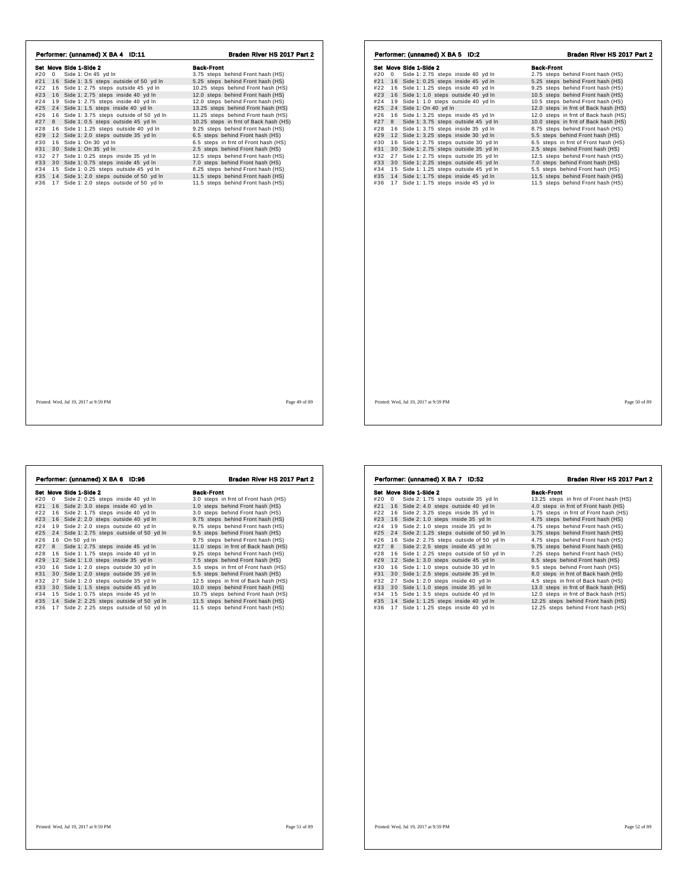## Performer: (unnamed) X BA 4 ID:11

**Braden River HS 2017 Part 2**

| Set | Move | Side 1-Side 2 | Back-Front |
|---|---|---|---|
| #20 | 0 | Side 1: On 45 yd ln | 3.75 steps behind Front hash (HS) |
| #21 | 16 | Side 1: 3.5 steps outside of 50 yd ln | 5.25 steps behind Front hash (HS) |
| #22 | 16 | Side 1: 2.75 steps outside 45 yd ln | 10.25 steps behind Front hash (HS) |
| #23 | 16 | Side 1: 2.75 steps inside 40 yd ln | 12.0 steps behind Front hash (HS) |
| #24 | 19 | Side 1: 2.75 steps inside 40 yd ln | 12.0 steps behind Front hash (HS) |
| #25 | 24 | Side 1: 1.5 steps inside 40 yd ln | 13.25 steps behind Front hash (HS) |
| #26 | 16 | Side 1: 3.75 steps outside of 50 yd ln | 11.25 steps behind Front hash (HS) |
| #27 | 8 | Side 1: 0.5 steps outside 45 yd ln | 10.25 steps in frnt of Back hash (HS) |
| #28 | 16 | Side 1: 1.25 steps outside 40 yd ln | 9.25 steps behind Front hash (HS) |
| #29 | 12 | Side 1: 2.0 steps outside 35 yd ln | 6.5 steps behind Front hash (HS) |
| #30 | 16 | Side 1: On 30 yd ln | 6.5 steps in frnt of Front hash (HS) |
| #31 | 30 | Side 1: On 35 yd ln | 2.5 steps behind Front hash (HS) |
| #32 | 27 | Side 1: 0.25 steps inside 35 yd ln | 12.5 steps behind Front hash (HS) |
| #33 | 30 | Side 1: 0.75 steps inside 45 yd ln | 7.0 steps behind Front hash (HS) |
| #34 | 15 | Side 1: 0.25 steps outside 45 yd ln | 8.25 steps behind Front hash (HS) |
| #35 | 14 | Side 1: 2.0 steps outside of 50 yd ln | 11.5 steps behind Front hash (HS) |
| #36 | 17 | Side 1: 2.0 steps outside of 50 yd ln | 11.5 steps behind Front hash (HS) |

Printed: Wed, Jul 19, 2017 at 9:59 PM

## Performer: (unnamed) X BA 5 ID:2

**Braden River HS 2017 Part 2**

| Set | Move | Side 1-Side 2 | Back-Front |
|---|---|---|---|
| #20 | 0 | Side 1: 2.75 steps inside 40 yd ln | 2.75 steps behind Front hash (HS) |
| #21 | 16 | Side 1: 0.25 steps inside 45 yd ln | 5.25 steps behind Front hash (HS) |
| #22 | 16 | Side 1: 1.25 steps inside 40 yd ln | 9.25 steps behind Front hash (HS) |
| #23 | 16 | Side 1: 1.0 steps outside 40 yd ln | 10.5 steps behind Front hash (HS) |
| #24 | 19 | Side 1: 1.0 steps outside 40 yd ln | 10.5 steps behind Front hash (HS) |
| #25 | 24 | Side 1: On 40 yd ln | 12.0 steps in frnt of Back hash (HS) |
| #26 | 16 | Side 1: 3.25 steps inside 45 yd ln | 12.0 steps in frnt of Back hash (HS) |
| #27 | 8 | Side 1: 3.75 steps outside 45 yd ln | 10.0 steps in frnt of Back hash (HS) |
| #28 | 16 | Side 1: 3.75 steps inside 35 yd ln | 8.75 steps behind Front hash (HS) |
| #29 | 12 | Side 1: 3.25 steps inside 30 yd ln | 5.5 steps behind Front hash (HS) |
| #30 | 16 | Side 1: 2.75 steps outside 30 yd ln | 6.5 steps in frnt of Front hash (HS) |
| #31 | 30 | Side 1: 2.75 steps outside 35 yd ln | 2.5 steps behind Front hash (HS) |
| #32 | 27 | Side 1: 2.75 steps outside 35 yd ln | 12.5 steps behind Front hash (HS) |
| #33 | 30 | Side 1: 2.25 steps outside 45 yd ln | 7.0 steps behind Front hash (HS) |
| #34 | 15 | Side 1: 1.25 steps outside 45 yd ln | 5.5 steps behind Front hash (HS) |
| #35 | 14 | Side 1: 1.75 steps inside 45 yd ln | 11.5 steps behind Front hash (HS) |
| #36 | 17 | Side 1: 1.75 steps inside 45 yd ln | 11.5 steps behind Front hash (HS) |

Printed: Wed, Jul 19, 2017 at 9:59 PM

## Performer: (unnamed) X BA 6 ID:96

**Braden River HS 2017 Part 2**

| Set | Move | Side 1-Side 2 | Back-Front |
|---|---|---|---|
| #20 | 0 | Side 2: 0.25 steps inside 40 yd ln | 3.0 steps in frnt of Front hash (HS) |
| #21 | 16 | Side 2: 3.0 steps inside 40 yd ln | 1.0 steps behind Front hash (HS) |
| #22 | 16 | Side 2: 1.75 steps inside 40 yd ln | 3.0 steps behind Front hash (HS) |
| #23 | 16 | Side 2: 2.0 steps outside 40 yd ln | 9.75 steps behind Front hash (HS) |
| #24 | 19 | Side 2: 2.0 steps outside 40 yd ln | 9.75 steps behind Front hash (HS) |
| #25 | 24 | Side 1: 2.75 steps outside of 50 yd ln | 9.5 steps behind Front hash (HS) |
| #26 | 16 | On 50 yd ln | 9.75 steps behind Front hash (HS) |
| #27 | 8 | Side 1: 2.75 steps inside 45 yd ln | 11.0 steps in frnt of Back hash (HS) |
| #28 | 16 | Side 1: 1.75 steps inside 40 yd ln | 9.25 steps behind Front hash (HS) |
| #29 | 12 | Side 1: 1.0 steps inside 35 yd ln | 7.5 steps behind Front hash (HS) |
| #30 | 16 | Side 1: 2.0 steps outside 30 yd ln | 3.5 steps in frnt of Front hash (HS) |
| #31 | 30 | Side 1: 2.0 steps outside 35 yd ln | 5.5 steps behind Front hash (HS) |
| #32 | 27 | Side 1: 2.0 steps outside 35 yd ln | 12.5 steps in frnt of Back hash (HS) |
| #33 | 30 | Side 1: 1.5 steps outside 45 yd ln | 10.0 steps behind Front hash (HS) |
| #34 | 15 | Side 1: 0.75 steps inside 45 yd ln | 10.75 steps behind Front hash (HS) |
| #35 | 14 | Side 2: 2.25 steps outside of 50 yd ln | 11.5 steps behind Front hash (HS) |
| #36 | 17 | Side 2: 2.25 steps outside of 50 yd ln | 11.5 steps behind Front hash (HS) |

Printed: Wed, Jul 19, 2017 at 9:59 PM

## Performer: (unnamed) X BA 7 ID:52

**Braden River HS 2017 Part 2**

| Set | Move | Side 1-Side 2 | Back-Front |
|---|---|---|---|
| #20 | 0 | Side 2: 1.75 steps outside 35 yd ln | 13.25 steps in frnt of Front hash (HS) |
| #21 | 16 | Side 2: 4.0 steps outside 40 yd ln | 4.0 steps in frnt of Front hash (HS) |
| #22 | 16 | Side 2: 3.25 steps inside 35 yd ln | 1.75 steps in frnt of Front hash (HS) |
| #23 | 16 | Side 2: 1.0 steps inside 35 yd ln | 4.75 steps behind Front hash (HS) |
| #24 | 19 | Side 2: 1.0 steps inside 35 yd ln | 4.75 steps behind Front hash (HS) |
| #25 | 24 | Side 2: 1.25 steps outside of 50 yd ln | 3.75 steps behind Front hash (HS) |
| #26 | 16 | Side 2: 2.75 steps outside of 50 yd ln | 4.75 steps behind Front hash (HS) |
| #27 | 8 | Side 2: 2.5 steps inside 45 yd ln | 9.75 steps behind Front hash (HS) |
| #28 | 16 | Side 1: 2.25 steps outside of 50 yd ln | 7.25 steps behind Front hash (HS) |
| #29 | 12 | Side 1: 3.0 steps outside 45 yd ln | 8.5 steps behind Front hash (HS) |
| #30 | 16 | Side 1: 1.0 steps outside 30 yd ln | 9.5 steps behind Front hash (HS) |
| #31 | 30 | Side 1: 2.5 steps outside 35 yd ln | 8.0 steps in frnt of Back hash (HS) |
| #32 | 27 | Side 1: 2.0 steps inside 40 yd ln | 4.5 steps in frnt of Back hash (HS) |
| #33 | 30 | Side 1: 1.0 steps inside 35 yd ln | 13.0 steps in frnt of Back hash (HS) |
| #34 | 15 | Side 1: 3.5 steps outside 40 yd ln | 12.0 steps in frnt of Back hash (HS) |
| #35 | 14 | Side 1: 1.25 steps inside 40 yd ln | 12.25 steps behind Front hash (HS) |
| #36 | 17 | Side 1: 1.25 steps inside 40 yd ln | 12.25 steps behind Front hash (HS) |

Printed: Wed, Jul 19, 2017 at 9:59 PM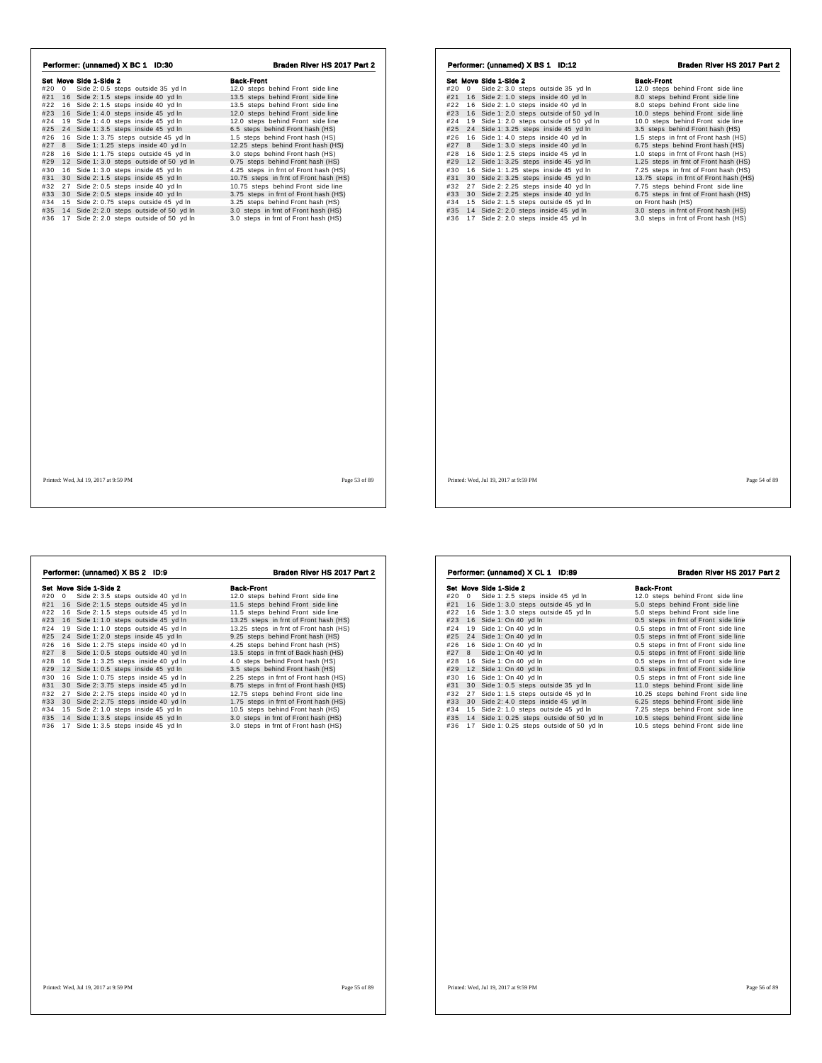## Performer: (unnamed) X BC 1 ID:30

**Braden River HS 2017 Part 2**

| Set | Move | Side 1-Side 2 | Back-Front |
|---|---|---|---|
| #20 | 0 | Side 2: 0.5 steps outside 35 yd ln | 12.0 steps behind Front side line |
| #21 | 16 | Side 2: 1.5 steps inside 40 yd ln | 13.5 steps behind Front side line |
| #22 | 16 | Side 2: 1.5 steps inside 40 yd ln | 13.5 steps behind Front side line |
| #23 | 16 | Side 1: 4.0 steps inside 45 yd ln | 12.0 steps behind Front side line |
| #24 | 19 | Side 1: 4.0 steps inside 45 yd ln | 12.0 steps behind Front side line |
| #25 | 24 | Side 1: 3.5 steps inside 45 yd ln | 6.5 steps behind Front hash (HS) |
| #26 | 16 | Side 1: 3.75 steps outside 45 yd ln | 1.5 steps behind Front hash (HS) |
| #27 | 8 | Side 1: 1.25 steps inside 40 yd ln | 12.25 steps behind Front hash (HS) |
| #28 | 16 | Side 1: 1.75 steps outside 45 yd ln | 3.0 steps behind Front hash (HS) |
| #29 | 12 | Side 1: 3.0 steps outside of 50 yd ln | 0.75 steps behind Front hash (HS) |
| #30 | 16 | Side 1: 3.0 steps inside 45 yd ln | 4.25 steps in frnt of Front hash (HS) |
| #31 | 30 | Side 2: 1.5 steps inside 45 yd ln | 10.75 steps in frnt of Front hash (HS) |
| #32 | 27 | Side 2: 0.5 steps inside 40 yd ln | 10.75 steps behind Front side line |
| #33 | 30 | Side 2: 0.5 steps inside 40 yd ln | 3.75 steps in frnt of Front hash (HS) |
| #34 | 15 | Side 2: 0.75 steps outside 45 yd ln | 3.25 steps behind Front hash (HS) |
| #35 | 14 | Side 2: 2.0 steps outside of 50 yd ln | 3.0 steps in frnt of Front hash (HS) |
| #36 | 17 | Side 2: 2.0 steps outside of 50 yd ln | 3.0 steps in frnt of Front hash (HS) |

Printed: Wed, Jul 19, 2017 at 9:59 PM

## Performer: (unnamed) X BS 1 ID:12

**Braden River HS 2017 Part 2**

| Set | Move | Side 1-Side 2 | Back-Front |
|---|---|---|---|
| #20 | 0 | Side 2: 3.0 steps outside 35 yd ln | 12.0 steps behind Front side line |
| #21 | 16 | Side 2: 1.0 steps inside 40 yd ln | 8.0 steps behind Front side line |
| #22 | 16 | Side 2: 1.0 steps inside 40 yd ln | 8.0 steps behind Front side line |
| #23 | 16 | Side 1: 2.0 steps outside of 50 yd ln | 10.0 steps behind Front side line |
| #24 | 19 | Side 1: 2.0 steps outside of 50 yd ln | 10.0 steps behind Front side line |
| #25 | 24 | Side 1: 3.25 steps inside 45 yd ln | 3.5 steps behind Front hash (HS) |
| #26 | 16 | Side 1: 4.0 steps inside 40 yd ln | 1.5 steps in frnt of Front hash (HS) |
| #27 | 8 | Side 1: 3.0 steps inside 40 yd ln | 6.75 steps behind Front hash (HS) |
| #28 | 16 | Side 1: 2.5 steps inside 45 yd ln | 1.0 steps in frnt of Front hash (HS) |
| #29 | 12 | Side 1: 3.25 steps inside 45 yd ln | 1.25 steps in frnt of Front hash (HS) |
| #30 | 16 | Side 1: 1.25 steps inside 45 yd ln | 7.25 steps in frnt of Front hash (HS) |
| #31 | 30 | Side 2: 3.25 steps inside 45 yd ln | 13.75 steps in frnt of Front hash (HS) |
| #32 | 27 | Side 2: 2.25 steps inside 40 yd ln | 7.75 steps behind Front side line |
| #33 | 30 | Side 2: 2.25 steps inside 40 yd ln | 6.75 steps in frnt of Front hash (HS) |
| #34 | 15 | Side 2: 1.5 steps outside 45 yd ln | on Front hash (HS) |
| #35 | 14 | Side 2: 2.0 steps inside 45 yd ln | 3.0 steps in frnt of Front hash (HS) |
| #36 | 17 | Side 2: 2.0 steps inside 45 yd ln | 3.0 steps in frnt of Front hash (HS) |

Printed: Wed, Jul 19, 2017 at 9:59 PM

## Performer: (unnamed) X BS 2 ID:9

**Braden River HS 2017 Part 2**

| Set | Move | Side 1-Side 2 | Back-Front |
|---|---|---|---|
| #20 | 0 | Side 2: 3.5 steps outside 40 yd ln | 12.0 steps behind Front side line |
| #21 | 16 | Side 2: 1.5 steps outside 45 yd ln | 11.5 steps behind Front side line |
| #22 | 16 | Side 2: 1.5 steps outside 45 yd ln | 11.5 steps behind Front side line |
| #23 | 16 | Side 1: 1.0 steps outside 45 yd ln | 13.25 steps in frnt of Front hash (HS) |
| #24 | 19 | Side 1: 1.0 steps outside 45 yd ln | 13.25 steps in frnt of Front hash (HS) |
| #25 | 24 | Side 1: 2.0 steps inside 45 yd ln | 9.25 steps behind Front hash (HS) |
| #26 | 16 | Side 1: 2.75 steps inside 40 yd ln | 4.25 steps behind Front hash (HS) |
| #27 | 8 | Side 1: 0.5 steps outside 40 yd ln | 13.5 steps in frnt of Back hash (HS) |
| #28 | 16 | Side 1: 3.25 steps inside 40 yd ln | 4.0 steps behind Front hash (HS) |
| #29 | 12 | Side 1: 0.5 steps inside 45 yd ln | 3.5 steps behind Front hash (HS) |
| #30 | 16 | Side 1: 0.75 steps inside 45 yd ln | 2.25 steps in frnt of Front hash (HS) |
| #31 | 30 | Side 2: 3.75 steps inside 45 yd ln | 8.75 steps in frnt of Front hash (HS) |
| #32 | 27 | Side 2: 2.75 steps inside 40 yd ln | 12.75 steps behind Front side line |
| #33 | 30 | Side 2: 2.75 steps inside 40 yd ln | 1.75 steps in frnt of Front hash (HS) |
| #34 | 15 | Side 2: 1.0 steps inside 45 yd ln | 10.5 steps behind Front hash (HS) |
| #35 | 14 | Side 1: 3.5 steps inside 45 yd ln | 3.0 steps in frnt of Front hash (HS) |
| #36 | 17 | Side 1: 3.5 steps inside 45 yd ln | 3.0 steps in frnt of Front hash (HS) |

Printed: Wed, Jul 19, 2017 at 9:59 PM

## Performer: (unnamed) X CL 1 ID:89

**Braden River HS 2017 Part 2**

| Set | Move | Side 1-Side 2 | Back-Front |
|---|---|---|---|
| #20 | 0 | Side 1: 2.5 steps inside 45 yd ln | 12.0 steps behind Front side line |
| #21 | 16 | Side 1: 3.0 steps outside 45 yd ln | 5.0 steps behind Front side line |
| #22 | 16 | Side 1: 3.0 steps outside 45 yd ln | 5.0 steps behind Front side line |
| #23 | 16 | Side 1: On 40 yd ln | 0.5 steps in frnt of Front side line |
| #24 | 19 | Side 1: On 40 yd ln | 0.5 steps in frnt of Front side line |
| #25 | 24 | Side 1: On 40 yd ln | 0.5 steps in frnt of Front side line |
| #26 | 16 | Side 1: On 40 yd ln | 0.5 steps in frnt of Front side line |
| #27 | 8 | Side 1: On 40 yd ln | 0.5 steps in frnt of Front side line |
| #28 | 16 | Side 1: On 40 yd ln | 0.5 steps in frnt of Front side line |
| #29 | 12 | Side 1: On 40 yd ln | 0.5 steps in frnt of Front side line |
| #30 | 16 | Side 1: On 40 yd ln | 0.5 steps in frnt of Front side line |
| #31 | 30 | Side 1: 0.5 steps outside 35 yd ln | 11.0 steps behind Front side line |
| #32 | 27 | Side 1: 1.5 steps outside 45 yd ln | 10.25 steps behind Front side line |
| #33 | 30 | Side 2: 4.0 steps inside 45 yd ln | 6.25 steps behind Front side line |
| #34 | 15 | Side 2: 1.0 steps outside 45 yd ln | 7.25 steps behind Front side line |
| #35 | 14 | Side 1: 0.25 steps outside of 50 yd ln | 10.5 steps behind Front side line |
| #36 | 17 | Side 1: 0.25 steps outside of 50 yd ln | 10.5 steps behind Front side line |

Printed: Wed, Jul 19, 2017 at 9:59 PM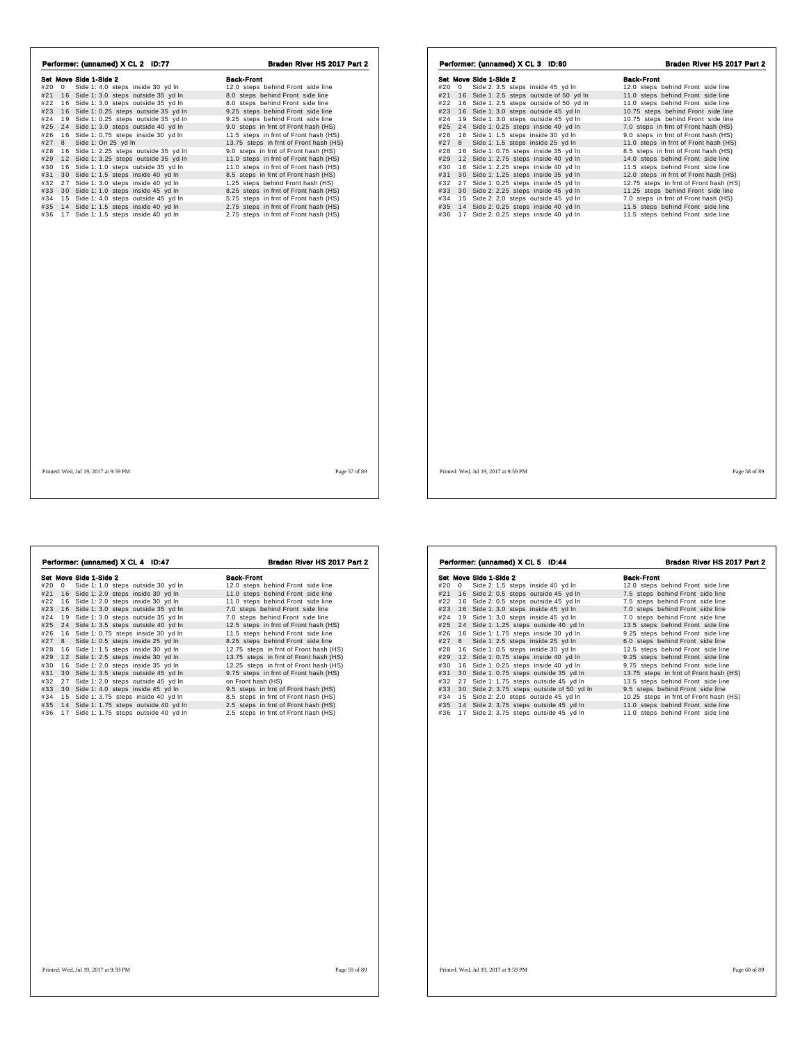## Performer: (unnamed) X CL 2 ID:77

Braden River HS 2017 Part 2

| Set | Move | Side 1-Side 2 | Back-Front |
|---|---|---|---|
| #20 | 0 | Side 1: 4.0 steps inside 30 yd ln | 12.0 steps behind Front side line |
| #21 | 16 | Side 1: 3.0 steps outside 35 yd ln | 8.0 steps behind Front side line |
| #22 | 16 | Side 1: 3.0 steps outside 35 yd ln | 8.0 steps behind Front side line |
| #23 | 16 | Side 1: 0.25 steps outside 35 yd ln | 9.25 steps behind Front side line |
| #24 | 19 | Side 1: 0.25 steps outside 35 yd ln | 9.25 steps behind Front side line |
| #25 | 24 | Side 1: 3.0 steps outside 40 yd ln | 9.0 steps in frnt of Front hash (HS) |
| #26 | 16 | Side 1: 0.75 steps inside 30 yd ln | 11.5 steps in frnt of Front hash (HS) |
| #27 | 8 | Side 1: On 25 yd ln | 13.75 steps in frnt of Front hash (HS) |
| #28 | 16 | Side 1: 2.25 steps outside 35 yd ln | 9.0 steps in frnt of Front hash (HS) |
| #29 | 12 | Side 1: 3.25 steps outside 35 yd ln | 11.0 steps in frnt of Front hash (HS) |
| #30 | 16 | Side 1: 1.0 steps outside 35 yd ln | 11.0 steps in frnt of Front hash (HS) |
| #31 | 30 | Side 1: 1.5 steps inside 40 yd ln | 8.5 steps in frnt of Front hash (HS) |
| #32 | 27 | Side 1: 3.0 steps inside 40 yd ln | 1.25 steps behind Front hash (HS) |
| #33 | 30 | Side 1: 1.0 steps inside 45 yd ln | 8.25 steps in frnt of Front hash (HS) |
| #34 | 15 | Side 1: 4.0 steps outside 45 yd ln | 5.75 steps in frnt of Front hash (HS) |
| #35 | 14 | Side 1: 1.5 steps inside 40 yd ln | 2.75 steps in frnt of Front hash (HS) |
| #36 | 17 | Side 1: 1.5 steps inside 40 yd ln | 2.75 steps in frnt of Front hash (HS) |

Printed: Wed, Jul 19, 2017 at 9:59 PM

## Performer: (unnamed) X CL 3 ID:80

Braden River HS 2017 Part 2

| Set | Move | Side 1-Side 2 | Back-Front |
|---|---|---|---|
| #20 | 0 | Side 2: 3.5 steps inside 45 yd ln | 12.0 steps behind Front side line |
| #21 | 16 | Side 1: 2.5 steps outside of 50 yd ln | 11.0 steps behind Front side line |
| #22 | 16 | Side 1: 2.5 steps outside of 50 yd ln | 11.0 steps behind Front side line |
| #23 | 16 | Side 1: 3.0 steps outside 45 yd ln | 10.75 steps behind Front side line |
| #24 | 19 | Side 1: 3.0 steps outside 45 yd ln | 10.75 steps behind Front side line |
| #25 | 24 | Side 1: 0.25 steps inside 40 yd ln | 7.0 steps in frnt of Front hash (HS) |
| #26 | 16 | Side 1: 1.5 steps inside 30 yd ln | 9.0 steps in frnt of Front hash (HS) |
| #27 | 8 | Side 1: 1.5 steps inside 25 yd ln | 11.0 steps in frnt of Front hash (HS) |
| #28 | 16 | Side 1: 0.75 steps inside 35 yd ln | 8.5 steps in frnt of Front hash (HS) |
| #29 | 12 | Side 1: 2.75 steps inside 40 yd ln | 14.0 steps behind Front side line |
| #30 | 16 | Side 1: 2.25 steps inside 40 yd ln | 11.5 steps behind Front side line |
| #31 | 30 | Side 1: 1.25 steps inside 35 yd ln | 12.0 steps in frnt of Front hash (HS) |
| #32 | 27 | Side 1: 0.25 steps inside 45 yd ln | 12.75 steps in frnt of Front hash (HS) |
| #33 | 30 | Side 2: 2.25 steps inside 45 yd ln | 11.25 steps behind Front side line |
| #34 | 15 | Side 2: 2.0 steps outside 45 yd ln | 7.0 steps in frnt of Front hash (HS) |
| #35 | 14 | Side 2: 0.25 steps inside 40 yd ln | 11.5 steps behind Front side line |
| #36 | 17 | Side 2: 0.25 steps inside 40 yd ln | 11.5 steps behind Front side line |

Printed: Wed, Jul 19, 2017 at 9:59 PM

## Performer: (unnamed) X CL 4 ID:47

Braden River HS 2017 Part 2

| Set | Move | Side 1-Side 2 | Back-Front |
|---|---|---|---|
| #20 | 0 | Side 1: 1.0 steps outside 30 yd ln | 12.0 steps behind Front side line |
| #21 | 16 | Side 1: 2.0 steps inside 30 yd ln | 11.0 steps behind Front side line |
| #22 | 16 | Side 1: 2.0 steps inside 30 yd ln | 11.0 steps behind Front side line |
| #23 | 16 | Side 1: 3.0 steps outside 35 yd ln | 7.0 steps behind Front side line |
| #24 | 19 | Side 1: 3.0 steps outside 35 yd ln | 7.0 steps behind Front side line |
| #25 | 24 | Side 1: 3.5 steps outside 40 yd ln | 12.5 steps in frnt of Front hash (HS) |
| #26 | 16 | Side 1: 0.75 steps inside 30 yd ln | 11.5 steps behind Front side line |
| #27 | 8 | Side 1: 0.5 steps inside 25 yd ln | 8.25 steps behind Front side line |
| #28 | 16 | Side 1: 1.5 steps inside 30 yd ln | 12.75 steps in frnt of Front hash (HS) |
| #29 | 12 | Side 1: 2.5 steps inside 30 yd ln | 13.75 steps in frnt of Front hash (HS) |
| #30 | 16 | Side 1: 2.0 steps inside 35 yd ln | 12.25 steps in frnt of Front hash (HS) |
| #31 | 30 | Side 1: 3.5 steps outside 45 yd ln | 9.75 steps in frnt of Front hash (HS) |
| #32 | 27 | Side 1: 2.0 steps outside 45 yd ln | on Front hash (HS) |
| #33 | 30 | Side 1: 4.0 steps inside 45 yd ln | 9.5 steps in frnt of Front hash (HS) |
| #34 | 15 | Side 1: 3.75 steps inside 40 yd ln | 8.5 steps in frnt of Front hash (HS) |
| #35 | 14 | Side 1: 1.75 steps outside 40 yd ln | 2.5 steps in frnt of Front hash (HS) |
| #36 | 17 | Side 1: 1.75 steps outside 40 yd ln | 2.5 steps in frnt of Front hash (HS) |

Printed: Wed, Jul 19, 2017 at 9:59 PM

## Performer: (unnamed) X CL 5 ID:44

Braden River HS 2017 Part 2

| Set | Move | Side 1-Side 2 | Back-Front |
|---|---|---|---|
| #20 | 0 | Side 2: 1.5 steps inside 40 yd ln | 12.0 steps behind Front side line |
| #21 | 16 | Side 2: 0.5 steps outside 45 yd ln | 7.5 steps behind Front side line |
| #22 | 16 | Side 2: 0.5 steps outside 45 yd ln | 7.5 steps behind Front side line |
| #23 | 16 | Side 1: 3.0 steps inside 45 yd ln | 7.0 steps behind Front side line |
| #24 | 19 | Side 1: 3.0 steps inside 45 yd ln | 7.0 steps behind Front side line |
| #25 | 24 | Side 1: 1.25 steps outside 40 yd ln | 13.5 steps behind Front side line |
| #26 | 16 | Side 1: 1.75 steps inside 30 yd ln | 9.25 steps behind Front side line |
| #27 | 8 | Side 1: 2.5 steps inside 25 yd ln | 6.0 steps behind Front side line |
| #28 | 16 | Side 1: 0.5 steps inside 30 yd ln | 12.5 steps behind Front side line |
| #29 | 12 | Side 1: 0.75 steps inside 40 yd ln | 9.25 steps behind Front side line |
| #30 | 16 | Side 1: 0.25 steps inside 40 yd ln | 9.75 steps behind Front side line |
| #31 | 30 | Side 1: 0.75 steps outside 35 yd ln | 13.75 steps in frnt of Front hash (HS) |
| #32 | 27 | Side 1: 1.75 steps outside 45 yd ln | 13.5 steps behind Front side line |
| #33 | 30 | Side 2: 3.75 steps outside of 50 yd ln | 9.5 steps behind Front side line |
| #34 | 15 | Side 2: 2.0 steps outside 45 yd ln | 10.25 steps in frnt of Front hash (HS) |
| #35 | 14 | Side 2: 3.75 steps outside 45 yd ln | 11.0 steps behind Front side line |
| #36 | 17 | Side 2: 3.75 steps outside 45 yd ln | 11.0 steps behind Front side line |

Printed: Wed, Jul 19, 2017 at 9:59 PM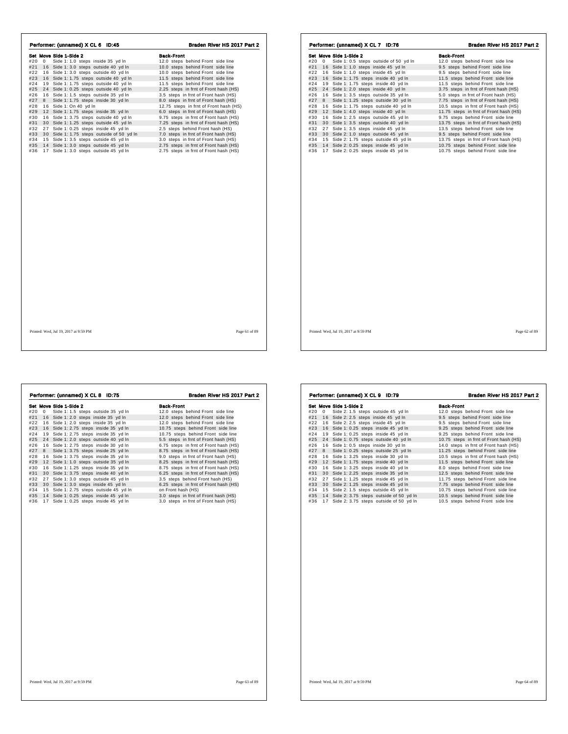## Performer: (unnamed) X CL 6 ID:45

| Set | Move | Side 1-Side 2 | Back-Front |
|---|---|---|---|
| #20 | 0 | Side 1: 1.0 steps inside 35 yd ln | 12.0 steps behind Front side line |
| #21 | 16 | Side 1: 3.0 steps outside 40 yd ln | 10.0 steps behind Front side line |
| #22 | 16 | Side 1: 3.0 steps outside 40 yd ln | 10.0 steps behind Front side line |
| #23 | 16 | Side 1: 1.75 steps outside 40 yd ln | 11.5 steps behind Front side line |
| #24 | 19 | Side 1: 1.75 steps outside 40 yd ln | 11.5 steps behind Front side line |
| #25 | 24 | Side 1: 0.25 steps outside 40 yd ln | 2.25 steps in frnt of Front hash (HS) |
| #26 | 16 | Side 1: 1.5 steps outside 35 yd ln | 3.5 steps in frnt of Front hash (HS) |
| #27 | 8 | Side 1: 1.75 steps inside 30 yd ln | 8.0 steps in frnt of Front hash (HS) |
| #28 | 16 | Side 1: On 40 yd ln | 12.75 steps in frnt of Front hash (HS) |
| #29 | 12 | Side 1: 1.75 steps inside 35 yd ln | 6.0 steps in frnt of Front hash (HS) |
| #30 | 16 | Side 1: 3.75 steps outside 40 yd ln | 9.75 steps in frnt of Front hash (HS) |
| #31 | 30 | Side 1: 1.25 steps outside 45 yd ln | 7.25 steps in frnt of Front hash (HS) |
| #32 | 27 | Side 1: 0.25 steps inside 45 yd ln | 2.5 steps behind Front hash (HS) |
| #33 | 30 | Side 1: 1.75 steps outside of 50 yd ln | 7.0 steps in frnt of Front hash (HS) |
| #34 | 15 | Side 1: 3.5 steps outside 45 yd ln | 3.0 steps in frnt of Front hash (HS) |
| #35 | 14 | Side 1: 3.0 steps outside 45 yd ln | 2.75 steps in frnt of Front hash (HS) |
| #36 | 17 | Side 1: 3.0 steps outside 45 yd ln | 2.75 steps in frnt of Front hash (HS) |

## Performer: (unnamed) X CL 7 ID:76

| Set | Move | Side 1-Side 2 | Back-Front |
|---|---|---|---|
| #20 | 0 | Side 1: 0.5 steps outside of 50 yd ln | 12.0 steps behind Front side line |
| #21 | 16 | Side 1: 1.0 steps inside 45 yd ln | 9.5 steps behind Front side line |
| #22 | 16 | Side 1: 1.0 steps inside 45 yd ln | 9.5 steps behind Front side line |
| #23 | 16 | Side 1: 1.75 steps inside 40 yd ln | 11.5 steps behind Front side line |
| #24 | 19 | Side 1: 1.75 steps inside 40 yd ln | 11.5 steps behind Front side line |
| #25 | 24 | Side 1: 2.0 steps inside 40 yd ln | 3.75 steps in frnt of Front hash (HS) |
| #26 | 16 | Side 1: 3.5 steps outside 35 yd ln | 5.0 steps in frnt of Front hash (HS) |
| #27 | 8 | Side 1: 1.25 steps outside 30 yd ln | 7.75 steps in frnt of Front hash (HS) |
| #28 | 16 | Side 1: 1.75 steps outside 40 yd ln | 10.5 steps in frnt of Front hash (HS) |
| #29 | 12 | Side 1: 4.0 steps inside 40 yd ln | 11.75 steps in frnt of Front hash (HS) |
| #30 | 16 | Side 1: 2.5 steps outside 45 yd ln | 9.75 steps behind Front side line |
| #31 | 30 | Side 1: 3.5 steps outside 40 yd ln | 13.75 steps in frnt of Front hash (HS) |
| #32 | 27 | Side 1: 3.5 steps inside 45 yd ln | 13.5 steps behind Front side line |
| #33 | 30 | Side 2: 1.0 steps outside 45 yd ln | 9.5 steps behind Front side line |
| #34 | 15 | Side 2: 1.75 steps outside 45 yd ln | 13.75 steps in frnt of Front hash (HS) |
| #35 | 14 | Side 2: 0.25 steps inside 45 yd ln | 10.75 steps behind Front side line |
| #36 | 17 | Side 2: 0.25 steps inside 45 yd ln | 10.75 steps behind Front side line |

## Performer: (unnamed) X CL 8 ID:75

| Set | Move | Side 1-Side 2 | Back-Front |
|---|---|---|---|
| #20 | 0 | Side 1: 1.5 steps outside 35 yd ln | 12.0 steps behind Front side line |
| #21 | 16 | Side 1: 2.0 steps inside 35 yd ln | 12.0 steps behind Front side line |
| #22 | 16 | Side 1: 2.0 steps inside 35 yd ln | 12.0 steps behind Front side line |
| #23 | 16 | Side 1: 2.75 steps inside 35 yd ln | 10.75 steps behind Front side line |
| #24 | 19 | Side 1: 2.75 steps inside 35 yd ln | 10.75 steps behind Front side line |
| #25 | 24 | Side 1: 2.0 steps outside 40 yd ln | 5.5 steps in frnt of Front hash (HS) |
| #26 | 16 | Side 1: 2.75 steps inside 30 yd ln | 6.75 steps in frnt of Front hash (HS) |
| #27 | 8 | Side 1: 3.75 steps inside 25 yd ln | 8.75 steps in frnt of Front hash (HS) |
| #28 | 16 | Side 1: 3.75 steps inside 35 yd ln | 9.0 steps in frnt of Front hash (HS) |
| #29 | 12 | Side 1: 1.0 steps outside 35 yd ln | 8.25 steps in frnt of Front hash (HS) |
| #30 | 16 | Side 1: 1.25 steps inside 35 yd ln | 8.75 steps in frnt of Front hash (HS) |
| #31 | 30 | Side 1: 3.75 steps inside 40 yd ln | 6.25 steps in frnt of Front hash (HS) |
| #32 | 27 | Side 1: 3.0 steps outside 45 yd ln | 3.5 steps behind Front hash (HS) |
| #33 | 30 | Side 1: 3.0 steps inside 45 yd ln | 6.25 steps in frnt of Front hash (HS) |
| #34 | 15 | Side 1: 2.75 steps outside 45 yd ln | on Front hash (HS) |
| #35 | 14 | Side 1: 0.25 steps inside 45 yd ln | 3.0 steps in frnt of Front hash (HS) |
| #36 | 17 | Side 1: 0.25 steps inside 45 yd ln | 3.0 steps in frnt of Front hash (HS) |

## Performer: (unnamed) X CL 9 ID:79

| Set | Move | Side 1-Side 2 | Back-Front |
|---|---|---|---|
| #20 | 0 | Side 2: 1.5 steps outside 45 yd ln | 12.0 steps behind Front side line |
| #21 | 16 | Side 2: 2.5 steps inside 45 yd ln | 9.5 steps behind Front side line |
| #22 | 16 | Side 2: 2.5 steps inside 45 yd ln | 9.5 steps behind Front side line |
| #23 | 16 | Side 1: 0.25 steps inside 45 yd ln | 9.25 steps behind Front side line |
| #24 | 19 | Side 1: 0.25 steps inside 45 yd ln | 9.25 steps behind Front side line |
| #25 | 24 | Side 1: 0.75 steps outside 40 yd ln | 10.75 steps in frnt of Front hash (HS) |
| #26 | 16 | Side 1: 0.5 steps inside 30 yd ln | 14.0 steps in frnt of Front hash (HS) |
| #27 | 8 | Side 1: 0.25 steps outside 25 yd ln | 11.25 steps behind Front side line |
| #28 | 16 | Side 1: 3.25 steps inside 30 yd ln | 10.5 steps in frnt of Front hash (HS) |
| #29 | 12 | Side 1: 1.75 steps inside 40 yd ln | 11.5 steps behind Front side line |
| #30 | 16 | Side 1: 3.25 steps inside 40 yd ln | 8.0 steps behind Front side line |
| #31 | 30 | Side 1: 2.25 steps inside 35 yd ln | 12.5 steps behind Front side line |
| #32 | 27 | Side 1: 1.25 steps inside 45 yd ln | 11.75 steps behind Front side line |
| #33 | 30 | Side 2: 1.25 steps inside 45 yd ln | 7.75 steps behind Front side line |
| #34 | 15 | Side 2: 1.5 steps outside 45 yd ln | 10.75 steps behind Front side line |
| #35 | 14 | Side 2: 3.75 steps outside of 50 yd ln | 10.5 steps behind Front side line |
| #36 | 17 | Side 2: 3.75 steps outside of 50 yd ln | 10.5 steps behind Front side line |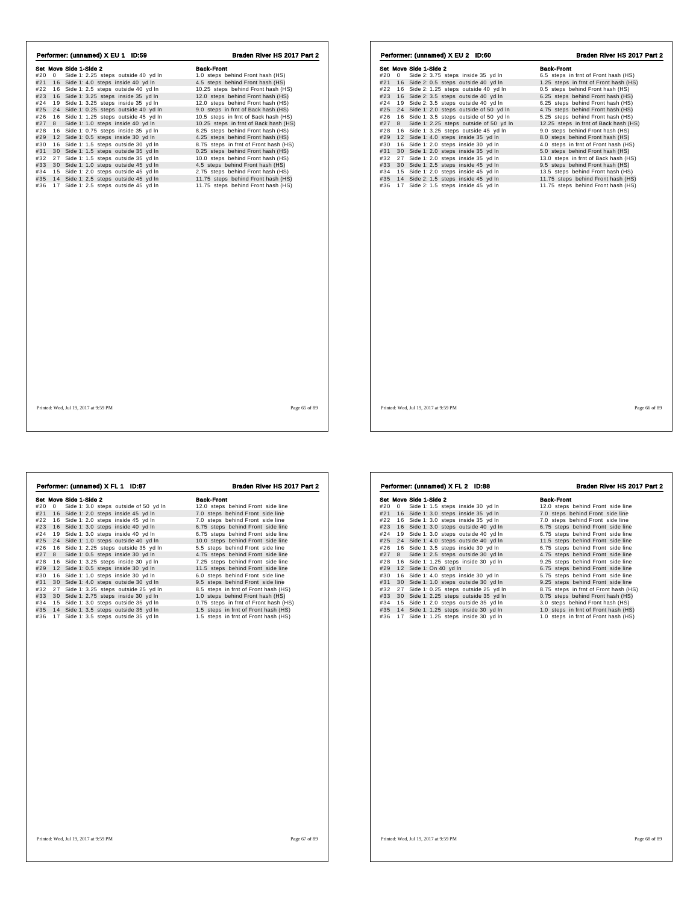## Performer: (unnamed) X EU 1 ID:59 — Braden River HS 2017 Part 2

| Set | Move | Side 1-Side 2 | Back-Front |
|---|---|---|---|
| #20 | 0 | Side 1: 2.25 steps outside 40 yd ln | 1.0 steps behind Front hash (HS) |
| #21 | 16 | Side 1: 4.0 steps inside 40 yd ln | 4.5 steps behind Front hash (HS) |
| #22 | 16 | Side 1: 2.5 steps outside 40 yd ln | 10.25 steps behind Front hash (HS) |
| #23 | 16 | Side 1: 3.25 steps inside 35 yd ln | 12.0 steps behind Front hash (HS) |
| #24 | 19 | Side 1: 3.25 steps inside 35 yd ln | 12.0 steps behind Front hash (HS) |
| #25 | 24 | Side 1: 0.25 steps outside 40 yd ln | 9.0 steps in frnt of Back hash (HS) |
| #26 | 16 | Side 1: 1.25 steps outside 45 yd ln | 10.5 steps in frnt of Back hash (HS) |
| #27 | 8 | Side 1: 1.0 steps inside 40 yd ln | 10.25 steps in frnt of Back hash (HS) |
| #28 | 16 | Side 1: 0.75 steps inside 35 yd ln | 8.25 steps behind Front hash (HS) |
| #29 | 12 | Side 1: 0.5 steps inside 30 yd ln | 4.25 steps behind Front hash (HS) |
| #30 | 16 | Side 1: 1.5 steps outside 30 yd ln | 8.75 steps in frnt of Front hash (HS) |
| #31 | 30 | Side 1: 1.5 steps outside 35 yd ln | 0.25 steps behind Front hash (HS) |
| #32 | 27 | Side 1: 1.5 steps outside 35 yd ln | 10.0 steps behind Front hash (HS) |
| #33 | 30 | Side 1: 1.0 steps outside 45 yd ln | 4.5 steps behind Front hash (HS) |
| #34 | 15 | Side 1: 2.0 steps outside 45 yd ln | 2.75 steps behind Front hash (HS) |
| #35 | 14 | Side 1: 2.5 steps outside 45 yd ln | 11.75 steps behind Front hash (HS) |
| #36 | 17 | Side 1: 2.5 steps outside 45 yd ln | 11.75 steps behind Front hash (HS) |

Printed: Wed, Jul 19, 2017 at 9:59 PM

## Performer: (unnamed) X EU 2 ID:60 — Braden River HS 2017 Part 2

| Set | Move | Side 1-Side 2 | Back-Front |
|---|---|---|---|
| #20 | 0 | Side 2: 3.75 steps inside 35 yd ln | 6.5 steps in frnt of Front hash (HS) |
| #21 | 16 | Side 2: 0.5 steps outside 40 yd ln | 1.25 steps in frnt of Front hash (HS) |
| #22 | 16 | Side 2: 1.25 steps outside 40 yd ln | 0.5 steps behind Front hash (HS) |
| #23 | 16 | Side 2: 3.5 steps outside 40 yd ln | 6.25 steps behind Front hash (HS) |
| #24 | 19 | Side 2: 3.5 steps outside 40 yd ln | 6.25 steps behind Front hash (HS) |
| #25 | 24 | Side 1: 2.0 steps outside of 50 yd ln | 4.75 steps behind Front hash (HS) |
| #26 | 16 | Side 1: 3.5 steps outside of 50 yd ln | 5.25 steps behind Front hash (HS) |
| #27 | 8 | Side 1: 2.25 steps outside of 50 yd ln | 12.25 steps in frnt of Back hash (HS) |
| #28 | 16 | Side 1: 3.25 steps outside 45 yd ln | 9.0 steps behind Front hash (HS) |
| #29 | 12 | Side 1: 4.0 steps inside 35 yd ln | 8.0 steps behind Front hash (HS) |
| #30 | 16 | Side 1: 2.0 steps inside 30 yd ln | 4.0 steps in frnt of Front hash (HS) |
| #31 | 30 | Side 1: 2.0 steps inside 35 yd ln | 5.0 steps behind Front hash (HS) |
| #32 | 27 | Side 1: 2.0 steps inside 35 yd ln | 13.0 steps in frnt of Back hash (HS) |
| #33 | 30 | Side 1: 2.5 steps inside 45 yd ln | 9.5 steps behind Front hash (HS) |
| #34 | 15 | Side 1: 2.0 steps inside 45 yd ln | 13.5 steps behind Front hash (HS) |
| #35 | 14 | Side 2: 1.5 steps inside 45 yd ln | 11.75 steps behind Front hash (HS) |
| #36 | 17 | Side 2: 1.5 steps inside 45 yd ln | 11.75 steps behind Front hash (HS) |

Printed: Wed, Jul 19, 2017 at 9:59 PM

## Performer: (unnamed) X FL 1 ID:87 — Braden River HS 2017 Part 2

| Set | Move | Side 1-Side 2 | Back-Front |
|---|---|---|---|
| #20 | 0 | Side 1: 3.0 steps outside of 50 yd ln | 12.0 steps behind Front side line |
| #21 | 16 | Side 1: 2.0 steps inside 45 yd ln | 7.0 steps behind Front side line |
| #22 | 16 | Side 1: 2.0 steps inside 45 yd ln | 7.0 steps behind Front side line |
| #23 | 16 | Side 1: 3.0 steps inside 40 yd ln | 6.75 steps behind Front side line |
| #24 | 19 | Side 1: 3.0 steps inside 40 yd ln | 6.75 steps behind Front side line |
| #25 | 24 | Side 1: 1.0 steps outside 40 yd ln | 10.0 steps behind Front side line |
| #26 | 16 | Side 1: 2.25 steps outside 35 yd ln | 5.5 steps behind Front side line |
| #27 | 8 | Side 1: 0.5 steps inside 30 yd ln | 4.75 steps behind Front side line |
| #28 | 16 | Side 1: 3.25 steps inside 30 yd ln | 7.25 steps behind Front side line |
| #29 | 12 | Side 1: 0.5 steps inside 30 yd ln | 11.5 steps behind Front side line |
| #30 | 16 | Side 1: 1.0 steps inside 30 yd ln | 6.0 steps behind Front side line |
| #31 | 30 | Side 1: 4.0 steps outside 30 yd ln | 9.5 steps behind Front side line |
| #32 | 27 | Side 1: 3.25 steps outside 25 yd ln | 8.5 steps in frnt of Front hash (HS) |
| #33 | 30 | Side 2: 2.75 steps inside 30 yd ln | 1.0 steps behind Front hash (HS) |
| #34 | 15 | Side 1: 3.0 steps outside 35 yd ln | 0.75 steps in frnt of Front hash (HS) |
| #35 | 14 | Side 1: 3.5 steps outside 35 yd ln | 1.5 steps in frnt of Front hash (HS) |
| #36 | 17 | Side 1: 3.5 steps outside 35 yd ln | 1.5 steps in frnt of Front hash (HS) |

Printed: Wed, Jul 19, 2017 at 9:59 PM

## Performer: (unnamed) X FL 2 ID:88 — Braden River HS 2017 Part 2

| Set | Move | Side 1-Side 2 | Back-Front |
|---|---|---|---|
| #20 | 0 | Side 1: 1.5 steps inside 30 yd ln | 12.0 steps behind Front side line |
| #21 | 16 | Side 1: 3.0 steps inside 35 yd ln | 7.0 steps behind Front side line |
| #22 | 16 | Side 1: 3.0 steps inside 35 yd ln | 7.0 steps behind Front side line |
| #23 | 16 | Side 1: 3.0 steps outside 40 yd ln | 6.75 steps behind Front side line |
| #24 | 19 | Side 1: 3.0 steps outside 40 yd ln | 6.75 steps behind Front side line |
| #25 | 24 | Side 1: 4.0 steps outside 40 yd ln | 11.5 steps behind Front side line |
| #26 | 16 | Side 1: 3.5 steps inside 30 yd ln | 6.75 steps behind Front side line |
| #27 | 8 | Side 1: 2.5 steps outside 30 yd ln | 4.75 steps behind Front side line |
| #28 | 16 | Side 1: 1.25 steps inside 30 yd ln | 9.25 steps behind Front side line |
| #29 | 12 | Side 1: On 40 yd ln | 6.75 steps behind Front side line |
| #30 | 16 | Side 1: 4.0 steps inside 30 yd ln | 5.75 steps behind Front side line |
| #31 | 30 | Side 1: 1.0 steps outside 30 yd ln | 9.25 steps behind Front side line |
| #32 | 27 | Side 1: 0.25 steps outside 25 yd ln | 8.75 steps in frnt of Front hash (HS) |
| #33 | 30 | Side 1: 2.25 steps outside 35 yd ln | 0.75 steps behind Front hash (HS) |
| #34 | 15 | Side 1: 2.0 steps outside 35 yd ln | 3.0 steps behind Front hash (HS) |
| #35 | 14 | Side 1: 1.25 steps inside 30 yd ln | 1.0 steps in frnt of Front hash (HS) |
| #36 | 17 | Side 1: 1.25 steps inside 30 yd ln | 1.0 steps in frnt of Front hash (HS) |

Printed: Wed, Jul 19, 2017 at 9:59 PM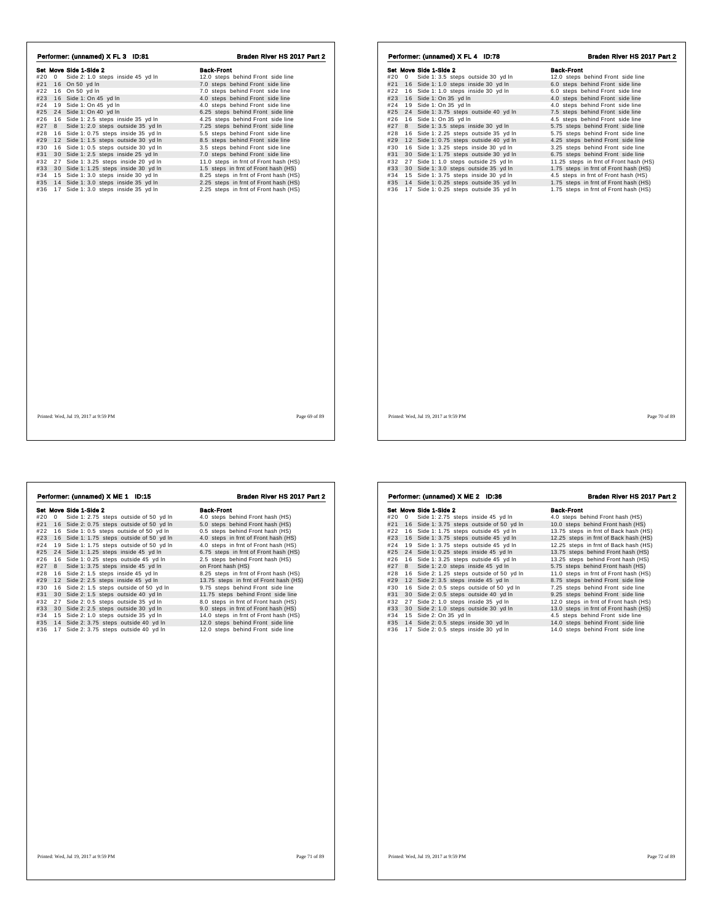## Performer: (unnamed) X FL 3 ID:81

**Braden River HS 2017 Part 2**

| Set | Move | Side 1-Side 2 | Back-Front |
|---|---|---|---|
| #20 | 0 | Side 2: 1.0 steps inside 45 yd ln | 12.0 steps behind Front side line |
| #21 | 16 | On 50 yd ln | 7.0 steps behind Front side line |
| #22 | 16 | On 50 yd ln | 7.0 steps behind Front side line |
| #23 | 16 | Side 1: On 45 yd ln | 4.0 steps behind Front side line |
| #24 | 19 | Side 1: On 45 yd ln | 4.0 steps behind Front side line |
| #25 | 24 | Side 1: On 40 yd ln | 6.25 steps behind Front side line |
| #26 | 16 | Side 1: 2.5 steps inside 35 yd ln | 4.25 steps behind Front side line |
| #27 | 8 | Side 1: 2.0 steps outside 35 yd ln | 7.25 steps behind Front side line |
| #28 | 16 | Side 1: 0.75 steps inside 35 yd ln | 5.5 steps behind Front side line |
| #29 | 12 | Side 1: 1.5 steps outside 30 yd ln | 8.5 steps behind Front side line |
| #30 | 16 | Side 1: 0.5 steps outside 30 yd ln | 3.5 steps behind Front side line |
| #31 | 30 | Side 1: 2.5 steps inside 25 yd ln | 7.0 steps behind Front side line |
| #32 | 27 | Side 1: 3.25 steps inside 20 yd ln | 11.0 steps in frnt of Front hash (HS) |
| #33 | 30 | Side 1: 1.25 steps inside 30 yd ln | 1.5 steps in frnt of Front hash (HS) |
| #34 | 15 | Side 1: 3.0 steps inside 30 yd ln | 8.25 steps in frnt of Front hash (HS) |
| #35 | 14 | Side 1: 3.0 steps inside 35 yd ln | 2.25 steps in frnt of Front hash (HS) |
| #36 | 17 | Side 1: 3.0 steps inside 35 yd ln | 2.25 steps in frnt of Front hash (HS) |

Printed: Wed, Jul 19, 2017 at 9:59 PM

## Performer: (unnamed) X FL 4 ID:78

**Braden River HS 2017 Part 2**

| Set | Move | Side 1-Side 2 | Back-Front |
|---|---|---|---|
| #20 | 0 | Side 1: 3.5 steps outside 30 yd ln | 12.0 steps behind Front side line |
| #21 | 16 | Side 1: 1.0 steps inside 30 yd ln | 6.0 steps behind Front side line |
| #22 | 16 | Side 1: 1.0 steps inside 30 yd ln | 6.0 steps behind Front side line |
| #23 | 16 | Side 1: On 35 yd ln | 4.0 steps behind Front side line |
| #24 | 19 | Side 1: On 35 yd ln | 4.0 steps behind Front side line |
| #25 | 24 | Side 1: 3.75 steps outside 40 yd ln | 7.5 steps behind Front side line |
| #26 | 16 | Side 1: On 35 yd ln | 4.5 steps behind Front side line |
| #27 | 8 | Side 1: 3.5 steps inside 30 yd ln | 5.75 steps behind Front side line |
| #28 | 16 | Side 1: 2.25 steps outside 35 yd ln | 5.75 steps behind Front side line |
| #29 | 12 | Side 1: 0.75 steps outside 40 yd ln | 4.25 steps behind Front side line |
| #30 | 16 | Side 1: 3.25 steps inside 30 yd ln | 3.25 steps behind Front side line |
| #31 | 30 | Side 1: 1.75 steps outside 30 yd ln | 6.75 steps behind Front side line |
| #32 | 27 | Side 1: 1.0 steps outside 25 yd ln | 11.25 steps in frnt of Front hash (HS) |
| #33 | 30 | Side 1: 3.0 steps outside 35 yd ln | 1.75 steps in frnt of Front hash (HS) |
| #34 | 15 | Side 1: 3.75 steps inside 30 yd ln | 4.5 steps in frnt of Front hash (HS) |
| #35 | 14 | Side 1: 0.25 steps outside 35 yd ln | 1.75 steps in frnt of Front hash (HS) |
| #36 | 17 | Side 1: 0.25 steps outside 35 yd ln | 1.75 steps in frnt of Front hash (HS) |

Printed: Wed, Jul 19, 2017 at 9:59 PM

## Performer: (unnamed) X ME 1 ID:15

**Braden River HS 2017 Part 2**

| Set | Move | Side 1-Side 2 | Back-Front |
|---|---|---|---|
| #20 | 0 | Side 1: 2.75 steps outside of 50 yd ln | 4.0 steps behind Front hash (HS) |
| #21 | 16 | Side 2: 0.75 steps outside of 50 yd ln | 5.0 steps behind Front hash (HS) |
| #22 | 16 | Side 1: 0.5 steps outside of 50 yd ln | 0.5 steps behind Front hash (HS) |
| #23 | 16 | Side 1: 1.75 steps outside of 50 yd ln | 4.0 steps in frnt of Front hash (HS) |
| #24 | 19 | Side 1: 1.75 steps outside of 50 yd ln | 4.0 steps in frnt of Front hash (HS) |
| #25 | 24 | Side 1: 1.25 steps inside 45 yd ln | 6.75 steps in frnt of Front hash (HS) |
| #26 | 16 | Side 1: 0.25 steps outside 45 yd ln | 2.5 steps behind Front hash (HS) |
| #27 | 8 | Side 1: 3.75 steps inside 45 yd ln | on Front hash (HS) |
| #28 | 16 | Side 2: 1.5 steps inside 45 yd ln | 8.25 steps in frnt of Front hash (HS) |
| #29 | 12 | Side 2: 2.5 steps inside 45 yd ln | 13.75 steps in frnt of Front hash (HS) |
| #30 | 16 | Side 2: 1.5 steps outside of 50 yd ln | 9.75 steps behind Front side line |
| #31 | 30 | Side 2: 1.5 steps outside 40 yd ln | 11.75 steps behind Front side line |
| #32 | 27 | Side 2: 0.5 steps outside 35 yd ln | 8.0 steps in frnt of Front hash (HS) |
| #33 | 30 | Side 2: 2.5 steps outside 30 yd ln | 9.0 steps in frnt of Front hash (HS) |
| #34 | 15 | Side 2: 1.0 steps outside 35 yd ln | 14.0 steps in frnt of Front hash (HS) |
| #35 | 14 | Side 2: 3.75 steps outside 40 yd ln | 12.0 steps behind Front side line |
| #36 | 17 | Side 2: 3.75 steps outside 40 yd ln | 12.0 steps behind Front side line |

Printed: Wed, Jul 19, 2017 at 9:59 PM

## Performer: (unnamed) X ME 2 ID:36

**Braden River HS 2017 Part 2**

| Set | Move | Side 1-Side 2 | Back-Front |
|---|---|---|---|
| #20 | 0 | Side 1: 2.75 steps inside 45 yd ln | 4.0 steps behind Front hash (HS) |
| #21 | 16 | Side 1: 3.75 steps outside of 50 yd ln | 10.0 steps behind Front hash (HS) |
| #22 | 16 | Side 1: 1.75 steps outside 45 yd ln | 13.75 steps in frnt of Back hash (HS) |
| #23 | 16 | Side 1: 3.75 steps outside 45 yd ln | 12.25 steps in frnt of Back hash (HS) |
| #24 | 19 | Side 1: 3.75 steps outside 45 yd ln | 12.25 steps in frnt of Back hash (HS) |
| #25 | 24 | Side 1: 0.25 steps inside 45 yd ln | 13.75 steps behind Front hash (HS) |
| #26 | 16 | Side 1: 3.25 steps outside 45 yd ln | 13.25 steps behind Front hash (HS) |
| #27 | 8 | Side 1: 2.0 steps inside 45 yd ln | 5.75 steps behind Front hash (HS) |
| #28 | 16 | Side 2: 1.25 steps outside of 50 yd ln | 11.0 steps in frnt of Front hash (HS) |
| #29 | 12 | Side 2: 3.5 steps inside 45 yd ln | 8.75 steps behind Front side line |
| #30 | 16 | Side 2: 0.5 steps outside of 50 yd ln | 7.25 steps behind Front side line |
| #31 | 30 | Side 2: 0.5 steps outside 40 yd ln | 9.25 steps behind Front side line |
| #32 | 27 | Side 2: 1.0 steps inside 35 yd ln | 12.0 steps in frnt of Front hash (HS) |
| #33 | 30 | Side 2: 1.0 steps outside 30 yd ln | 13.0 steps in frnt of Front hash (HS) |
| #34 | 15 | Side 2: On 35 yd ln | 4.5 steps behind Front side line |
| #35 | 14 | Side 2: 0.5 steps inside 30 yd ln | 14.0 steps behind Front side line |
| #36 | 17 | Side 2: 0.5 steps inside 30 yd ln | 14.0 steps behind Front side line |

Printed: Wed, Jul 19, 2017 at 9:59 PM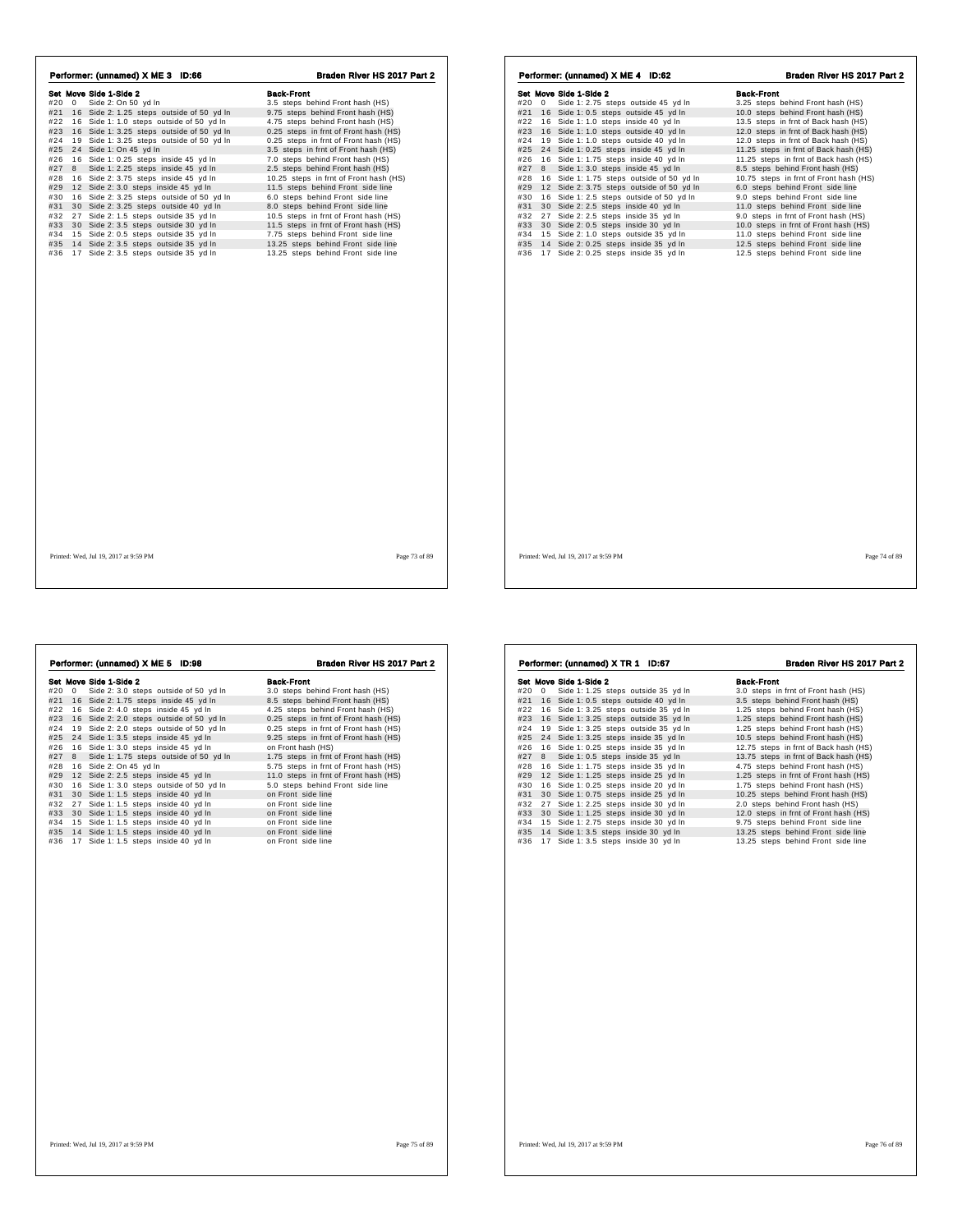## Performer: (unnamed) X ME 3 ID:66 — Braden River HS 2017 Part 2

| Set | Move | Side 1-Side 2 | Back-Front |
|---|---|---|---|
| #20 | 0 | Side 2: On 50 yd ln | 3.5 steps behind Front hash (HS) |
| #21 | 16 | Side 2: 1.25 steps outside of 50 yd ln | 9.75 steps behind Front hash (HS) |
| #22 | 16 | Side 1: 1.0 steps outside of 50 yd ln | 4.75 steps behind Front hash (HS) |
| #23 | 16 | Side 1: 3.25 steps outside of 50 yd ln | 0.25 steps in frnt of Front hash (HS) |
| #24 | 19 | Side 1: 3.25 steps outside of 50 yd ln | 0.25 steps in frnt of Front hash (HS) |
| #25 | 24 | Side 1: On 45 yd ln | 3.5 steps in frnt of Front hash (HS) |
| #26 | 16 | Side 1: 0.25 steps inside 45 yd ln | 7.0 steps behind Front hash (HS) |
| #27 | 8 | Side 1: 2.25 steps inside 45 yd ln | 2.5 steps behind Front hash (HS) |
| #28 | 16 | Side 2: 3.75 steps inside 45 yd ln | 10.25 steps in frnt of Front hash (HS) |
| #29 | 12 | Side 2: 3.0 steps inside 45 yd ln | 11.5 steps behind Front side line |
| #30 | 16 | Side 2: 3.25 steps outside of 50 yd ln | 6.0 steps behind Front side line |
| #31 | 30 | Side 2: 3.25 steps outside 40 yd ln | 8.0 steps behind Front side line |
| #32 | 27 | Side 2: 1.5 steps outside 35 yd ln | 10.5 steps in frnt of Front hash (HS) |
| #33 | 30 | Side 2: 3.5 steps outside 30 yd ln | 11.5 steps in frnt of Front hash (HS) |
| #34 | 15 | Side 2: 0.5 steps outside 35 yd ln | 7.75 steps behind Front side line |
| #35 | 14 | Side 2: 3.5 steps outside 35 yd ln | 13.25 steps behind Front side line |
| #36 | 17 | Side 2: 3.5 steps outside 35 yd ln | 13.25 steps behind Front side line |

Printed: Wed, Jul 19, 2017 at 9:59 PM

## Performer: (unnamed) X ME 4 ID:62 — Braden River HS 2017 Part 2

| Set | Move | Side 1-Side 2 | Back-Front |
|---|---|---|---|
| #20 | 0 | Side 1: 2.75 steps outside 45 yd ln | 3.25 steps behind Front hash (HS) |
| #21 | 16 | Side 1: 0.5 steps outside 45 yd ln | 10.0 steps behind Front hash (HS) |
| #22 | 16 | Side 1: 1.0 steps inside 40 yd ln | 13.5 steps in frnt of Back hash (HS) |
| #23 | 16 | Side 1: 1.0 steps outside 40 yd ln | 12.0 steps in frnt of Back hash (HS) |
| #24 | 19 | Side 1: 1.0 steps outside 40 yd ln | 12.0 steps in frnt of Back hash (HS) |
| #25 | 24 | Side 1: 0.25 steps inside 45 yd ln | 11.25 steps in frnt of Back hash (HS) |
| #26 | 16 | Side 1: 1.75 steps inside 40 yd ln | 11.25 steps in frnt of Back hash (HS) |
| #27 | 8 | Side 1: 3.0 steps inside 45 yd ln | 8.5 steps behind Front hash (HS) |
| #28 | 16 | Side 1: 1.75 steps outside of 50 yd ln | 10.75 steps in frnt of Front hash (HS) |
| #29 | 12 | Side 2: 3.75 steps outside of 50 yd ln | 6.0 steps behind Front side line |
| #30 | 16 | Side 1: 2.5 steps outside of 50 yd ln | 9.0 steps behind Front side line |
| #31 | 30 | Side 2: 2.5 steps inside 40 yd ln | 11.0 steps behind Front side line |
| #32 | 27 | Side 2: 2.5 steps inside 35 yd ln | 9.0 steps in frnt of Front hash (HS) |
| #33 | 30 | Side 2: 0.5 steps inside 30 yd ln | 10.0 steps in frnt of Front hash (HS) |
| #34 | 15 | Side 2: 1.0 steps outside 35 yd ln | 11.0 steps behind Front side line |
| #35 | 14 | Side 2: 0.25 steps inside 35 yd ln | 12.5 steps behind Front side line |
| #36 | 17 | Side 2: 0.25 steps inside 35 yd ln | 12.5 steps behind Front side line |

Printed: Wed, Jul 19, 2017 at 9:59 PM

## Performer: (unnamed) X ME 5 ID:98 — Braden River HS 2017 Part 2

| Set | Move | Side 1-Side 2 | Back-Front |
|---|---|---|---|
| #20 | 0 | Side 2: 3.0 steps outside of 50 yd ln | 3.0 steps behind Front hash (HS) |
| #21 | 16 | Side 2: 1.75 steps inside 45 yd ln | 8.5 steps behind Front hash (HS) |
| #22 | 16 | Side 2: 4.0 steps inside 45 yd ln | 4.25 steps behind Front hash (HS) |
| #23 | 16 | Side 2: 2.0 steps outside of 50 yd ln | 0.25 steps in frnt of Front hash (HS) |
| #24 | 19 | Side 2: 2.0 steps outside of 50 yd ln | 0.25 steps in frnt of Front hash (HS) |
| #25 | 24 | Side 1: 3.5 steps inside 45 yd ln | 9.25 steps in frnt of Front hash (HS) |
| #26 | 16 | Side 1: 3.0 steps inside 45 yd ln | on Front hash (HS) |
| #27 | 8 | Side 1: 1.75 steps outside of 50 yd ln | 1.75 steps in frnt of Front hash (HS) |
| #28 | 16 | Side 2: On 45 yd ln | 5.75 steps in frnt of Front hash (HS) |
| #29 | 12 | Side 2: 2.5 steps inside 45 yd ln | 11.0 steps in frnt of Front hash (HS) |
| #30 | 16 | Side 1: 3.0 steps outside of 50 yd ln | 5.0 steps behind Front side line |
| #31 | 30 | Side 1: 1.5 steps inside 40 yd ln | on Front side line |
| #32 | 27 | Side 1: 1.5 steps inside 40 yd ln | on Front side line |
| #33 | 30 | Side 1: 1.5 steps inside 40 yd ln | on Front side line |
| #34 | 15 | Side 1: 1.5 steps inside 40 yd ln | on Front side line |
| #35 | 14 | Side 1: 1.5 steps inside 40 yd ln | on Front side line |
| #36 | 17 | Side 1: 1.5 steps inside 40 yd ln | on Front side line |

Printed: Wed, Jul 19, 2017 at 9:59 PM

## Performer: (unnamed) X TR 1 ID:67 — Braden River HS 2017 Part 2

| Set | Move | Side 1-Side 2 | Back-Front |
|---|---|---|---|
| #20 | 0 | Side 1: 1.25 steps outside 35 yd ln | 3.0 steps in frnt of Front hash (HS) |
| #21 | 16 | Side 1: 0.5 steps outside 40 yd ln | 3.5 steps behind Front hash (HS) |
| #22 | 16 | Side 1: 3.25 steps outside 35 yd ln | 1.25 steps behind Front hash (HS) |
| #23 | 16 | Side 1: 3.25 steps outside 35 yd ln | 1.25 steps behind Front hash (HS) |
| #24 | 19 | Side 1: 3.25 steps outside 35 yd ln | 1.25 steps behind Front hash (HS) |
| #25 | 24 | Side 1: 3.25 steps inside 35 yd ln | 10.5 steps behind Front hash (HS) |
| #26 | 16 | Side 1: 0.25 steps inside 35 yd ln | 12.75 steps in frnt of Back hash (HS) |
| #27 | 8 | Side 1: 0.5 steps inside 35 yd ln | 13.75 steps in frnt of Back hash (HS) |
| #28 | 16 | Side 1: 1.75 steps inside 35 yd ln | 4.75 steps behind Front hash (HS) |
| #29 | 12 | Side 1: 1.25 steps inside 25 yd ln | 1.25 steps in frnt of Front hash (HS) |
| #30 | 16 | Side 1: 0.25 steps inside 20 yd ln | 1.75 steps behind Front hash (HS) |
| #31 | 30 | Side 1: 0.75 steps inside 25 yd ln | 10.25 steps behind Front hash (HS) |
| #32 | 27 | Side 1: 2.25 steps inside 30 yd ln | 2.0 steps behind Front hash (HS) |
| #33 | 30 | Side 1: 1.25 steps inside 30 yd ln | 12.0 steps in frnt of Front hash (HS) |
| #34 | 15 | Side 1: 2.75 steps inside 30 yd ln | 9.75 steps behind Front side line |
| #35 | 14 | Side 1: 3.5 steps inside 30 yd ln | 13.25 steps behind Front side line |
| #36 | 17 | Side 1: 3.5 steps inside 30 yd ln | 13.25 steps behind Front side line |

Printed: Wed, Jul 19, 2017 at 9:59 PM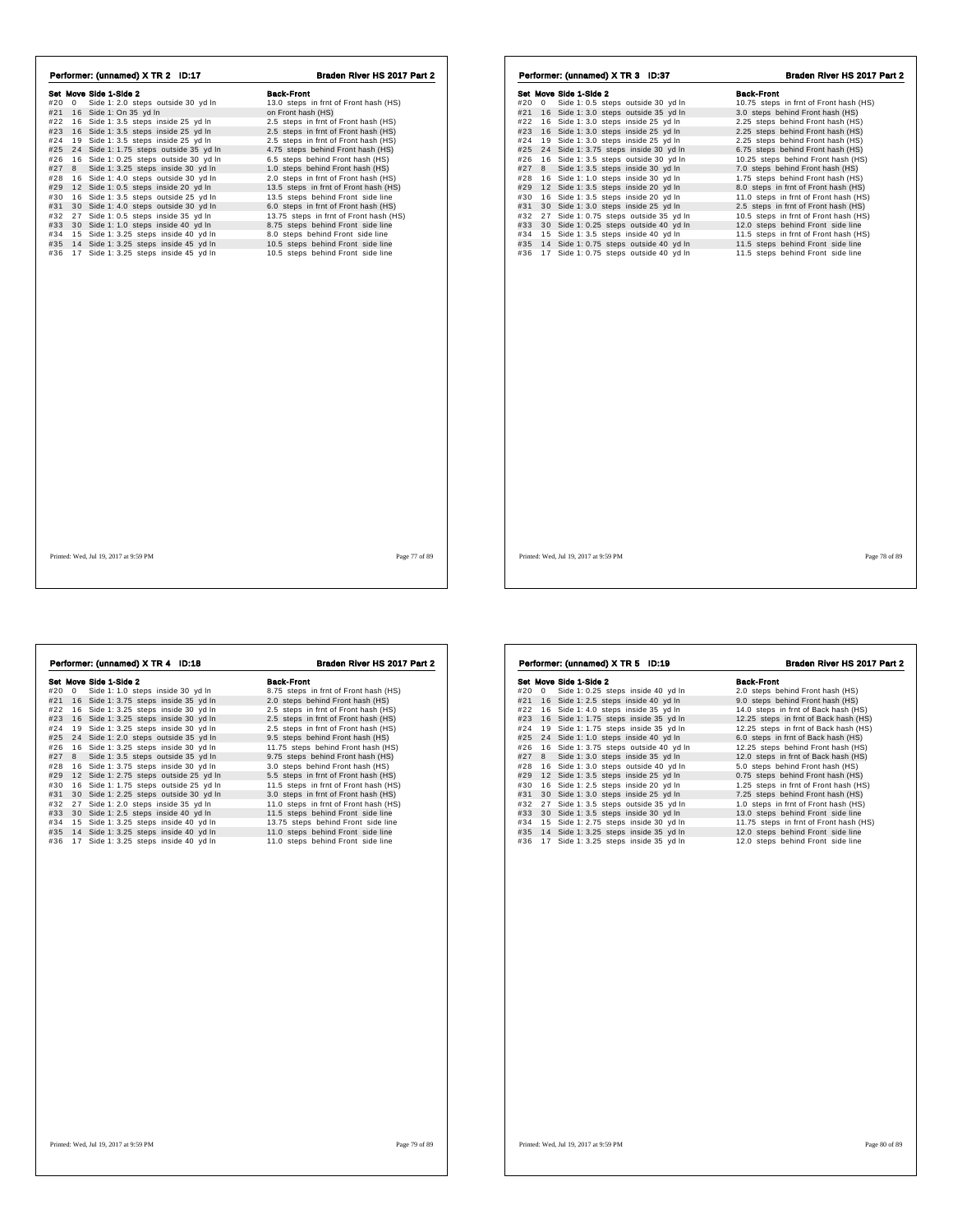## Performer: (unnamed) X TR 2 ID:17

**Braden River HS 2017 Part 2**

| Set | Move | Side 1-Side 2 | Back-Front |
|---|---|---|---|
| #20 | 0 | Side 1: 2.0 steps outside 30 yd ln | 13.0 steps in frnt of Front hash (HS) |
| #21 | 16 | Side 1: On 35 yd ln | on Front hash (HS) |
| #22 | 16 | Side 1: 3.5 steps inside 25 yd ln | 2.5 steps in frnt of Front hash (HS) |
| #23 | 16 | Side 1: 3.5 steps inside 25 yd ln | 2.5 steps in frnt of Front hash (HS) |
| #24 | 19 | Side 1: 3.5 steps inside 25 yd ln | 2.5 steps in frnt of Front hash (HS) |
| #25 | 24 | Side 1: 1.75 steps outside 35 yd ln | 4.75 steps behind Front hash (HS) |
| #26 | 16 | Side 1: 0.25 steps outside 30 yd ln | 6.5 steps behind Front hash (HS) |
| #27 | 8 | Side 1: 3.25 steps inside 30 yd ln | 1.0 steps behind Front hash (HS) |
| #28 | 16 | Side 1: 4.0 steps outside 30 yd ln | 2.0 steps in frnt of Front hash (HS) |
| #29 | 12 | Side 1: 0.5 steps inside 20 yd ln | 13.5 steps in frnt of Front hash (HS) |
| #30 | 16 | Side 1: 3.5 steps outside 25 yd ln | 13.5 steps behind Front side line |
| #31 | 30 | Side 1: 4.0 steps outside 30 yd ln | 6.0 steps in frnt of Front hash (HS) |
| #32 | 27 | Side 1: 0.5 steps inside 35 yd ln | 13.75 steps in frnt of Front hash (HS) |
| #33 | 30 | Side 1: 1.0 steps inside 40 yd ln | 8.75 steps behind Front side line |
| #34 | 15 | Side 1: 3.25 steps inside 40 yd ln | 8.0 steps behind Front side line |
| #35 | 14 | Side 1: 3.25 steps inside 45 yd ln | 10.5 steps behind Front side line |
| #36 | 17 | Side 1: 3.25 steps inside 45 yd ln | 10.5 steps behind Front side line |

Printed: Wed, Jul 19, 2017 at 9:59 PM

## Performer: (unnamed) X TR 3 ID:37

**Braden River HS 2017 Part 2**

| Set | Move | Side 1-Side 2 | Back-Front |
|---|---|---|---|
| #20 | 0 | Side 1: 0.5 steps outside 30 yd ln | 10.75 steps in frnt of Front hash (HS) |
| #21 | 16 | Side 1: 3.0 steps outside 35 yd ln | 3.0 steps behind Front hash (HS) |
| #22 | 16 | Side 1: 3.0 steps inside 25 yd ln | 2.25 steps behind Front hash (HS) |
| #23 | 16 | Side 1: 3.0 steps inside 25 yd ln | 2.25 steps behind Front hash (HS) |
| #24 | 19 | Side 1: 3.0 steps inside 25 yd ln | 2.25 steps behind Front hash (HS) |
| #25 | 24 | Side 1: 3.75 steps inside 30 yd ln | 6.75 steps behind Front hash (HS) |
| #26 | 16 | Side 1: 3.5 steps outside 30 yd ln | 10.25 steps behind Front hash (HS) |
| #27 | 8 | Side 1: 3.5 steps inside 30 yd ln | 7.0 steps behind Front hash (HS) |
| #28 | 16 | Side 1: 1.0 steps inside 30 yd ln | 1.75 steps behind Front hash (HS) |
| #29 | 12 | Side 1: 3.5 steps inside 20 yd ln | 8.0 steps in frnt of Front hash (HS) |
| #30 | 16 | Side 1: 3.5 steps inside 20 yd ln | 11.0 steps in frnt of Front hash (HS) |
| #31 | 30 | Side 1: 3.0 steps inside 25 yd ln | 2.5 steps in frnt of Front hash (HS) |
| #32 | 27 | Side 1: 0.75 steps outside 35 yd ln | 10.5 steps in frnt of Front hash (HS) |
| #33 | 30 | Side 1: 0.25 steps outside 40 yd ln | 12.0 steps behind Front side line |
| #34 | 15 | Side 1: 3.5 steps inside 40 yd ln | 11.5 steps in frnt of Front hash (HS) |
| #35 | 14 | Side 1: 0.75 steps outside 40 yd ln | 11.5 steps behind Front side line |
| #36 | 17 | Side 1: 0.75 steps outside 40 yd ln | 11.5 steps behind Front side line |

Printed: Wed, Jul 19, 2017 at 9:59 PM

## Performer: (unnamed) X TR 4 ID:18

**Braden River HS 2017 Part 2**

| Set | Move | Side 1-Side 2 | Back-Front |
|---|---|---|---|
| #20 | 0 | Side 1: 1.0 steps inside 30 yd ln | 8.75 steps in frnt of Front hash (HS) |
| #21 | 16 | Side 1: 3.75 steps inside 35 yd ln | 2.0 steps behind Front hash (HS) |
| #22 | 16 | Side 1: 3.25 steps inside 30 yd ln | 2.5 steps in frnt of Front hash (HS) |
| #23 | 16 | Side 1: 3.25 steps inside 30 yd ln | 2.5 steps in frnt of Front hash (HS) |
| #24 | 19 | Side 1: 3.25 steps inside 30 yd ln | 2.5 steps in frnt of Front hash (HS) |
| #25 | 24 | Side 1: 2.0 steps outside 35 yd ln | 9.5 steps behind Front hash (HS) |
| #26 | 16 | Side 1: 3.25 steps inside 30 yd ln | 11.75 steps behind Front hash (HS) |
| #27 | 8 | Side 1: 3.5 steps outside 35 yd ln | 9.75 steps behind Front hash (HS) |
| #28 | 16 | Side 1: 3.75 steps inside 30 yd ln | 3.0 steps behind Front hash (HS) |
| #29 | 12 | Side 1: 2.75 steps outside 25 yd ln | 5.5 steps in frnt of Front hash (HS) |
| #30 | 16 | Side 1: 1.75 steps outside 25 yd ln | 11.5 steps in frnt of Front hash (HS) |
| #31 | 30 | Side 1: 2.25 steps outside 30 yd ln | 3.0 steps in frnt of Front hash (HS) |
| #32 | 27 | Side 1: 2.0 steps inside 35 yd ln | 11.0 steps in frnt of Front hash (HS) |
| #33 | 30 | Side 2: 2.5 steps inside 40 yd ln | 11.5 steps behind Front side line |
| #34 | 15 | Side 1: 3.25 steps inside 40 yd ln | 13.75 steps behind Front side line |
| #35 | 14 | Side 1: 3.25 steps inside 40 yd ln | 11.0 steps behind Front side line |
| #36 | 17 | Side 1: 3.25 steps inside 40 yd ln | 11.0 steps behind Front side line |

Printed: Wed, Jul 19, 2017 at 9:59 PM

## Performer: (unnamed) X TR 5 ID:19

**Braden River HS 2017 Part 2**

| Set | Move | Side 1-Side 2 | Back-Front |
|---|---|---|---|
| #20 | 0 | Side 1: 0.25 steps inside 40 yd ln | 2.0 steps behind Front hash (HS) |
| #21 | 16 | Side 1: 2.5 steps inside 40 yd ln | 9.0 steps behind Front hash (HS) |
| #22 | 16 | Side 1: 4.0 steps inside 35 yd ln | 14.0 steps in frnt of Back hash (HS) |
| #23 | 16 | Side 1: 1.75 steps inside 35 yd ln | 12.25 steps in frnt of Back hash (HS) |
| #24 | 19 | Side 1: 1.75 steps inside 35 yd ln | 12.25 steps in frnt of Back hash (HS) |
| #25 | 24 | Side 1: 1.0 steps inside 40 yd ln | 6.0 steps in frnt of Back hash (HS) |
| #26 | 16 | Side 1: 3.75 steps outside 40 yd ln | 12.25 steps behind Front hash (HS) |
| #27 | 8 | Side 1: 3.0 steps inside 35 yd ln | 12.0 steps in frnt of Back hash (HS) |
| #28 | 16 | Side 1: 3.0 steps outside 40 yd ln | 5.0 steps behind Front hash (HS) |
| #29 | 12 | Side 1: 3.5 steps inside 25 yd ln | 0.75 steps behind Front hash (HS) |
| #30 | 16 | Side 1: 2.5 steps inside 20 yd ln | 1.25 steps in frnt of Front hash (HS) |
| #31 | 30 | Side 1: 3.0 steps inside 25 yd ln | 7.25 steps behind Front hash (HS) |
| #32 | 27 | Side 1: 3.5 steps outside 35 yd ln | 1.0 steps in frnt of Front hash (HS) |
| #33 | 30 | Side 1: 3.5 steps inside 30 yd ln | 13.0 steps behind Front side line |
| #34 | 15 | Side 1: 2.75 steps inside 30 yd ln | 11.75 steps in frnt of Front hash (HS) |
| #35 | 14 | Side 1: 3.25 steps inside 35 yd ln | 12.0 steps behind Front side line |
| #36 | 17 | Side 1: 3.25 steps inside 35 yd ln | 12.0 steps behind Front side line |

Printed: Wed, Jul 19, 2017 at 9:59 PM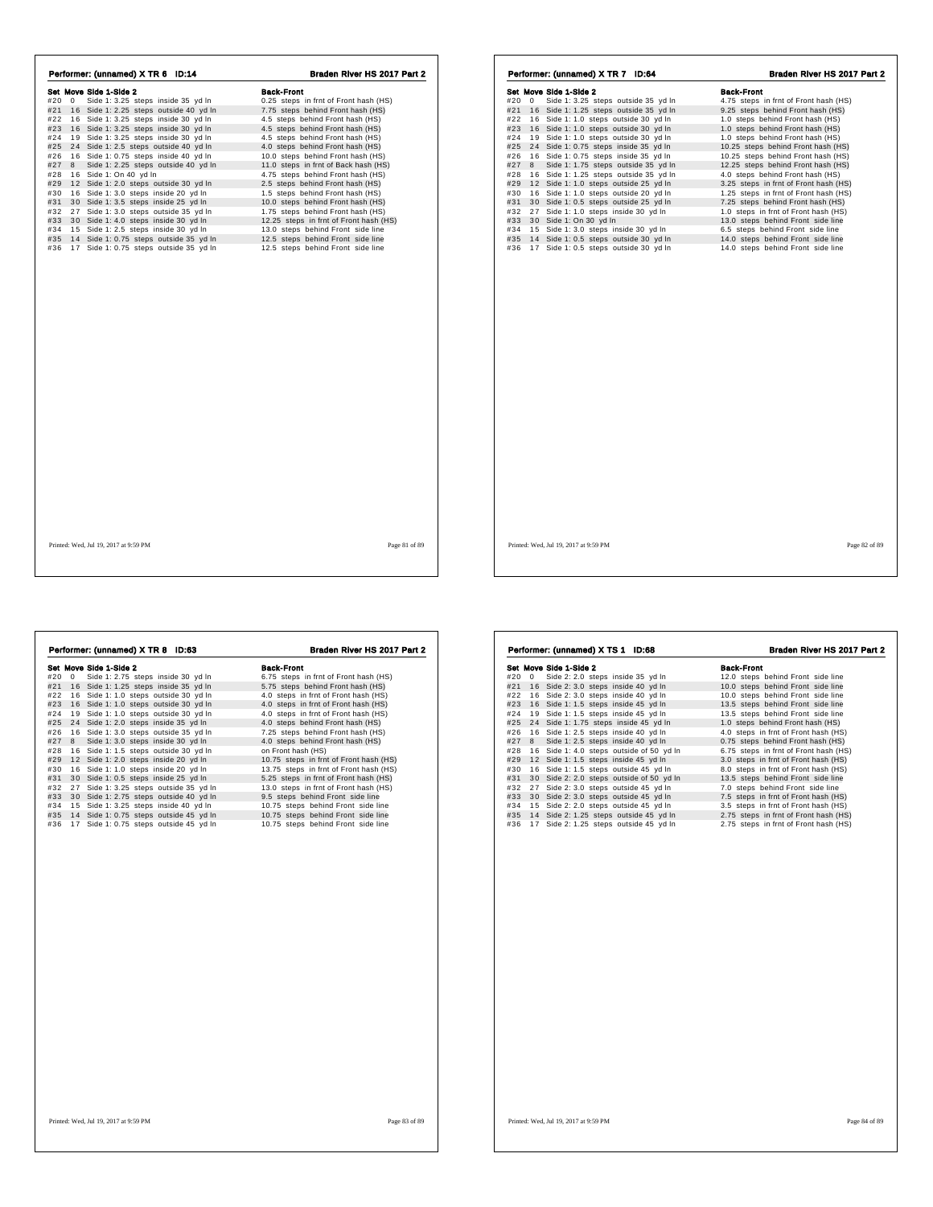## Performer: (unnamed) X TR 6 ID:14

**Braden River HS 2017 Part 2**

| Set | Move | Side 1-Side 2 | Back-Front |
|---|---|---|---|
| #20 | 0 | Side 1: 3.25 steps inside 35 yd ln | 0.25 steps in frnt of Front hash (HS) |
| #21 | 16 | Side 1: 2.25 steps outside 40 yd ln | 7.75 steps behind Front hash (HS) |
| #22 | 16 | Side 1: 3.25 steps inside 30 yd ln | 4.5 steps behind Front hash (HS) |
| #23 | 16 | Side 1: 3.25 steps inside 30 yd ln | 4.5 steps behind Front hash (HS) |
| #24 | 19 | Side 1: 3.25 steps inside 30 yd ln | 4.5 steps behind Front hash (HS) |
| #25 | 24 | Side 1: 2.5 steps outside 40 yd ln | 4.0 steps behind Front hash (HS) |
| #26 | 16 | Side 1: 0.75 steps inside 40 yd ln | 10.0 steps behind Front hash (HS) |
| #27 | 8 | Side 1: 2.25 steps outside 40 yd ln | 11.0 steps in frnt of Back hash (HS) |
| #28 | 16 | Side 1: On 40 yd ln | 4.75 steps behind Front hash (HS) |
| #29 | 12 | Side 1: 2.0 steps outside 30 yd ln | 2.5 steps behind Front hash (HS) |
| #30 | 16 | Side 1: 3.0 steps inside 20 yd ln | 1.5 steps behind Front hash (HS) |
| #31 | 30 | Side 1: 3.5 steps inside 25 yd ln | 10.0 steps behind Front hash (HS) |
| #32 | 27 | Side 1: 3.0 steps outside 35 yd ln | 1.75 steps behind Front hash (HS) |
| #33 | 30 | Side 1: 4.0 steps inside 30 yd ln | 12.25 steps in frnt of Front hash (HS) |
| #34 | 15 | Side 1: 2.5 steps inside 30 yd ln | 13.0 steps behind Front side line |
| #35 | 14 | Side 1: 0.75 steps outside 35 yd ln | 12.5 steps behind Front side line |
| #36 | 17 | Side 1: 0.75 steps outside 35 yd ln | 12.5 steps behind Front side line |

Printed: Wed, Jul 19, 2017 at 9:59 PM

## Performer: (unnamed) X TR 7 ID:64

**Braden River HS 2017 Part 2**

| Set | Move | Side 1-Side 2 | Back-Front |
|---|---|---|---|
| #20 | 0 | Side 1: 3.25 steps outside 35 yd ln | 4.75 steps in frnt of Front hash (HS) |
| #21 | 16 | Side 1: 1.25 steps outside 35 yd ln | 9.25 steps behind Front hash (HS) |
| #22 | 16 | Side 1: 1.0 steps outside 30 yd ln | 1.0 steps behind Front hash (HS) |
| #23 | 16 | Side 1: 1.0 steps outside 30 yd ln | 1.0 steps behind Front hash (HS) |
| #24 | 19 | Side 1: 1.0 steps outside 30 yd ln | 1.0 steps behind Front hash (HS) |
| #25 | 24 | Side 1: 0.75 steps inside 35 yd ln | 10.25 steps behind Front hash (HS) |
| #26 | 16 | Side 1: 0.75 steps inside 35 yd ln | 10.25 steps behind Front hash (HS) |
| #27 | 8 | Side 1: 1.75 steps outside 35 yd ln | 12.25 steps behind Front hash (HS) |
| #28 | 16 | Side 1: 1.25 steps outside 35 yd ln | 4.0 steps behind Front hash (HS) |
| #29 | 12 | Side 1: 1.0 steps outside 25 yd ln | 3.25 steps in frnt of Front hash (HS) |
| #30 | 16 | Side 1: 1.0 steps outside 20 yd ln | 1.25 steps in frnt of Front hash (HS) |
| #31 | 30 | Side 1: 0.5 steps outside 25 yd ln | 7.25 steps behind Front hash (HS) |
| #32 | 27 | Side 1: 1.0 steps inside 30 yd ln | 1.0 steps in frnt of Front hash (HS) |
| #33 | 30 | Side 1: On 30 yd ln | 13.0 steps behind Front side line |
| #34 | 15 | Side 1: 3.0 steps inside 30 yd ln | 6.5 steps behind Front side line |
| #35 | 14 | Side 1: 0.5 steps outside 30 yd ln | 14.0 steps behind Front side line |
| #36 | 17 | Side 1: 0.5 steps outside 30 yd ln | 14.0 steps behind Front side line |

Printed: Wed, Jul 19, 2017 at 9:59 PM

## Performer: (unnamed) X TR 8 ID:63

**Braden River HS 2017 Part 2**

| Set | Move | Side 1-Side 2 | Back-Front |
|---|---|---|---|
| #20 | 0 | Side 1: 2.75 steps inside 30 yd ln | 6.75 steps in frnt of Front hash (HS) |
| #21 | 16 | Side 1: 1.25 steps inside 35 yd ln | 5.75 steps behind Front hash (HS) |
| #22 | 16 | Side 1: 1.0 steps outside 30 yd ln | 4.0 steps in frnt of Front hash (HS) |
| #23 | 16 | Side 1: 1.0 steps outside 30 yd ln | 4.0 steps in frnt of Front hash (HS) |
| #24 | 19 | Side 1: 1.0 steps outside 30 yd ln | 4.0 steps in frnt of Front hash (HS) |
| #25 | 24 | Side 1: 2.0 steps inside 35 yd ln | 4.0 steps behind Front hash (HS) |
| #26 | 16 | Side 1: 3.0 steps outside 35 yd ln | 7.25 steps behind Front hash (HS) |
| #27 | 8 | Side 1: 3.0 steps inside 30 yd ln | 4.0 steps behind Front hash (HS) |
| #28 | 16 | Side 1: 1.5 steps outside 30 yd ln | on Front hash (HS) |
| #29 | 12 | Side 1: 2.0 steps inside 20 yd ln | 10.75 steps in frnt of Front hash (HS) |
| #30 | 16 | Side 1: 1.0 steps inside 20 yd ln | 13.75 steps in frnt of Front hash (HS) |
| #31 | 30 | Side 1: 0.5 steps inside 25 yd ln | 5.25 steps in frnt of Front hash (HS) |
| #32 | 27 | Side 1: 3.25 steps outside 35 yd ln | 13.0 steps in frnt of Front hash (HS) |
| #33 | 30 | Side 2: 2.75 steps outside 40 yd ln | 9.5 steps behind Front side line |
| #34 | 15 | Side 1: 3.25 steps inside 40 yd ln | 10.75 steps behind Front side line |
| #35 | 14 | Side 1: 0.75 steps outside 45 yd ln | 10.75 steps behind Front side line |
| #36 | 17 | Side 1: 0.75 steps outside 45 yd ln | 10.75 steps behind Front side line |

Printed: Wed, Jul 19, 2017 at 9:59 PM

## Performer: (unnamed) X TS 1 ID:68

**Braden River HS 2017 Part 2**

| Set | Move | Side 1-Side 2 | Back-Front |
|---|---|---|---|
| #20 | 0 | Side 2: 2.0 steps inside 35 yd ln | 12.0 steps behind Front side line |
| #21 | 16 | Side 2: 3.0 steps inside 40 yd ln | 10.0 steps behind Front side line |
| #22 | 16 | Side 2: 3.0 steps inside 40 yd ln | 10.0 steps behind Front side line |
| #23 | 16 | Side 1: 1.5 steps inside 45 yd ln | 13.5 steps behind Front side line |
| #24 | 19 | Side 1: 1.5 steps inside 45 yd ln | 13.5 steps behind Front side line |
| #25 | 24 | Side 1: 1.75 steps inside 45 yd ln | 1.0 steps behind Front hash (HS) |
| #26 | 16 | Side 1: 2.5 steps inside 40 yd ln | 4.0 steps in frnt of Front hash (HS) |
| #27 | 8 | Side 1: 2.5 steps inside 40 yd ln | 0.75 steps behind Front hash (HS) |
| #28 | 16 | Side 1: 4.0 steps outside of 50 yd ln | 6.75 steps in frnt of Front hash (HS) |
| #29 | 12 | Side 1: 1.5 steps inside 45 yd ln | 3.0 steps in frnt of Front hash (HS) |
| #30 | 16 | Side 1: 1.5 steps outside 45 yd ln | 8.0 steps in frnt of Front hash (HS) |
| #31 | 30 | Side 2: 2.0 steps outside of 50 yd ln | 13.5 steps behind Front side line |
| #32 | 27 | Side 2: 3.0 steps outside 45 yd ln | 7.0 steps behind Front side line |
| #33 | 30 | Side 2: 3.0 steps outside 45 yd ln | 7.5 steps in frnt of Front hash (HS) |
| #34 | 15 | Side 2: 2.0 steps outside 45 yd ln | 3.5 steps in frnt of Front hash (HS) |
| #35 | 14 | Side 2: 1.25 steps outside 45 yd ln | 2.75 steps in frnt of Front hash (HS) |
| #36 | 17 | Side 2: 1.25 steps outside 45 yd ln | 2.75 steps in frnt of Front hash (HS) |

Printed: Wed, Jul 19, 2017 at 9:59 PM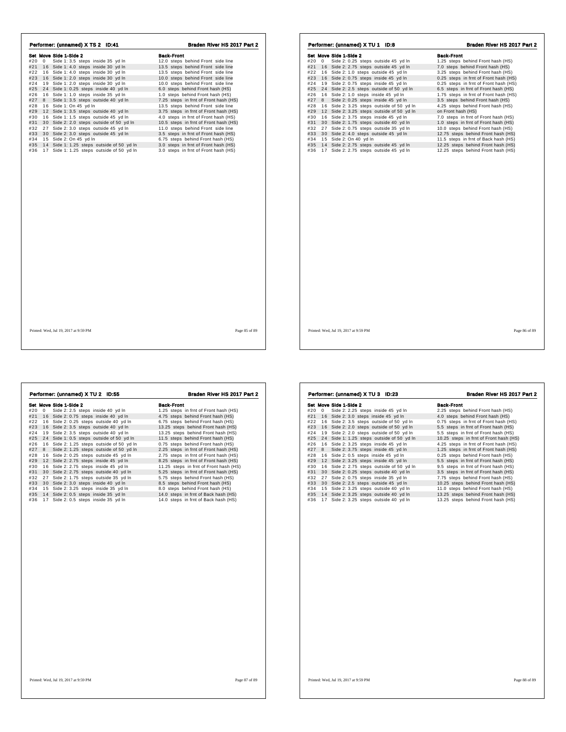## Performer: (unnamed) X TS 2 ID:41

**Braden River HS 2017 Part 2**

| Set | Move | Side 1-Side 2 | Back-Front |
|---|---|---|---|
| #20 | 0 | Side 1: 3.5 steps inside 35 yd ln | 12.0 steps behind Front side line |
| #21 | 16 | Side 1: 4.0 steps inside 30 yd ln | 13.5 steps behind Front side line |
| #22 | 16 | Side 1: 4.0 steps inside 30 yd ln | 13.5 steps behind Front side line |
| #23 | 16 | Side 1: 2.0 steps inside 30 yd ln | 10.0 steps behind Front side line |
| #24 | 19 | Side 1: 2.0 steps inside 30 yd ln | 10.0 steps behind Front side line |
| #25 | 24 | Side 1: 0.25 steps inside 40 yd ln | 6.0 steps behind Front hash (HS) |
| #26 | 16 | Side 1: 1.0 steps inside 35 yd ln | 1.0 steps behind Front hash (HS) |
| #27 | 8 | Side 1: 3.5 steps outside 40 yd ln | 7.25 steps in frnt of Front hash (HS) |
| #28 | 16 | Side 1: On 45 yd ln | 13.5 steps behind Front side line |
| #29 | 12 | Side 1: 3.5 steps outside 40 yd ln | 3.75 steps in frnt of Front hash (HS) |
| #30 | 16 | Side 1: 1.5 steps outside 45 yd ln | 4.0 steps in frnt of Front hash (HS) |
| #31 | 30 | Side 2: 2.0 steps outside of 50 yd ln | 10.5 steps in frnt of Front hash (HS) |
| #32 | 27 | Side 2: 3.0 steps outside 45 yd ln | 11.0 steps behind Front side line |
| #33 | 30 | Side 2: 3.0 steps outside 45 yd ln | 3.5 steps in frnt of Front hash (HS) |
| #34 | 15 | Side 2: On 45 yd ln | 6.75 steps behind Front hash (HS) |
| #35 | 14 | Side 1: 1.25 steps outside of 50 yd ln | 3.0 steps in frnt of Front hash (HS) |
| #36 | 17 | Side 1: 1.25 steps outside of 50 yd ln | 3.0 steps in frnt of Front hash (HS) |

Printed: Wed, Jul 19, 2017 at 9:59 PM

## Performer: (unnamed) X TU 1 ID:8

**Braden River HS 2017 Part 2**

| Set | Move | Side 1-Side 2 | Back-Front |
|---|---|---|---|
| #20 | 0 | Side 2: 0.25 steps outside 45 yd ln | 1.25 steps behind Front hash (HS) |
| #21 | 16 | Side 2: 2.75 steps outside 45 yd ln | 7.0 steps behind Front hash (HS) |
| #22 | 16 | Side 2: 1.0 steps outside 45 yd ln | 3.25 steps behind Front hash (HS) |
| #23 | 16 | Side 2: 0.75 steps inside 45 yd ln | 0.25 steps in frnt of Front hash (HS) |
| #24 | 19 | Side 2: 0.75 steps inside 45 yd ln | 0.25 steps in frnt of Front hash (HS) |
| #25 | 24 | Side 2: 2.5 steps outside of 50 yd ln | 6.5 steps in frnt of Front hash (HS) |
| #26 | 16 | Side 2: 1.0 steps inside 45 yd ln | 1.75 steps in frnt of Front hash (HS) |
| #27 | 8 | Side 2: 0.25 steps inside 45 yd ln | 3.5 steps behind Front hash (HS) |
| #28 | 16 | Side 2: 3.25 steps outside of 50 yd ln | 4.25 steps behind Front hash (HS) |
| #29 | 12 | Side 2: 3.25 steps outside of 50 yd ln | on Front hash (HS) |
| #30 | 16 | Side 2: 3.75 steps inside 45 yd ln | 7.0 steps in frnt of Front hash (HS) |
| #31 | 30 | Side 2: 1.75 steps outside 40 yd ln | 1.0 steps in frnt of Front hash (HS) |
| #32 | 27 | Side 2: 0.75 steps outside 35 yd ln | 10.0 steps behind Front hash (HS) |
| #33 | 30 | Side 2: 4.0 steps outside 45 yd ln | 12.75 steps behind Front hash (HS) |
| #34 | 15 | Side 2: On 40 yd ln | 11.5 steps in frnt of Back hash (HS) |
| #35 | 14 | Side 2: 2.75 steps outside 45 yd ln | 12.25 steps behind Front hash (HS) |
| #36 | 17 | Side 2: 2.75 steps outside 45 yd ln | 12.25 steps behind Front hash (HS) |

Printed: Wed, Jul 19, 2017 at 9:59 PM

## Performer: (unnamed) X TU 2 ID:55

**Braden River HS 2017 Part 2**

| Set | Move | Side 1-Side 2 | Back-Front |
|---|---|---|---|
| #20 | 0 | Side 2: 2.5 steps inside 40 yd ln | 1.25 steps in frnt of Front hash (HS) |
| #21 | 16 | Side 2: 0.75 steps inside 40 yd ln | 4.75 steps behind Front hash (HS) |
| #22 | 16 | Side 2: 0.25 steps outside 40 yd ln | 6.75 steps behind Front hash (HS) |
| #23 | 16 | Side 2: 3.5 steps outside 40 yd ln | 13.25 steps behind Front hash (HS) |
| #24 | 19 | Side 2: 3.5 steps outside 40 yd ln | 13.25 steps behind Front hash (HS) |
| #25 | 24 | Side 1: 0.5 steps outside of 50 yd ln | 11.5 steps behind Front hash (HS) |
| #26 | 16 | Side 2: 1.25 steps outside of 50 yd ln | 0.75 steps behind Front hash (HS) |
| #27 | 8 | Side 2: 1.25 steps outside of 50 yd ln | 2.25 steps in frnt of Front hash (HS) |
| #28 | 16 | Side 2: 0.25 steps outside 45 yd ln | 2.75 steps in frnt of Front hash (HS) |
| #29 | 12 | Side 2: 2.75 steps inside 45 yd ln | 8.25 steps in frnt of Front hash (HS) |
| #30 | 16 | Side 2: 2.75 steps inside 45 yd ln | 11.25 steps in frnt of Front hash (HS) |
| #31 | 30 | Side 2: 2.75 steps outside 40 yd ln | 5.25 steps in frnt of Front hash (HS) |
| #32 | 27 | Side 2: 1.75 steps outside 35 yd ln | 5.75 steps behind Front hash (HS) |
| #33 | 30 | Side 2: 3.0 steps inside 40 yd ln | 8.5 steps behind Front hash (HS) |
| #34 | 15 | Side 2: 3.25 steps inside 35 yd ln | 8.0 steps behind Front hash (HS) |
| #35 | 14 | Side 2: 0.5 steps inside 35 yd ln | 14.0 steps in frnt of Back hash (HS) |
| #36 | 17 | Side 2: 0.5 steps inside 35 yd ln | 14.0 steps in frnt of Back hash (HS) |

Printed: Wed, Jul 19, 2017 at 9:59 PM

## Performer: (unnamed) X TU 3 ID:23

**Braden River HS 2017 Part 2**

| Set | Move | Side 1-Side 2 | Back-Front |
|---|---|---|---|
| #20 | 0 | Side 2: 2.25 steps inside 45 yd ln | 2.25 steps behind Front hash (HS) |
| #21 | 16 | Side 2: 3.0 steps inside 45 yd ln | 4.0 steps behind Front hash (HS) |
| #22 | 16 | Side 2: 3.5 steps outside of 50 yd ln | 0.75 steps in frnt of Front hash (HS) |
| #23 | 16 | Side 2: 2.0 steps outside of 50 yd ln | 5.5 steps in frnt of Front hash (HS) |
| #24 | 19 | Side 2: 2.0 steps outside of 50 yd ln | 5.5 steps in frnt of Front hash (HS) |
| #25 | 24 | Side 1: 1.25 steps outside of 50 yd ln | 10.25 steps in frnt of Front hash (HS) |
| #26 | 16 | Side 2: 3.25 steps inside 45 yd ln | 4.25 steps in frnt of Front hash (HS) |
| #27 | 8 | Side 2: 3.75 steps inside 45 yd ln | 1.25 steps in frnt of Front hash (HS) |
| #28 | 16 | Side 2: 0.5 steps inside 45 yd ln | 0.25 steps behind Front hash (HS) |
| #29 | 12 | Side 2: 3.25 steps inside 45 yd ln | 5.5 steps in frnt of Front hash (HS) |
| #30 | 16 | Side 2: 2.75 steps outside of 50 yd ln | 9.5 steps in frnt of Front hash (HS) |
| #31 | 30 | Side 2: 0.25 steps outside 40 yd ln | 3.5 steps in frnt of Front hash (HS) |
| #32 | 27 | Side 2: 0.75 steps inside 35 yd ln | 7.75 steps behind Front hash (HS) |
| #33 | 30 | Side 2: 2.5 steps outside 45 yd ln | 10.25 steps behind Front hash (HS) |
| #34 | 15 | Side 2: 3.25 steps outside 40 yd ln | 11.0 steps behind Front hash (HS) |
| #35 | 14 | Side 2: 3.25 steps outside 40 yd ln | 13.25 steps behind Front hash (HS) |
| #36 | 17 | Side 2: 3.25 steps outside 40 yd ln | 13.25 steps behind Front hash (HS) |

Printed: Wed, Jul 19, 2017 at 9:59 PM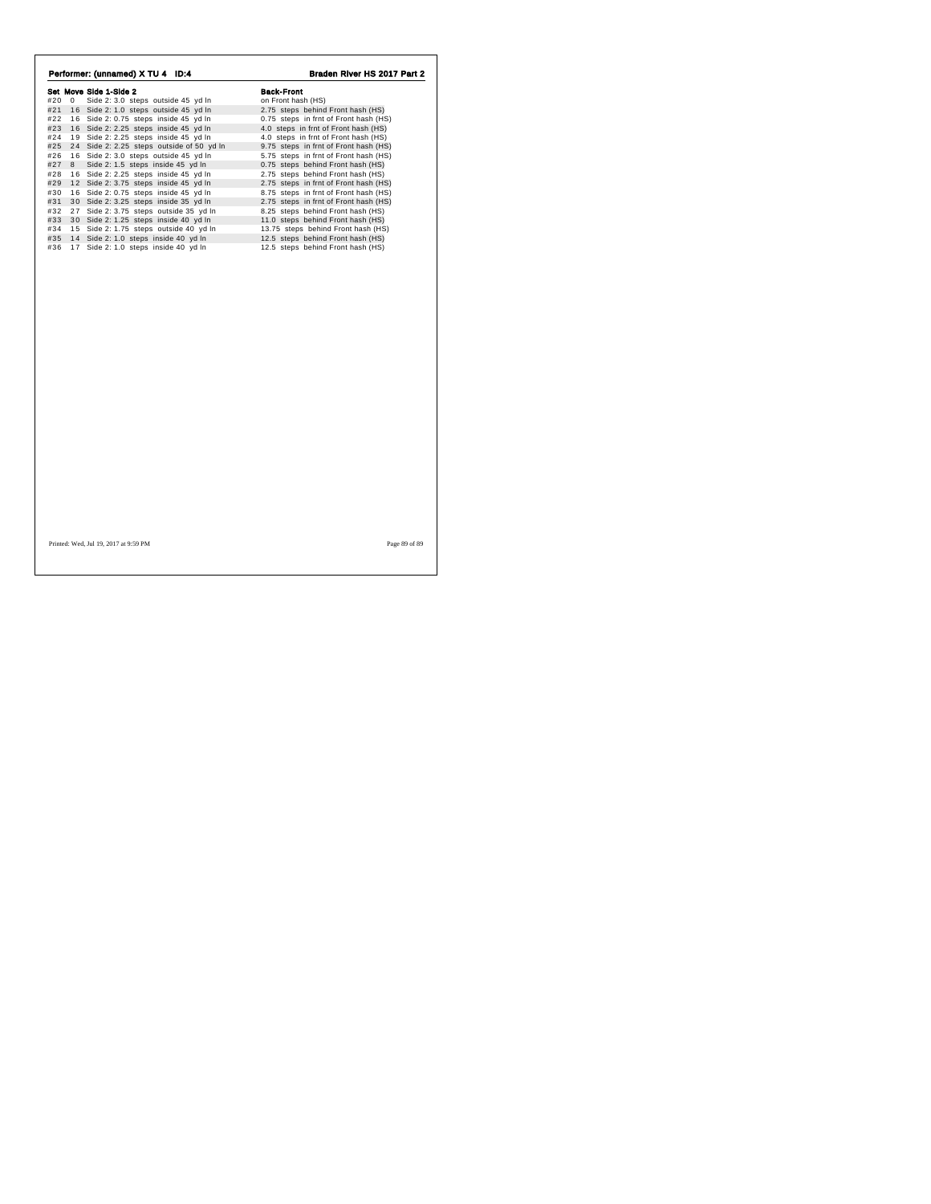**Performer: (unnamed) X TU 4 ID:4** **Braden River HS 2017 Part 2**

| Set | Move | Side 1-Side 2 | Back-Front |
|---|---|---|---|
| #20 | 0 | Side 2: 3.0 steps outside 45 yd ln | on Front hash (HS) |
| #21 | 16 | Side 2: 1.0 steps outside 45 yd ln | 2.75 steps behind Front hash (HS) |
| #22 | 16 | Side 2: 0.75 steps inside 45 yd ln | 0.75 steps in frnt of Front hash (HS) |
| #23 | 16 | Side 2: 2.25 steps inside 45 yd ln | 4.0 steps in frnt of Front hash (HS) |
| #24 | 19 | Side 2: 2.25 steps inside 45 yd ln | 4.0 steps in frnt of Front hash (HS) |
| #25 | 24 | Side 2: 2.25 steps outside of 50 yd ln | 9.75 steps in frnt of Front hash (HS) |
| #26 | 16 | Side 2: 3.0 steps outside 45 yd ln | 5.75 steps in frnt of Front hash (HS) |
| #27 | 8 | Side 2: 1.5 steps inside 45 yd ln | 0.75 steps behind Front hash (HS) |
| #28 | 16 | Side 2: 2.25 steps inside 45 yd ln | 2.75 steps behind Front hash (HS) |
| #29 | 12 | Side 2: 3.75 steps inside 45 yd ln | 2.75 steps in frnt of Front hash (HS) |
| #30 | 16 | Side 2: 0.75 steps inside 45 yd ln | 8.75 steps in frnt of Front hash (HS) |
| #31 | 30 | Side 2: 3.25 steps inside 35 yd ln | 2.75 steps in frnt of Front hash (HS) |
| #32 | 27 | Side 2: 3.75 steps outside 35 yd ln | 8.25 steps behind Front hash (HS) |
| #33 | 30 | Side 2: 1.25 steps inside 40 yd ln | 11.0 steps behind Front hash (HS) |
| #34 | 15 | Side 2: 1.75 steps outside 40 yd ln | 13.75 steps behind Front hash (HS) |
| #35 | 14 | Side 2: 1.0 steps inside 40 yd ln | 12.5 steps behind Front hash (HS) |
| #36 | 17 | Side 2: 1.0 steps inside 40 yd ln | 12.5 steps behind Front hash (HS) |

Printed: Wed, Jul 19, 2017 at 9:59 PM